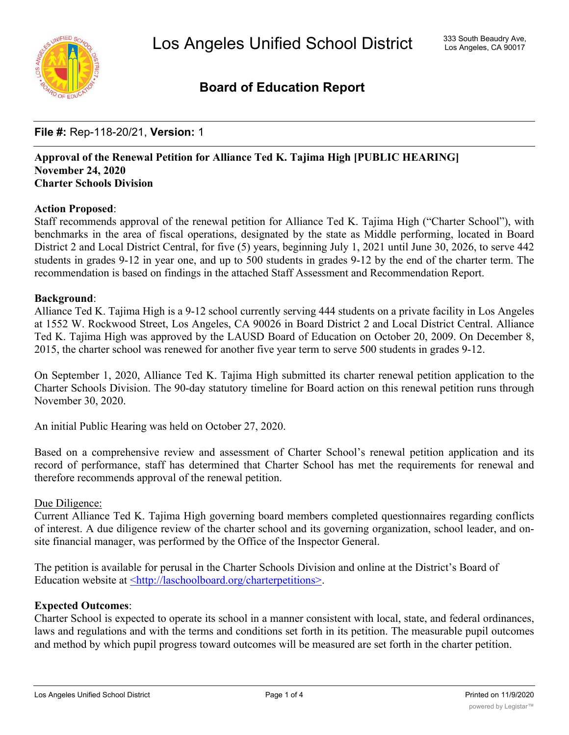# Los Angeles Unified School District

333 South Beaudry Ave,
Los Angeles, CA 90017

## Board of Education Report

**File #:** Rep-118-20/21, **Version:** 1

**Approval of the Renewal Petition for Alliance Ted K. Tajima High [PUBLIC HEARING]**
**November 24, 2020**
**Charter Schools Division**

**Action Proposed**:
Staff recommends approval of the renewal petition for Alliance Ted K. Tajima High ("Charter School"), with benchmarks in the area of fiscal operations, designated by the state as Middle performing, located in Board District 2 and Local District Central, for five (5) years, beginning July 1, 2021 until June 30, 2026, to serve 442 students in grades 9-12 in year one, and up to 500 students in grades 9-12 by the end of the charter term. The recommendation is based on findings in the attached Staff Assessment and Recommendation Report.

**Background**:
Alliance Ted K. Tajima High is a 9-12 school currently serving 444 students on a private facility in Los Angeles at 1552 W. Rockwood Street, Los Angeles, CA 90026 in Board District 2 and Local District Central. Alliance Ted K. Tajima High was approved by the LAUSD Board of Education on October 20, 2009. On December 8, 2015, the charter school was renewed for another five year term to serve 500 students in grades 9-12.

On September 1, 2020, Alliance Ted K. Tajima High submitted its charter renewal petition application to the Charter Schools Division. The 90-day statutory timeline for Board action on this renewal petition runs through November 30, 2020.

An initial Public Hearing was held on October 27, 2020.

Based on a comprehensive review and assessment of Charter School's renewal petition application and its record of performance, staff has determined that Charter School has met the requirements for renewal and therefore recommends approval of the renewal petition.

Due Diligence:
Current Alliance Ted K. Tajima High governing board members completed questionnaires regarding conflicts of interest. A due diligence review of the charter school and its governing organization, school leader, and on-site financial manager, was performed by the Office of the Inspector General.

The petition is available for perusal in the Charter Schools Division and online at the District's Board of Education website at <http://laschoolboard.org/charterpetitions>.

**Expected Outcomes**:
Charter School is expected to operate its school in a manner consistent with local, state, and federal ordinances, laws and regulations and with the terms and conditions set forth in its petition. The measurable pupil outcomes and method by which pupil progress toward outcomes will be measured are set forth in the charter petition.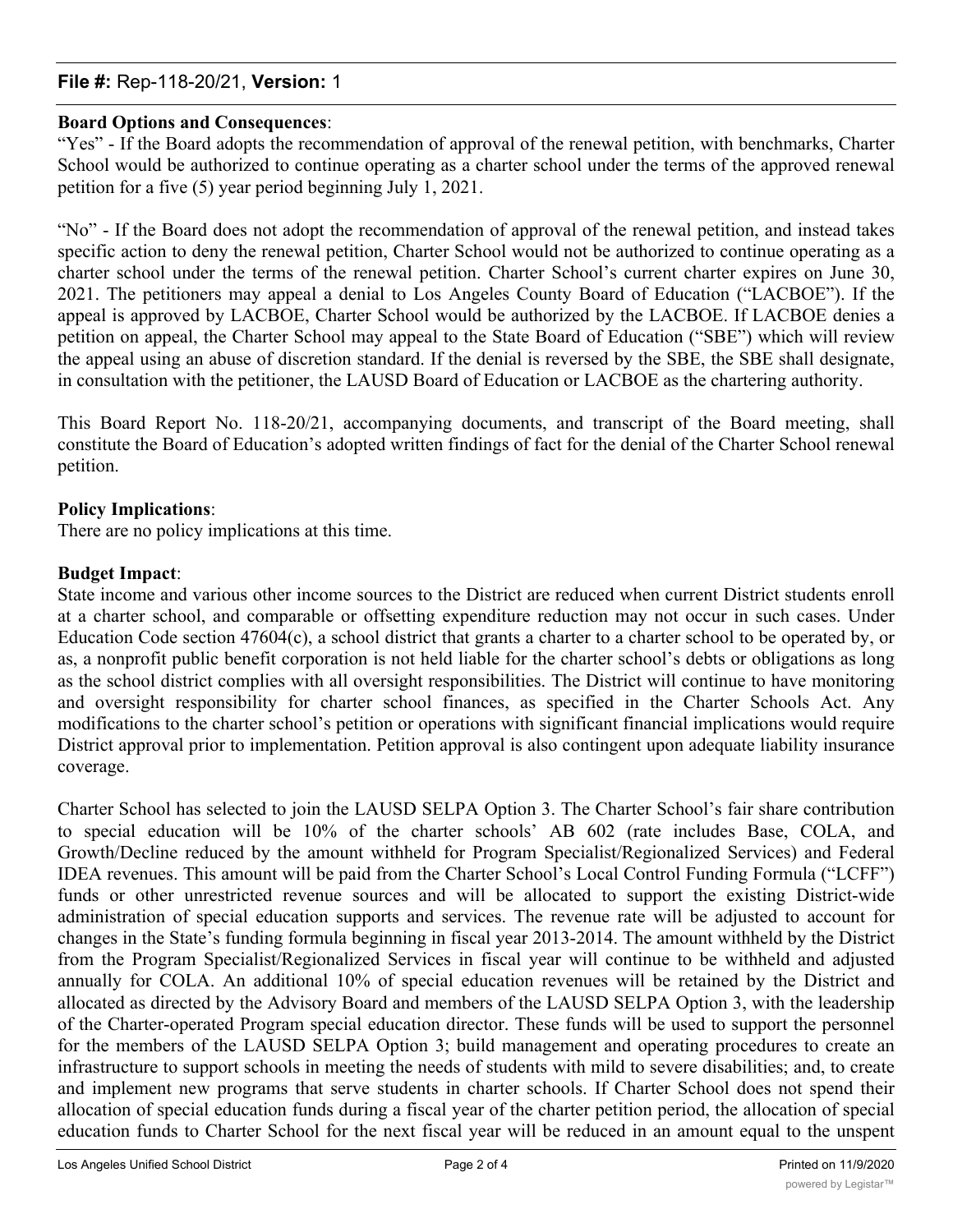**Board Options and Consequences**:

"Yes" - If the Board adopts the recommendation of approval of the renewal petition, with benchmarks, Charter School would be authorized to continue operating as a charter school under the terms of the approved renewal petition for a five (5) year period beginning July 1, 2021.

"No" - If the Board does not adopt the recommendation of approval of the renewal petition, and instead takes specific action to deny the renewal petition, Charter School would not be authorized to continue operating as a charter school under the terms of the renewal petition. Charter School's current charter expires on June 30, 2021. The petitioners may appeal a denial to Los Angeles County Board of Education ("LACBOE"). If the appeal is approved by LACBOE, Charter School would be authorized by the LACBOE. If LACBOE denies a petition on appeal, the Charter School may appeal to the State Board of Education ("SBE") which will review the appeal using an abuse of discretion standard. If the denial is reversed by the SBE, the SBE shall designate, in consultation with the petitioner, the LAUSD Board of Education or LACBOE as the chartering authority.

This Board Report No. 118-20/21, accompanying documents, and transcript of the Board meeting, shall constitute the Board of Education's adopted written findings of fact for the denial of the Charter School renewal petition.

**Policy Implications**:

There are no policy implications at this time.

**Budget Impact**:

State income and various other income sources to the District are reduced when current District students enroll at a charter school, and comparable or offsetting expenditure reduction may not occur in such cases. Under Education Code section 47604(c), a school district that grants a charter to a charter school to be operated by, or as, a nonprofit public benefit corporation is not held liable for the charter school's debts or obligations as long as the school district complies with all oversight responsibilities. The District will continue to have monitoring and oversight responsibility for charter school finances, as specified in the Charter Schools Act. Any modifications to the charter school's petition or operations with significant financial implications would require District approval prior to implementation. Petition approval is also contingent upon adequate liability insurance coverage.

Charter School has selected to join the LAUSD SELPA Option 3. The Charter School's fair share contribution to special education will be 10% of the charter schools' AB 602 (rate includes Base, COLA, and Growth/Decline reduced by the amount withheld for Program Specialist/Regionalized Services) and Federal IDEA revenues. This amount will be paid from the Charter School's Local Control Funding Formula ("LCFF") funds or other unrestricted revenue sources and will be allocated to support the existing District-wide administration of special education supports and services. The revenue rate will be adjusted to account for changes in the State's funding formula beginning in fiscal year 2013-2014. The amount withheld by the District from the Program Specialist/Regionalized Services in fiscal year will continue to be withheld and adjusted annually for COLA. An additional 10% of special education revenues will be retained by the District and allocated as directed by the Advisory Board and members of the LAUSD SELPA Option 3, with the leadership of the Charter-operated Program special education director. These funds will be used to support the personnel for the members of the LAUSD SELPA Option 3; build management and operating procedures to create an infrastructure to support schools in meeting the needs of students with mild to severe disabilities; and, to create and implement new programs that serve students in charter schools. If Charter School does not spend their allocation of special education funds during a fiscal year of the charter petition period, the allocation of special education funds to Charter School for the next fiscal year will be reduced in an amount equal to the unspent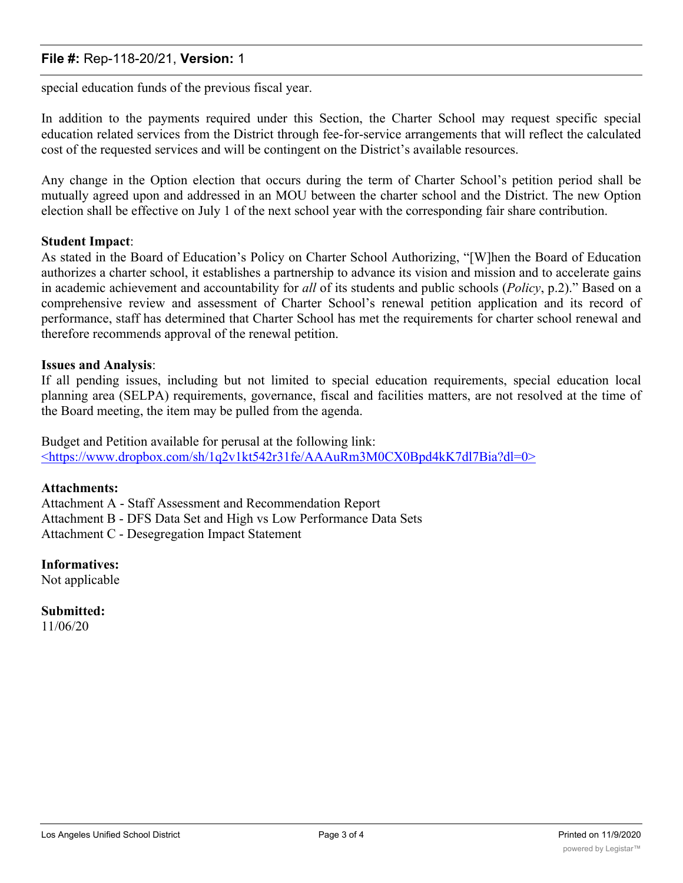special education funds of the previous fiscal year.

In addition to the payments required under this Section, the Charter School may request specific special education related services from the District through fee-for-service arrangements that will reflect the calculated cost of the requested services and will be contingent on the District's available resources.

Any change in the Option election that occurs during the term of Charter School's petition period shall be mutually agreed upon and addressed in an MOU between the charter school and the District. The new Option election shall be effective on July 1 of the next school year with the corresponding fair share contribution.

**Student Impact**:
As stated in the Board of Education's Policy on Charter School Authorizing, "[W]hen the Board of Education authorizes a charter school, it establishes a partnership to advance its vision and mission and to accelerate gains in academic achievement and accountability for *all* of its students and public schools (*Policy*, p.2)." Based on a comprehensive review and assessment of Charter School's renewal petition application and its record of performance, staff has determined that Charter School has met the requirements for charter school renewal and therefore recommends approval of the renewal petition.

**Issues and Analysis**:
If all pending issues, including but not limited to special education requirements, special education local planning area (SELPA) requirements, governance, fiscal and facilities matters, are not resolved at the time of the Board meeting, the item may be pulled from the agenda.

Budget and Petition available for perusal at the following link:
<https://www.dropbox.com/sh/1q2v1kt542r31fe/AAAuRm3M0CX0Bpd4kK7dl7Bia?dl=0>

**Attachments:**
Attachment A - Staff Assessment and Recommendation Report
Attachment B - DFS Data Set and High vs Low Performance Data Sets
Attachment C - Desegregation Impact Statement

**Informatives:**
Not applicable

**Submitted:**
11/06/20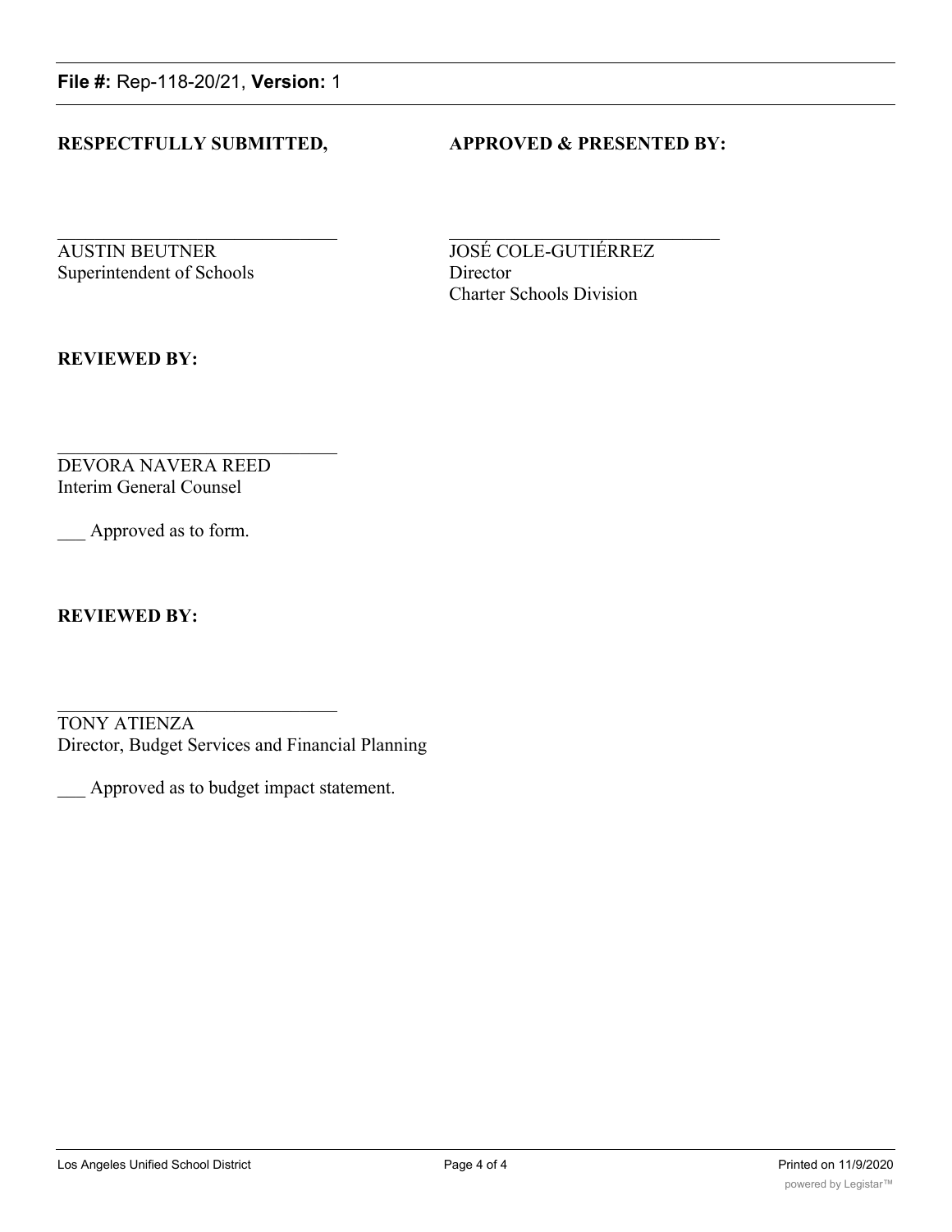**RESPECTFULLY SUBMITTED,**

AUSTIN BEUTNER
Superintendent of Schools

**APPROVED & PRESENTED BY:**

JOSÉ COLE-GUTIÉRREZ
Director
Charter Schools Division

**REVIEWED BY:**

DEVORA NAVERA REED
Interim General Counsel

___ Approved as to form.

**REVIEWED BY:**

TONY ATIENZA
Director, Budget Services and Financial Planning

___ Approved as to budget impact statement.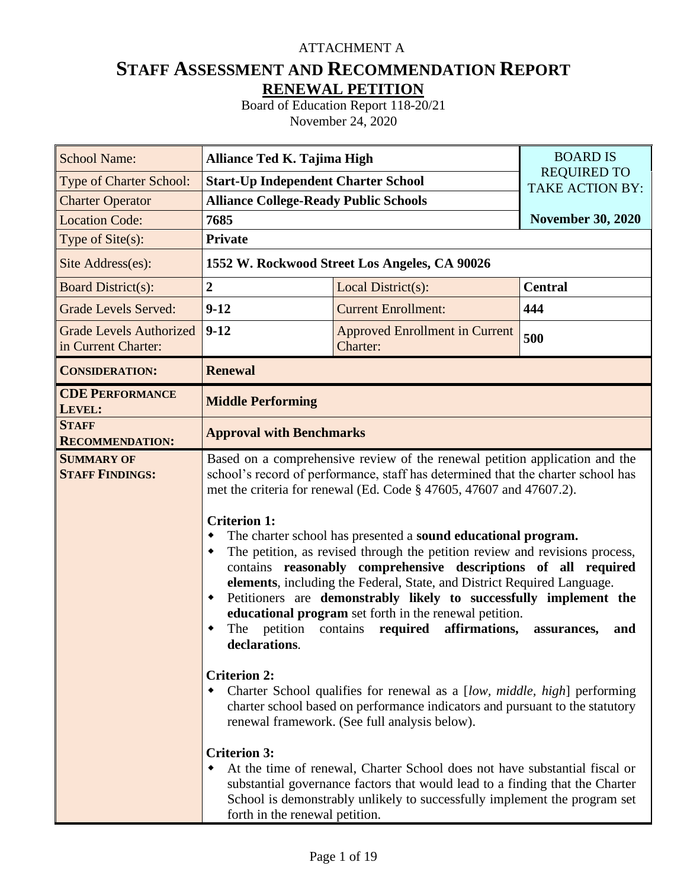ATTACHMENT A

# STAFF ASSESSMENT AND RECOMMENDATION REPORT

## RENEWAL PETITION

Board of Education Report 118-20/21
November 24, 2020

| School Name: | **Alliance Ted K. Tajima High** | | BOARD IS REQUIRED TO TAKE ACTION BY: |
|---|---|---|---|
| Type of Charter School: | **Start-Up Independent Charter School** | | |
| Charter Operator | **Alliance College-Ready Public Schools** | | |
| Location Code: | **7685** | | **November 30, 2020** |
| Type of Site(s): | **Private** | | |
| Site Address(es): | **1552 W. Rockwood Street Los Angeles, CA 90026** | | |
| Board District(s): | **2** | Local District(s): | **Central** |
| Grade Levels Served: | **9-12** | Current Enrollment: | **444** |
| Grade Levels Authorized in Current Charter: | **9-12** | Approved Enrollment in Current Charter: | **500** |
| **CONSIDERATION:** | **Renewal** | | |
| **CDE PERFORMANCE LEVEL:** | **Middle Performing** | | |
| **STAFF RECOMMENDATION:** | **Approval with Benchmarks** | | |
| **SUMMARY OF STAFF FINDINGS:** | Based on a comprehensive review of the renewal petition application and the school's record of performance, staff has determined that the charter school has met the criteria for renewal (Ed. Code § 47605, 47607 and 47607.2).<br><br>**Criterion 1:**<br>• The charter school has presented a **sound educational program.**<br>• The petition, as revised through the petition review and revisions process, contains **reasonably comprehensive descriptions of all required elements**, including the Federal, State, and District Required Language.<br>• Petitioners are **demonstrably likely to successfully implement the educational program** set forth in the renewal petition.<br>• The petition contains **required affirmations, assurances, and declarations**.<br><br>**Criterion 2:**<br>• Charter School qualifies for renewal as a [*low, middle, high*] performing charter school based on performance indicators and pursuant to the statutory renewal framework. (See full analysis below).<br><br>**Criterion 3:**<br>• At the time of renewal, Charter School does not have substantial fiscal or substantial governance factors that would lead to a finding that the Charter School is demonstrably unlikely to successfully implement the program set forth in the renewal petition. | | |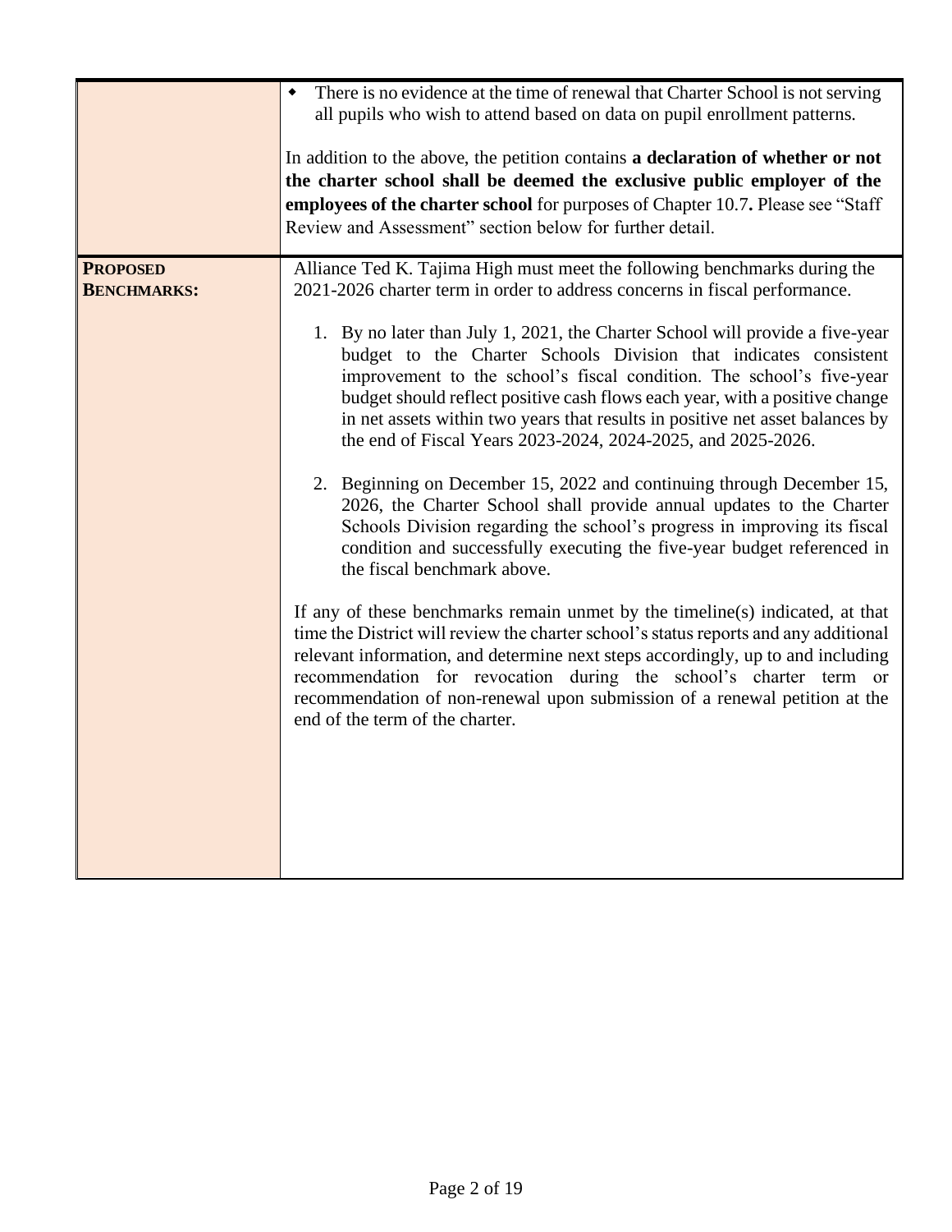| | |
|---|---|
| | ◆ There is no evidence at the time of renewal that Charter School is not serving all pupils who wish to attend based on data on pupil enrollment patterns.<br><br>In addition to the above, the petition contains **a declaration of whether or not the charter school shall be deemed the exclusive public employer of the employees of the charter school** for purposes of Chapter 10.7**.** Please see "Staff Review and Assessment" section below for further detail. |
| **PROPOSED BENCHMARKS:** | Alliance Ted K. Tajima High must meet the following benchmarks during the 2021-2026 charter term in order to address concerns in fiscal performance.<br><br>1. By no later than July 1, 2021, the Charter School will provide a five-year budget to the Charter Schools Division that indicates consistent improvement to the school's fiscal condition. The school's five-year budget should reflect positive cash flows each year, with a positive change in net assets within two years that results in positive net asset balances by the end of Fiscal Years 2023-2024, 2024-2025, and 2025-2026.<br><br>2. Beginning on December 15, 2022 and continuing through December 15, 2026, the Charter School shall provide annual updates to the Charter Schools Division regarding the school's progress in improving its fiscal condition and successfully executing the five-year budget referenced in the fiscal benchmark above.<br><br>If any of these benchmarks remain unmet by the timeline(s) indicated, at that time the District will review the charter school's status reports and any additional relevant information, and determine next steps accordingly, up to and including recommendation for revocation during the school's charter term or recommendation of non-renewal upon submission of a renewal petition at the end of the term of the charter. |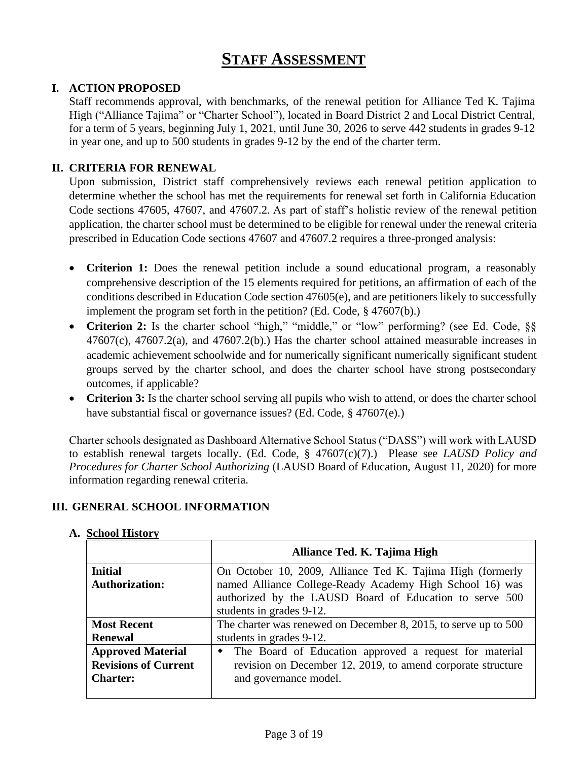# STAFF ASSESSMENT

## I. ACTION PROPOSED

Staff recommends approval, with benchmarks, of the renewal petition for Alliance Ted K. Tajima High ("Alliance Tajima" or "Charter School"), located in Board District 2 and Local District Central, for a term of 5 years, beginning July 1, 2021, until June 30, 2026 to serve 442 students in grades 9-12 in year one, and up to 500 students in grades 9-12 by the end of the charter term.

## II. CRITERIA FOR RENEWAL

Upon submission, District staff comprehensively reviews each renewal petition application to determine whether the school has met the requirements for renewal set forth in California Education Code sections 47605, 47607, and 47607.2. As part of staff's holistic review of the renewal petition application, the charter school must be determined to be eligible for renewal under the renewal criteria prescribed in Education Code sections 47607 and 47607.2 requires a three-pronged analysis:

- **Criterion 1:** Does the renewal petition include a sound educational program, a reasonably comprehensive description of the 15 elements required for petitions, an affirmation of each of the conditions described in Education Code section 47605(e), and are petitioners likely to successfully implement the program set forth in the petition? (Ed. Code, § 47607(b).)
- **Criterion 2:** Is the charter school "high," "middle," or "low" performing? (see Ed. Code, §§ 47607(c), 47607.2(a), and 47607.2(b).) Has the charter school attained measurable increases in academic achievement schoolwide and for numerically significant numerically significant student groups served by the charter school, and does the charter school have strong postsecondary outcomes, if applicable?
- **Criterion 3:** Is the charter school serving all pupils who wish to attend, or does the charter school have substantial fiscal or governance issues? (Ed. Code, § 47607(e).)

Charter schools designated as Dashboard Alternative School Status ("DASS") will work with LAUSD to establish renewal targets locally. (Ed. Code, § 47607(c)(7).) Please see *LAUSD Policy and Procedures for Charter School Authorizing* (LAUSD Board of Education, August 11, 2020) for more information regarding renewal criteria.

## III. GENERAL SCHOOL INFORMATION

### A. School History

| | Alliance Ted. K. Tajima High |
|---|---|
| **Initial Authorization:** | On October 10, 2009, Alliance Ted K. Tajima High (formerly named Alliance College-Ready Academy High School 16) was authorized by the LAUSD Board of Education to serve 500 students in grades 9-12. |
| **Most Recent Renewal** | The charter was renewed on December 8, 2015, to serve up to 500 students in grades 9-12. |
| **Approved Material Revisions of Current Charter:** | ◆ The Board of Education approved a request for material revision on December 12, 2019, to amend corporate structure and governance model. |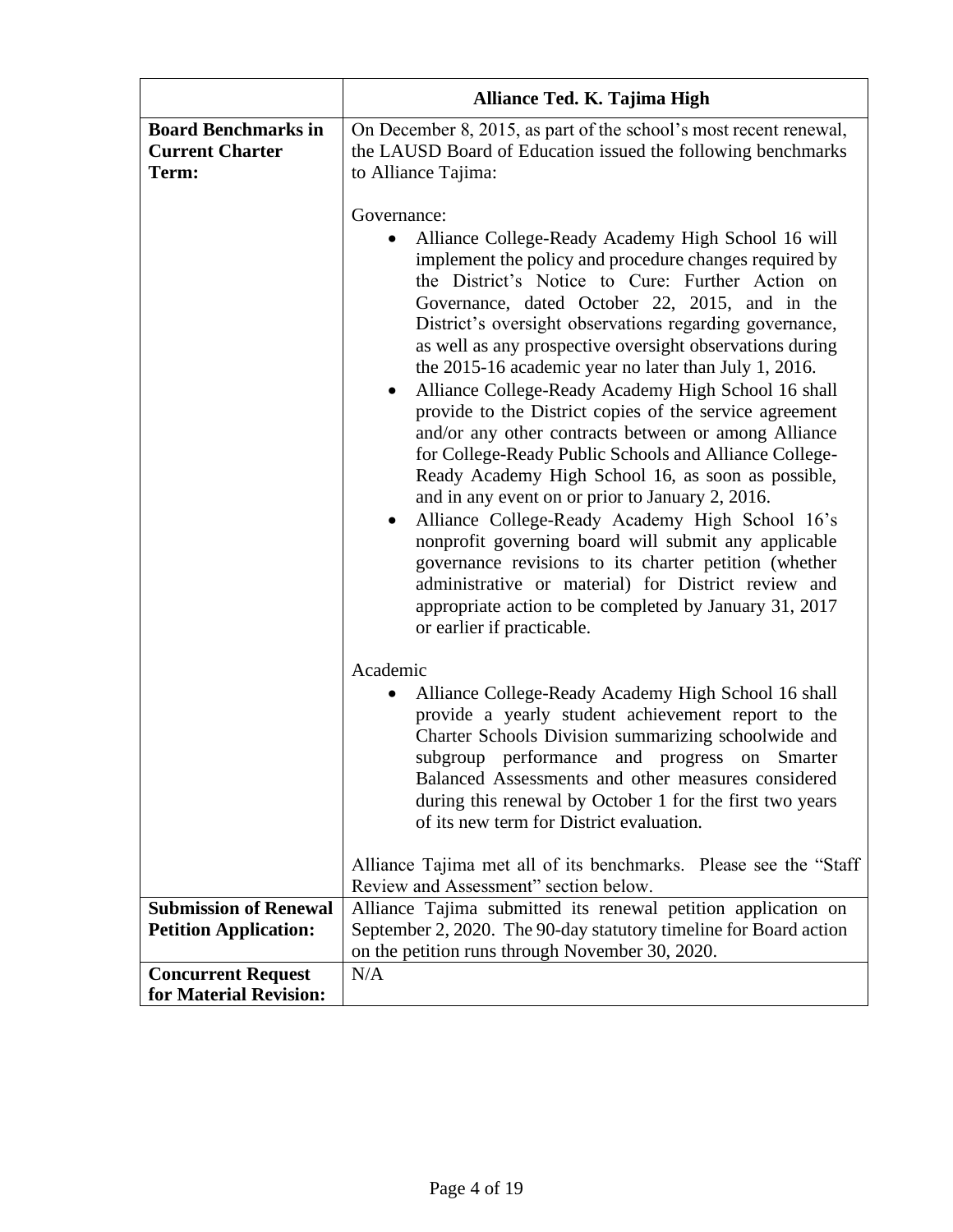| | **Alliance Ted. K. Tajima High** |
|---|---|
| **Board Benchmarks in Current Charter Term:** | On December 8, 2015, as part of the school's most recent renewal, the LAUSD Board of Education issued the following benchmarks to Alliance Tajima:<br><br>Governance:<br>• Alliance College-Ready Academy High School 16 will implement the policy and procedure changes required by the District's Notice to Cure: Further Action on Governance, dated October 22, 2015, and in the District's oversight observations regarding governance, as well as any prospective oversight observations during the 2015-16 academic year no later than July 1, 2016.<br>• Alliance College-Ready Academy High School 16 shall provide to the District copies of the service agreement and/or any other contracts between or among Alliance for College-Ready Public Schools and Alliance College-Ready Academy High School 16, as soon as possible, and in any event on or prior to January 2, 2016.<br>• Alliance College-Ready Academy High School 16's nonprofit governing board will submit any applicable governance revisions to its charter petition (whether administrative or material) for District review and appropriate action to be completed by January 31, 2017 or earlier if practicable.<br><br>Academic<br>• Alliance College-Ready Academy High School 16 shall provide a yearly student achievement report to the Charter Schools Division summarizing schoolwide and subgroup performance and progress on Smarter Balanced Assessments and other measures considered during this renewal by October 1 for the first two years of its new term for District evaluation.<br><br>Alliance Tajima met all of its benchmarks. Please see the "Staff Review and Assessment" section below. |
| **Submission of Renewal Petition Application:** | Alliance Tajima submitted its renewal petition application on September 2, 2020. The 90-day statutory timeline for Board action on the petition runs through November 30, 2020. |
| **Concurrent Request for Material Revision:** | N/A |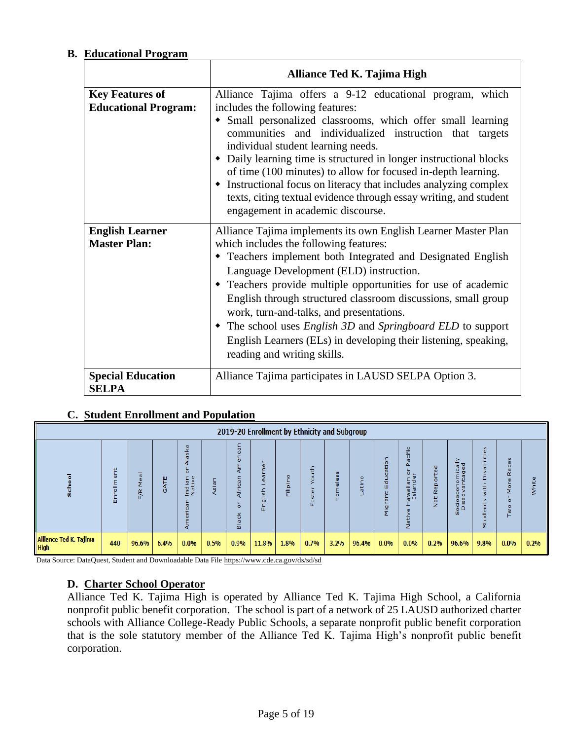### B. Educational Program

| | Alliance Ted K. Tajima High |
|---|---|
| **Key Features of Educational Program:** | Alliance Tajima offers a 9-12 educational program, which includes the following features:<br>◆ Small personalized classrooms, which offer small learning communities and individualized instruction that targets individual student learning needs.<br>◆ Daily learning time is structured in longer instructional blocks of time (100 minutes) to allow for focused in-depth learning.<br>◆ Instructional focus on literacy that includes analyzing complex texts, citing textual evidence through essay writing, and student engagement in academic discourse. |
| **English Learner Master Plan:** | Alliance Tajima implements its own English Learner Master Plan which includes the following features:<br>◆ Teachers implement both Integrated and Designated English Language Development (ELD) instruction.<br>◆ Teachers provide multiple opportunities for use of academic English through structured classroom discussions, small group work, turn-and-talks, and presentations.<br>◆ The school uses *English 3D* and *Springboard ELD* to support English Learners (ELs) in developing their listening, speaking, reading and writing skills. |
| **Special Education SELPA** | Alliance Tajima participates in LAUSD SELPA Option 3. |

### C. Student Enrollment and Population

| 2019-20 Enrollment by Ethnicity and Subgroup | | | | | | | | | | | | | | | | | | |
|---|---|---|---|---|---|---|---|---|---|---|---|---|---|---|---|---|---|---|
| School | Enrollment | F/R Meal | GATE | American Indian or Alaska Native | Asian | Black or African American | English Learner | Filipino | Foster Youth | Homeless | Latino | Migrant Education | Native Hawaiian or Pacific Islander | Not Reported | Socioeconomically Disadvantaged | Students with Disabilities | Two or More Races | White |
| Alliance Ted K. Tajima High | 440 | 96.6% | 6.4% | 0.0% | 0.5% | 0.9% | 11.8% | 1.8% | 0.7% | 3.2% | 96.4% | 0.0% | 0.0% | 0.2% | 96.6% | 9.8% | 0.0% | 0.2% |

Data Source: DataQuest, Student and Downloadable Data File https://www.cde.ca.gov/ds/sd/sd

### D. Charter School Operator

Alliance Ted K. Tajima High is operated by Alliance Ted K. Tajima High School, a California nonprofit public benefit corporation. The school is part of a network of 25 LAUSD authorized charter schools with Alliance College-Ready Public Schools, a separate nonprofit public benefit corporation that is the sole statutory member of the Alliance Ted K. Tajima High's nonprofit public benefit corporation.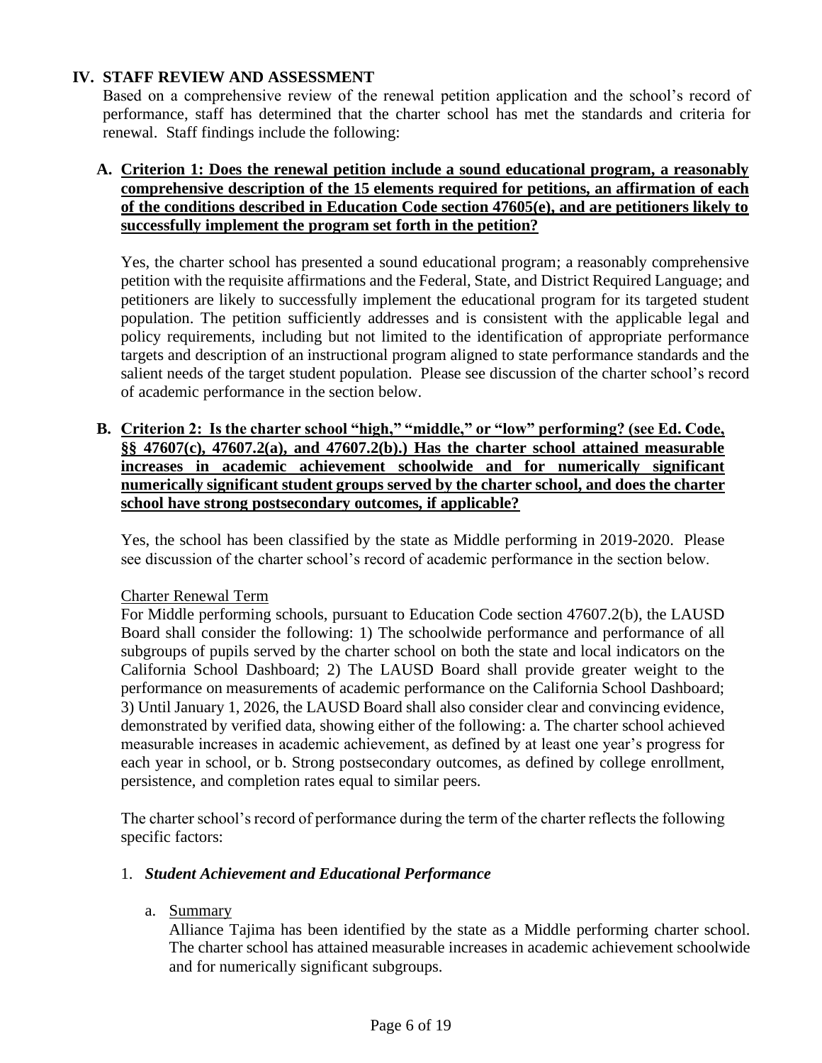## IV. STAFF REVIEW AND ASSESSMENT

Based on a comprehensive review of the renewal petition application and the school's record of performance, staff has determined that the charter school has met the standards and criteria for renewal. Staff findings include the following:

### A. Criterion 1: Does the renewal petition include a sound educational program, a reasonably comprehensive description of the 15 elements required for petitions, an affirmation of each of the conditions described in Education Code section 47605(e), and are petitioners likely to successfully implement the program set forth in the petition?

Yes, the charter school has presented a sound educational program; a reasonably comprehensive petition with the requisite affirmations and the Federal, State, and District Required Language; and petitioners are likely to successfully implement the educational program for its targeted student population. The petition sufficiently addresses and is consistent with the applicable legal and policy requirements, including but not limited to the identification of appropriate performance targets and description of an instructional program aligned to state performance standards and the salient needs of the target student population. Please see discussion of the charter school's record of academic performance in the section below.

### B. Criterion 2: Is the charter school "high," "middle," or "low" performing? (see Ed. Code, §§ 47607(c), 47607.2(a), and 47607.2(b).) Has the charter school attained measurable increases in academic achievement schoolwide and for numerically significant numerically significant student groups served by the charter school, and does the charter school have strong postsecondary outcomes, if applicable?

Yes, the school has been classified by the state as Middle performing in 2019-2020. Please see discussion of the charter school's record of academic performance in the section below.

Charter Renewal Term

For Middle performing schools, pursuant to Education Code section 47607.2(b), the LAUSD Board shall consider the following: 1) The schoolwide performance and performance of all subgroups of pupils served by the charter school on both the state and local indicators on the California School Dashboard; 2) The LAUSD Board shall provide greater weight to the performance on measurements of academic performance on the California School Dashboard; 3) Until January 1, 2026, the LAUSD Board shall also consider clear and convincing evidence, demonstrated by verified data, showing either of the following: a. The charter school achieved measurable increases in academic achievement, as defined by at least one year's progress for each year in school, or b. Strong postsecondary outcomes, as defined by college enrollment, persistence, and completion rates equal to similar peers.

The charter school's record of performance during the term of the charter reflects the following specific factors:

1. ***Student Achievement and Educational Performance***

    a. Summary

    Alliance Tajima has been identified by the state as a Middle performing charter school. The charter school has attained measurable increases in academic achievement schoolwide and for numerically significant subgroups.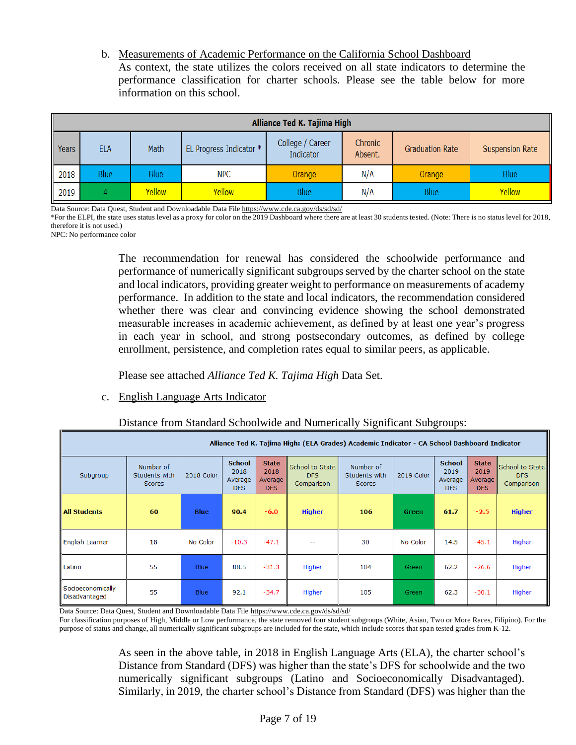b. Measurements of Academic Performance on the California School Dashboard

As context, the state utilizes the colors received on all state indicators to determine the performance classification for charter schools. Please see the table below for more information on this school.

| Alliance Ted K. Tajima High | | | | | | | |
|---|---|---|---|---|---|---|---|
| Years | ELA | Math | EL Progress Indicator * | College / Career Indicator | Chronic Absent. | Graduation Rate | Suspension Rate |
| 2018 | Blue | Blue | NPC | Orange | N/A | Orange | Blue |
| 2019 | 4 | Yellow | Yellow | Blue | N/A | Blue | Yellow |

Data Source: Data Quest, Student and Downloadable Data File https://www.cde.ca.gov/ds/sd/sd/

*For the ELPI, the state uses status level as a proxy for color on the 2019 Dashboard where there are at least 30 students tested. (Note: There is no status level for 2018, therefore it is not used.)

NPC: No performance color

The recommendation for renewal has considered the schoolwide performance and performance of numerically significant subgroups served by the charter school on the state and local indicators, providing greater weight to performance on measurements of academy performance. In addition to the state and local indicators, the recommendation considered whether there was clear and convincing evidence showing the school demonstrated measurable increases in academic achievement, as defined by at least one year's progress in each year in school, and strong postsecondary outcomes, as defined by college enrollment, persistence, and completion rates equal to similar peers, as applicable.

Please see attached *Alliance Ted K. Tajima High* Data Set.

c. English Language Arts Indicator

Distance from Standard Schoolwide and Numerically Significant Subgroups:

| Alliance Ted K. Tajima High: (ELA Grades) Academic Indicator - CA School Dashboard Indicator | | | | | | | | | | |
|---|---|---|---|---|---|---|---|---|---|---|
| Subgroup | Number of Students with Scores | 2018 Color | School 2018 Average DFS | State 2018 Average DFS | School to State DFS Comparison | Number of Students with Scores | 2019 Color | School 2019 Average DFS | State 2019 Average DFS | School to State DFS Comparison |
| **All Students** | **60** | **Blue** | **90.4** | **-6.0** | **Higher** | **106** | **Green** | **61.7** | **-2.5** | **Higher** |
| English Learner | 18 | No Color | -10.3 | -47.1 | -- | 30 | No Color | 14.5 | -45.1 | Higher |
| Latino | 55 | Blue | 88.5 | -31.3 | Higher | 104 | Green | 62.2 | -26.6 | Higher |
| Socioeconomically Disadvantaged | 55 | Blue | 92.1 | -34.7 | Higher | 105 | Green | 62.3 | -30.1 | Higher |

Data Source: Data Quest, Student and Downloadable Data File https://www.cde.ca.gov/ds/sd/sd/

For classification purposes of High, Middle or Low performance, the state removed four student subgroups (White, Asian, Two or More Races, Filipino). For the purpose of status and change, all numerically significant subgroups are included for the state, which include scores that span tested grades from K-12.

As seen in the above table, in 2018 in English Language Arts (ELA), the charter school's Distance from Standard (DFS) was higher than the state's DFS for schoolwide and the two numerically significant subgroups (Latino and Socioeconomically Disadvantaged). Similarly, in 2019, the charter school's Distance from Standard (DFS) was higher than the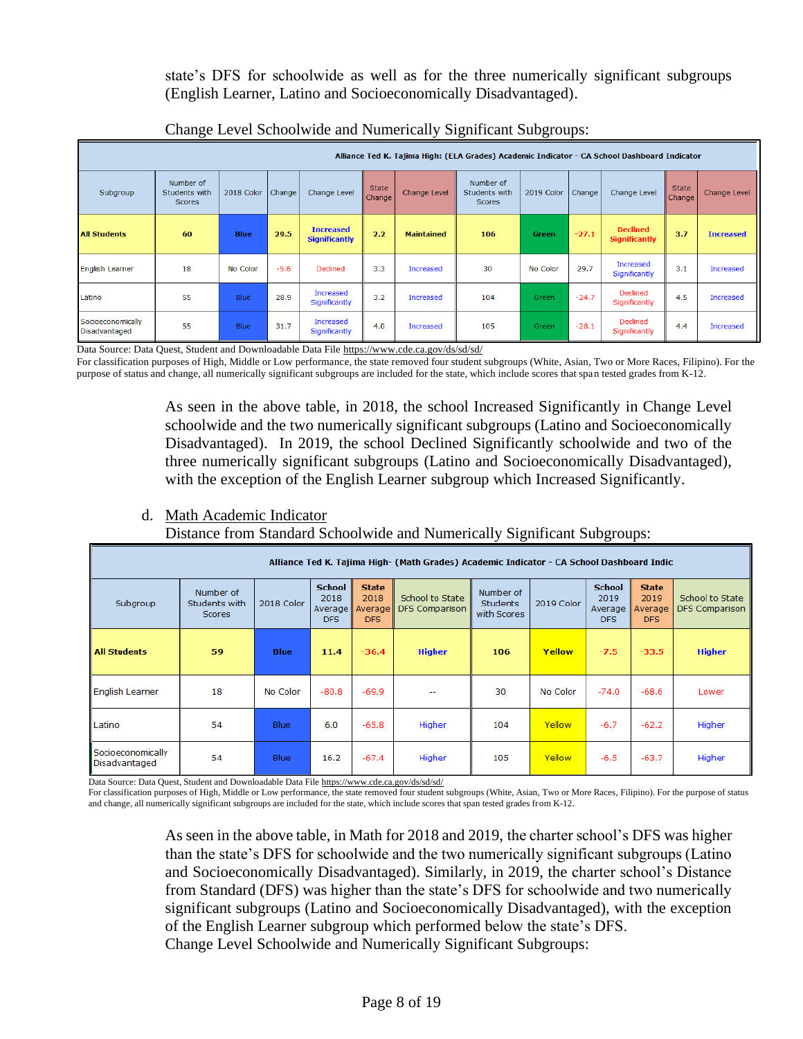state's DFS for schoolwide as well as for the three numerically significant subgroups (English Learner, Latino and Socioeconomically Disadvantaged).

Change Level Schoolwide and Numerically Significant Subgroups:

| Alliance Ted K. Tajima High: (ELA Grades) Academic Indicator - CA School Dashboard Indicator | | | | | | | | | | | | |
|---|---|---|---|---|---|---|---|---|---|---|---|---|
| Subgroup | Number of Students with Scores | 2018 Color | Change | Change Level | State Change | Change Level | Number of Students with Scores | 2019 Color | Change | Change Level | State Change | Change Level |
| **All Students** | **60** | **Blue** | **29.5** | **Increased Significantly** | **2.2** | **Maintained** | **106** | **Green** | **-27.1** | **Declined Significantly** | **3.7** | **Increased** |
| English Learner | 18 | No Color | -5.6 | Declined | 3.3 | Increased | 30 | No Color | 29.7 | Increased Significantly | 3.1 | Increased |
| Latino | 55 | Blue | 28.9 | Increased Significantly | 3.2 | Increased | 104 | Green | -24.7 | Declined Significantly | 4.5 | Increased |
| Socioeconomically Disadvantaged | 55 | Blue | 31.7 | Increased Significantly | 4.0 | Increased | 105 | Green | -28.1 | Declined Significantly | 4.4 | Increased |

Data Source: Data Quest, Student and Downloadable Data File https://www.cde.ca.gov/ds/sd/sd/

For classification purposes of High, Middle or Low performance, the state removed four student subgroups (White, Asian, Two or More Races, Filipino). For the purpose of status and change, all numerically significant subgroups are included for the state, which include scores that span tested grades from K-12.

As seen in the above table, in 2018, the school Increased Significantly in Change Level schoolwide and the two numerically significant subgroups (Latino and Socioeconomically Disadvantaged). In 2019, the school Declined Significantly schoolwide and two of the three numerically significant subgroups (Latino and Socioeconomically Disadvantaged), with the exception of the English Learner subgroup which Increased Significantly.

d. Math Academic Indicator

Distance from Standard Schoolwide and Numerically Significant Subgroups:

| Alliance Ted K. Tajima High- (Math Grades) Academic Indicator - CA School Dashboard Indic | | | | | | | | | | |
|---|---|---|---|---|---|---|---|---|---|---|
| Subgroup | Number of Students with Scores | 2018 Color | School 2018 Average DFS | State 2018 Average DFS | School to State DFS Comparison | Number of Students with Scores | 2019 Color | School 2019 Average DFS | State 2019 Average DFS | School to State DFS Comparison |
| **All Students** | **59** | **Blue** | **11.4** | **-36.4** | **Higher** | **106** | **Yellow** | **-7.5** | **-33.5** | **Higher** |
| English Learner | 18 | No Color | -80.8 | -69.9 | -- | 30 | No Color | -74.0 | -68.6 | Lower |
| Latino | 54 | Blue | 6.0 | -65.8 | Higher | 104 | Yellow | -6.7 | -62.2 | Higher |
| Socioeconomically Disadvantaged | 54 | Blue | 16.2 | -67.4 | Higher | 105 | Yellow | -6.5 | -63.7 | Higher |

Data Source: Data Quest, Student and Downloadable Data File https://www.cde.ca.gov/ds/sd/sd/

For classification purposes of High, Middle or Low performance, the state removed four student subgroups (White, Asian, Two or More Races, Filipino). For the purpose of status and change, all numerically significant subgroups are included for the state, which include scores that span tested grades from K-12.

As seen in the above table, in Math for 2018 and 2019, the charter school's DFS was higher than the state's DFS for schoolwide and the two numerically significant subgroups (Latino and Socioeconomically Disadvantaged). Similarly, in 2019, the charter school's Distance from Standard (DFS) was higher than the state's DFS for schoolwide and two numerically significant subgroups (Latino and Socioeconomically Disadvantaged), with the exception of the English Learner subgroup which performed below the state's DFS.

Change Level Schoolwide and Numerically Significant Subgroups: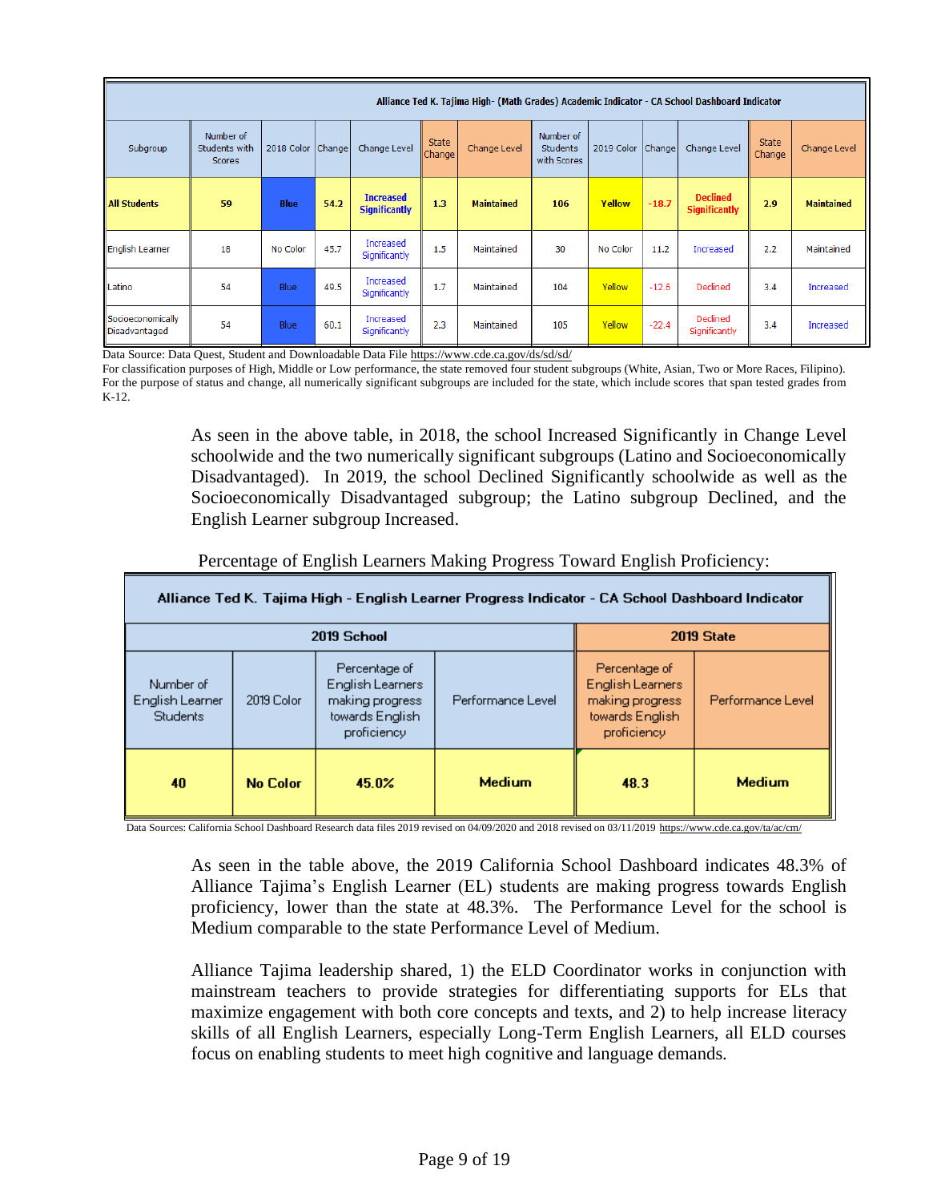| Alliance Ted K. Tajima High- (Math Grades) Academic Indicator - CA School Dashboard Indicator | | | | | | | | | | | | |
|---|---|---|---|---|---|---|---|---|---|---|---|---|
| Subgroup | Number of Students with Scores | 2018 Color | Change | Change Level | State Change | Change Level | Number of Students with Scores | 2019 Color | Change | Change Level | State Change | Change Level |
| **All Students** | **59** | **Blue** | **54.2** | **Increased Significantly** | **1.3** | **Maintained** | **106** | **Yellow** | **-18.7** | **Declined Significantly** | **2.9** | **Maintained** |
| English Learner | 18 | No Color | 45.7 | Increased Significantly | 1.5 | Maintained | 30 | No Color | 11.2 | Increased | 2.2 | Maintained |
| Latino | 54 | Blue | 49.5 | Increased Significantly | 1.7 | Maintained | 104 | Yellow | -12.6 | Declined | 3.4 | Increased |
| Socioeconomically Disadvantaged | 54 | Blue | 60.1 | Increased Significantly | 2.3 | Maintained | 105 | Yellow | -22.4 | Declined Significantly | 3.4 | Increased |

Data Source: Data Quest, Student and Downloadable Data File https://www.cde.ca.gov/ds/sd/sd/
For classification purposes of High, Middle or Low performance, the state removed four student subgroups (White, Asian, Two or More Races, Filipino). For the purpose of status and change, all numerically significant subgroups are included for the state, which include scores that span tested grades from K-12.

As seen in the above table, in 2018, the school Increased Significantly in Change Level schoolwide and the two numerically significant subgroups (Latino and Socioeconomically Disadvantaged). In 2019, the school Declined Significantly schoolwide as well as the Socioeconomically Disadvantaged subgroup; the Latino subgroup Declined, and the English Learner subgroup Increased.

Percentage of English Learners Making Progress Toward English Proficiency:

| Alliance Ted K. Tajima High - English Learner Progress Indicator - CA School Dashboard Indicator | | | | | |
|---|---|---|---|---|---|
| 2019 School | | | | 2019 State | |
| Number of English Learner Students | 2019 Color | Percentage of English Learners making progress towards English proficiency | Performance Level | Percentage of English Learners making progress towards English proficiency | Performance Level |
| **40** | **No Color** | **45.0%** | **Medium** | **48.3** | **Medium** |

Data Sources: California School Dashboard Research data files 2019 revised on 04/09/2020 and 2018 revised on 03/11/2019 https://www.cde.ca.gov/ta/ac/cm/

As seen in the table above, the 2019 California School Dashboard indicates 48.3% of Alliance Tajima's English Learner (EL) students are making progress towards English proficiency, lower than the state at 48.3%. The Performance Level for the school is Medium comparable to the state Performance Level of Medium.

Alliance Tajima leadership shared, 1) the ELD Coordinator works in conjunction with mainstream teachers to provide strategies for differentiating supports for ELs that maximize engagement with both core concepts and texts, and 2) to help increase literacy skills of all English Learners, especially Long-Term English Learners, all ELD courses focus on enabling students to meet high cognitive and language demands.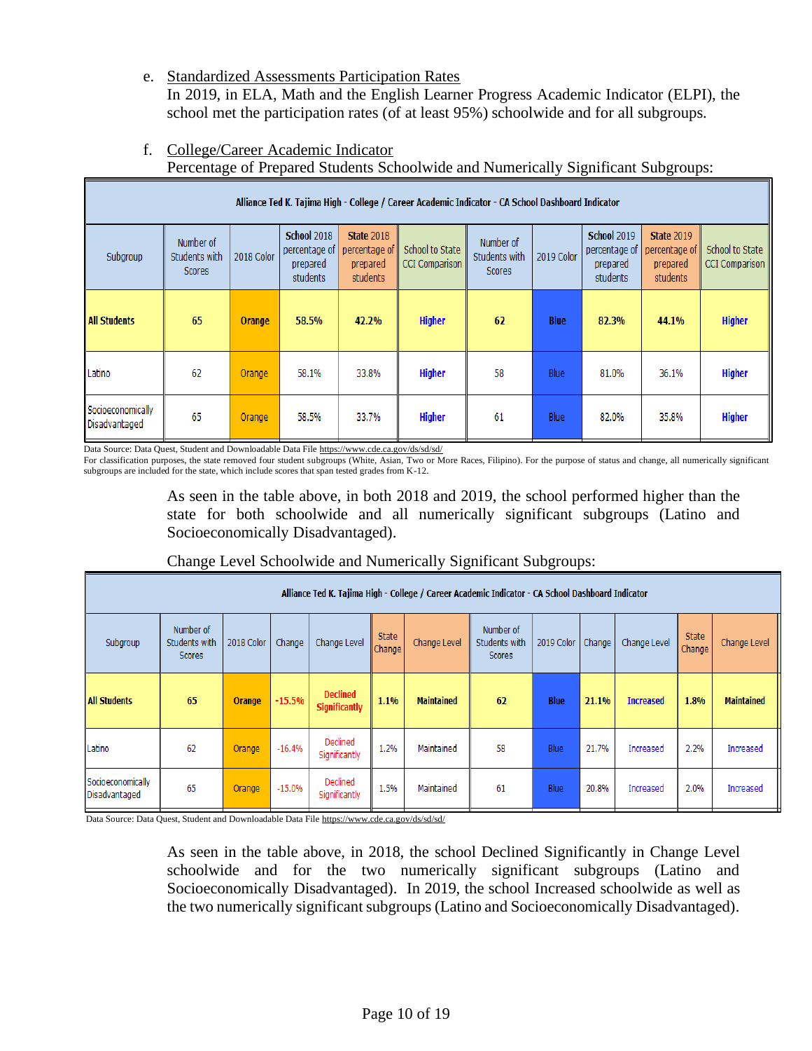e. Standardized Assessments Participation Rates

In 2019, in ELA, Math and the English Learner Progress Academic Indicator (ELPI), the school met the participation rates (of at least 95%) schoolwide and for all subgroups.

f. College/Career Academic Indicator

Percentage of Prepared Students Schoolwide and Numerically Significant Subgroups:

| Alliance Ted K. Tajima High - College / Career Academic Indicator - CA School Dashboard Indicator | | | | | | | | | | |
|---|---|---|---|---|---|---|---|---|---|---|
| Subgroup | Number of Students with Scores | 2018 Color | School 2018 percentage of prepared students | State 2018 percentage of prepared students | School to State CCI Comparison | Number of Students with Scores | 2019 Color | School 2019 percentage of prepared students | State 2019 percentage of prepared students | School to State CCI Comparison |
| **All Students** | **65** | **Orange** | **58.5%** | **42.2%** | **Higher** | **62** | **Blue** | **82.3%** | **44.1%** | **Higher** |
| Latino | 62 | Orange | 58.1% | 33.8% | Higher | 58 | Blue | 81.0% | 36.1% | Higher |
| Socioeconomically Disadvantaged | 65 | Orange | 58.5% | 33.7% | Higher | 61 | Blue | 82.0% | 35.8% | Higher |

Data Source: Data Quest, Student and Downloadable Data File https://www.cde.ca.gov/ds/sd/sd/

For classification purposes, the state removed four student subgroups (White, Asian, Two or More Races, Filipino). For the purpose of status and change, all numerically significant subgroups are included for the state, which include scores that span tested grades from K-12.

As seen in the table above, in both 2018 and 2019, the school performed higher than the state for both schoolwide and all numerically significant subgroups (Latino and Socioeconomically Disadvantaged).

Change Level Schoolwide and Numerically Significant Subgroups:

| Alliance Ted K. Tajima High - College / Career Academic Indicator - CA School Dashboard Indicator | | | | | | | | | | | | |
|---|---|---|---|---|---|---|---|---|---|---|---|---|
| Subgroup | Number of Students with Scores | 2018 Color | Change | Change Level | State Change | Change Level | Number of Students with Scores | 2019 Color | Change | Change Level | State Change | Change Level |
| **All Students** | **65** | **Orange** | **-15.5%** | **Declined Significantly** | **1.1%** | **Maintained** | **62** | **Blue** | **21.1%** | **Increased** | **1.8%** | **Maintained** |
| Latino | 62 | Orange | -16.4% | Declined Significantly | 1.2% | Maintained | 58 | Blue | 21.7% | Increased | 2.2% | Increased |
| Socioeconomically Disadvantaged | 65 | Orange | -15.0% | Declined Significantly | 1.5% | Maintained | 61 | Blue | 20.8% | Increased | 2.0% | Increased |

Data Source: Data Quest, Student and Downloadable Data File https://www.cde.ca.gov/ds/sd/sd/

As seen in the table above, in 2018, the school Declined Significantly in Change Level schoolwide and for the two numerically significant subgroups (Latino and Socioeconomically Disadvantaged). In 2019, the school Increased schoolwide as well as the two numerically significant subgroups (Latino and Socioeconomically Disadvantaged).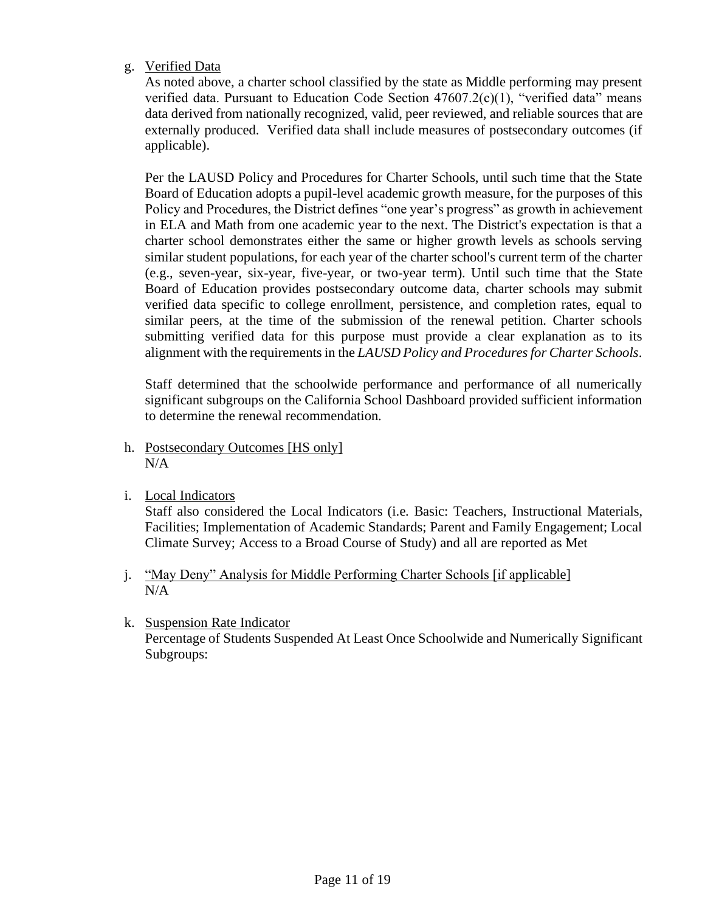g. Verified Data

As noted above, a charter school classified by the state as Middle performing may present verified data. Pursuant to Education Code Section 47607.2(c)(1), "verified data" means data derived from nationally recognized, valid, peer reviewed, and reliable sources that are externally produced. Verified data shall include measures of postsecondary outcomes (if applicable).

Per the LAUSD Policy and Procedures for Charter Schools, until such time that the State Board of Education adopts a pupil-level academic growth measure, for the purposes of this Policy and Procedures, the District defines "one year's progress" as growth in achievement in ELA and Math from one academic year to the next. The District's expectation is that a charter school demonstrates either the same or higher growth levels as schools serving similar student populations, for each year of the charter school's current term of the charter (e.g., seven-year, six-year, five-year, or two-year term). Until such time that the State Board of Education provides postsecondary outcome data, charter schools may submit verified data specific to college enrollment, persistence, and completion rates, equal to similar peers, at the time of the submission of the renewal petition. Charter schools submitting verified data for this purpose must provide a clear explanation as to its alignment with the requirements in the *LAUSD Policy and Procedures for Charter Schools*.

Staff determined that the schoolwide performance and performance of all numerically significant subgroups on the California School Dashboard provided sufficient information to determine the renewal recommendation.

h. Postsecondary Outcomes [HS only]

N/A

i. Local Indicators

Staff also considered the Local Indicators (i.e. Basic: Teachers, Instructional Materials, Facilities; Implementation of Academic Standards; Parent and Family Engagement; Local Climate Survey; Access to a Broad Course of Study) and all are reported as Met

j. "May Deny" Analysis for Middle Performing Charter Schools [if applicable]

N/A

k. Suspension Rate Indicator

Percentage of Students Suspended At Least Once Schoolwide and Numerically Significant Subgroups: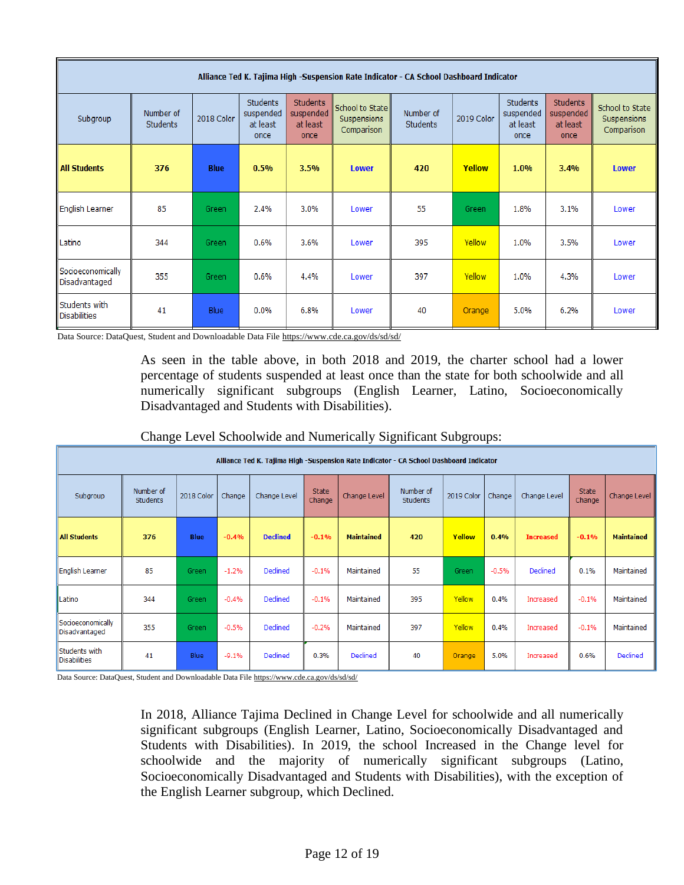| Alliance Ted K. Tajima High -Suspension Rate Indicator - CA School Dashboard Indicator | | | | | | | | | | |
|---|---|---|---|---|---|---|---|---|---|---|
| Subgroup | Number of Students | 2018 Color | Students suspended at least once | Students suspended at least once | School to State Suspensions Comparison | Number of Students | 2019 Color | Students suspended at least once | Students suspended at least once | School to State Suspensions Comparison |
| **All Students** | **376** | **Blue** | **0.5%** | **3.5%** | **Lower** | **420** | **Yellow** | **1.0%** | **3.4%** | **Lower** |
| English Learner | 85 | Green | 2.4% | 3.0% | Lower | 55 | Green | 1.8% | 3.1% | Lower |
| Latino | 344 | Green | 0.6% | 3.6% | Lower | 395 | Yellow | 1.0% | 3.5% | Lower |
| Socioeconomically Disadvantaged | 355 | Green | 0.6% | 4.4% | Lower | 397 | Yellow | 1.0% | 4.3% | Lower |
| Students with Disabilities | 41 | Blue | 0.0% | 6.8% | Lower | 40 | Orange | 5.0% | 6.2% | Lower |

Data Source: DataQuest, Student and Downloadable Data File https://www.cde.ca.gov/ds/sd/sd/

As seen in the table above, in both 2018 and 2019, the charter school had a lower percentage of students suspended at least once than the state for both schoolwide and all numerically significant subgroups (English Learner, Latino, Socioeconomically Disadvantaged and Students with Disabilities).

Change Level Schoolwide and Numerically Significant Subgroups:

| Alliance Ted K. Tajima High -Suspension Rate Indicator - CA School Dashboard Indicator | | | | | | | | | | | | |
|---|---|---|---|---|---|---|---|---|---|---|---|---|
| Subgroup | Number of Students | 2018 Color | Change | Change Level | State Change | Change Level | Number of Students | 2019 Color | Change | Change Level | State Change | Change Level |
| **All Students** | **376** | **Blue** | **-0.4%** | **Declined** | **-0.1%** | **Maintained** | **420** | **Yellow** | **0.4%** | **Increased** | **-0.1%** | **Maintained** |
| English Learner | 85 | Green | -1.2% | Declined | -0.1% | Maintained | 55 | Green | -0.5% | Declined | 0.1% | Maintained |
| Latino | 344 | Green | -0.4% | Declined | -0.1% | Maintained | 395 | Yellow | 0.4% | Increased | -0.1% | Maintained |
| Socioeconomically Disadvantaged | 355 | Green | -0.5% | Declined | -0.2% | Maintained | 397 | Yellow | 0.4% | Increased | -0.1% | Maintained |
| Students with Disabilities | 41 | Blue | -9.1% | Declined | 0.3% | Declined | 40 | Orange | 5.0% | Increased | 0.6% | Declined |

Data Source: DataQuest, Student and Downloadable Data File https://www.cde.ca.gov/ds/sd/sd/

In 2018, Alliance Tajima Declined in Change Level for schoolwide and all numerically significant subgroups (English Learner, Latino, Socioeconomically Disadvantaged and Students with Disabilities). In 2019, the school Increased in the Change level for schoolwide and the majority of numerically significant subgroups (Latino, Socioeconomically Disadvantaged and Students with Disabilities), with the exception of the English Learner subgroup, which Declined.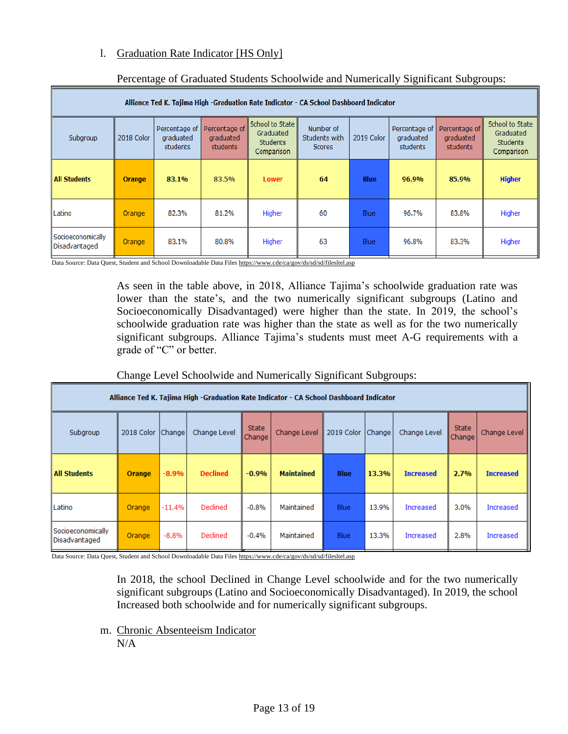l. Graduation Rate Indicator [HS Only]

Percentage of Graduated Students Schoolwide and Numerically Significant Subgroups:

| Alliance Ted K. Tajima High -Graduation Rate Indicator - CA School Dashboard Indicator | | | | | | | | | |
|---|---|---|---|---|---|---|---|---|---|
| Subgroup | 2018 Color | Percentage of graduated students | Percentage of graduated students | School to State Graduated Students Comparison | Number of Students with Scores | 2019 Color | Percentage of graduated students | Percentage of graduated students | School to State Graduated Students Comparison |
| **All Students** | **Orange** | **83.1%** | **83.5%** | **Lower** | **64** | **Blue** | **96.9%** | **85.9%** | **Higher** |
| Latino | Orange | 82.3% | 81.2% | Higher | 60 | Blue | 96.7% | 83.8% | Higher |
| Socioeconomically Disadvantaged | Orange | 83.1% | 80.8% | Higher | 63 | Blue | 96.8% | 83.3% | Higher |

Data Source: Data Quest, Student and School Downloadable Data Files https://www.cde/ca/gov/ds/sd/sd/filesltel.asp

As seen in the table above, in 2018, Alliance Tajima's schoolwide graduation rate was lower than the state's, and the two numerically significant subgroups (Latino and Socioeconomically Disadvantaged) were higher than the state. In 2019, the school's schoolwide graduation rate was higher than the state as well as for the two numerically significant subgroups. Alliance Tajima's students must meet A-G requirements with a grade of "C" or better.

Change Level Schoolwide and Numerically Significant Subgroups:

| Alliance Ted K. Tajima High -Graduation Rate Indicator - CA School Dashboard Indicator | | | | | | | | | | |
|---|---|---|---|---|---|---|---|---|---|---|
| Subgroup | 2018 Color | Change | Change Level | State Change | Change Level | 2019 Color | Change | Change Level | State Change | Change Level |
| **All Students** | **Orange** | **-8.9%** | **Declined** | **-0.9%** | **Maintained** | **Blue** | **13.3%** | **Increased** | **2.7%** | **Increased** |
| Latino | Orange | -11.4% | Declined | -0.8% | Maintained | Blue | 13.9% | Increased | 3.0% | Increased |
| Socioeconomically Disadvantaged | Orange | -8.8% | Declined | -0.4% | Maintained | Blue | 13.3% | Increased | 2.8% | Increased |

Data Source: Data Quest, Student and School Downloadable Data Files https://www.cde/ca/gov/ds/sd/sd/filesltel.asp

In 2018, the school Declined in Change Level schoolwide and for the two numerically significant subgroups (Latino and Socioeconomically Disadvantaged). In 2019, the school Increased both schoolwide and for numerically significant subgroups.

m. Chronic Absenteeism Indicator
N/A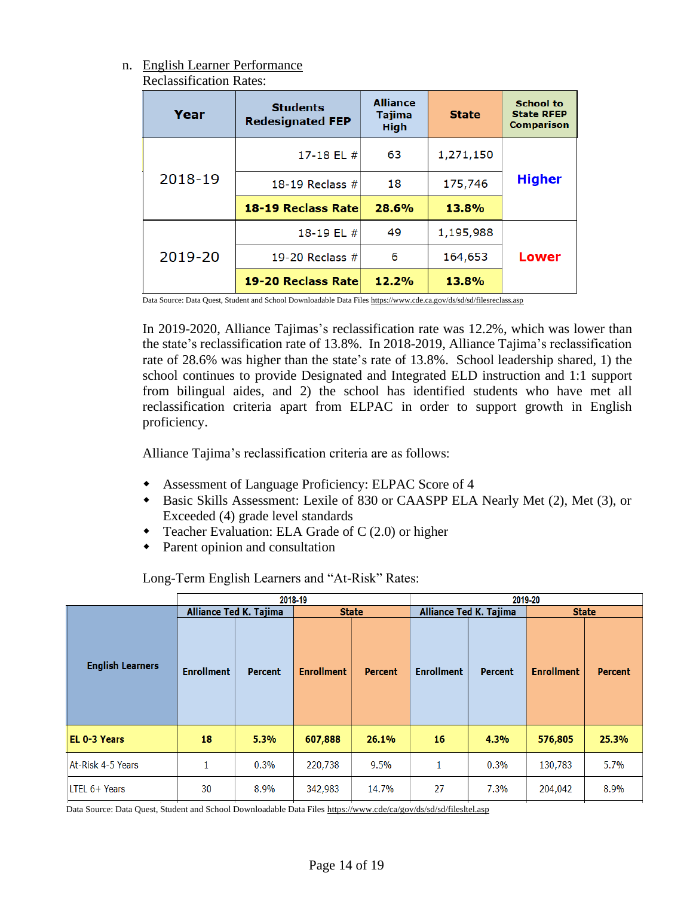n. English Learner Performance

Reclassification Rates:

| Year | Students Redesignated FEP | Alliance Tajima High | State | School to State RFEP Comparison |
|---|---|---|---|---|
| 2018-19 | 17-18 EL # | 63 | 1,271,150 | Higher |
| | 18-19 Reclass # | 18 | 175,746 | |
| | **18-19 Reclass Rate** | **28.6%** | **13.8%** | |
| 2019-20 | 18-19 EL # | 49 | 1,195,988 | Lower |
| | 19-20 Reclass # | 6 | 164,653 | |
| | **19-20 Reclass Rate** | **12.2%** | **13.8%** | |

Data Source: Data Quest, Student and School Downloadable Data Files https://www.cde.ca.gov/ds/sd/sd/filesreclass.asp

In 2019-2020, Alliance Tajimas's reclassification rate was 12.2%, which was lower than the state's reclassification rate of 13.8%. In 2018-2019, Alliance Tajima's reclassification rate of 28.6% was higher than the state's rate of 13.8%. School leadership shared, 1) the school continues to provide Designated and Integrated ELD instruction and 1:1 support from bilingual aides, and 2) the school has identified students who have met all reclassification criteria apart from ELPAC in order to support growth in English proficiency.

Alliance Tajima's reclassification criteria are as follows:

- Assessment of Language Proficiency: ELPAC Score of 4
- Basic Skills Assessment: Lexile of 830 or CAASPP ELA Nearly Met (2), Met (3), or Exceeded (4) grade level standards
- Teacher Evaluation: ELA Grade of C (2.0) or higher
- Parent opinion and consultation

Long-Term English Learners and "At-Risk" Rates:

| English Learners | 2018-19 | | | | 2019-20 | | | |
|---|---|---|---|---|---|---|---|---|
| | Alliance Ted K. Tajima | | State | | Alliance Ted K. Tajima | | State | |
| | Enrollment | Percent | Enrollment | Percent | Enrollment | Percent | Enrollment | Percent |
| **EL 0-3 Years** | **18** | **5.3%** | **607,888** | **26.1%** | **16** | **4.3%** | **576,805** | **25.3%** |
| At-Risk 4-5 Years | 1 | 0.3% | 220,738 | 9.5% | 1 | 0.3% | 130,783 | 5.7% |
| LTEL 6+ Years | 30 | 8.9% | 342,983 | 14.7% | 27 | 7.3% | 204,042 | 8.9% |

Data Source: Data Quest, Student and School Downloadable Data Files https://www.cde/ca/gov/ds/sd/sd/filesltel.asp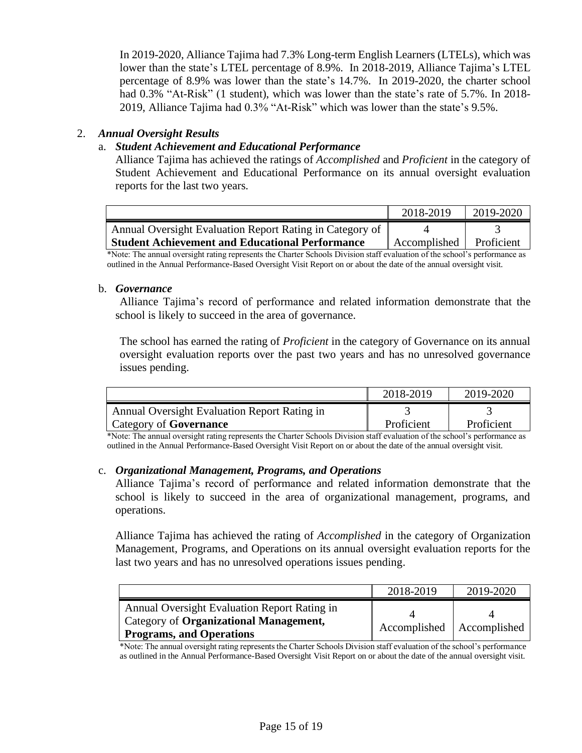In 2019-2020, Alliance Tajima had 7.3% Long-term English Learners (LTELs), which was lower than the state's LTEL percentage of 8.9%. In 2018-2019, Alliance Tajima's LTEL percentage of 8.9% was lower than the state's 14.7%. In 2019-2020, the charter school had 0.3% "At-Risk" (1 student), which was lower than the state's rate of 5.7%. In 2018-2019, Alliance Tajima had 0.3% "At-Risk" which was lower than the state's 9.5%.

2. ***Annual Oversight Results***

a. ***Student Achievement and Educational Performance***

Alliance Tajima has achieved the ratings of *Accomplished* and *Proficient* in the category of Student Achievement and Educational Performance on its annual oversight evaluation reports for the last two years.

| | 2018-2019 | 2019-2020 |
|---|---|---|
| Annual Oversight Evaluation Report Rating in Category of **Student Achievement and Educational Performance** | 4<br>Accomplished | 3<br>Proficient |

\*Note: The annual oversight rating represents the Charter Schools Division staff evaluation of the school's performance as outlined in the Annual Performance-Based Oversight Visit Report on or about the date of the annual oversight visit.

b. ***Governance***

Alliance Tajima's record of performance and related information demonstrate that the school is likely to succeed in the area of governance.

The school has earned the rating of *Proficient* in the category of Governance on its annual oversight evaluation reports over the past two years and has no unresolved governance issues pending.

| | 2018-2019 | 2019-2020 |
|---|---|---|
| Annual Oversight Evaluation Report Rating in Category of **Governance** | 3<br>Proficient | 3<br>Proficient |

\*Note: The annual oversight rating represents the Charter Schools Division staff evaluation of the school's performance as outlined in the Annual Performance-Based Oversight Visit Report on or about the date of the annual oversight visit.

c. ***Organizational Management, Programs, and Operations***

Alliance Tajima's record of performance and related information demonstrate that the school is likely to succeed in the area of organizational management, programs, and operations.

Alliance Tajima has achieved the rating of *Accomplished* in the category of Organization Management, Programs, and Operations on its annual oversight evaluation reports for the last two years and has no unresolved operations issues pending.

| | 2018-2019 | 2019-2020 |
|---|---|---|
| Annual Oversight Evaluation Report Rating in Category of **Organizational Management, Programs, and Operations** | 4<br>Accomplished | 4<br>Accomplished |

\*Note: The annual oversight rating represents the Charter Schools Division staff evaluation of the school's performance as outlined in the Annual Performance-Based Oversight Visit Report on or about the date of the annual oversight visit.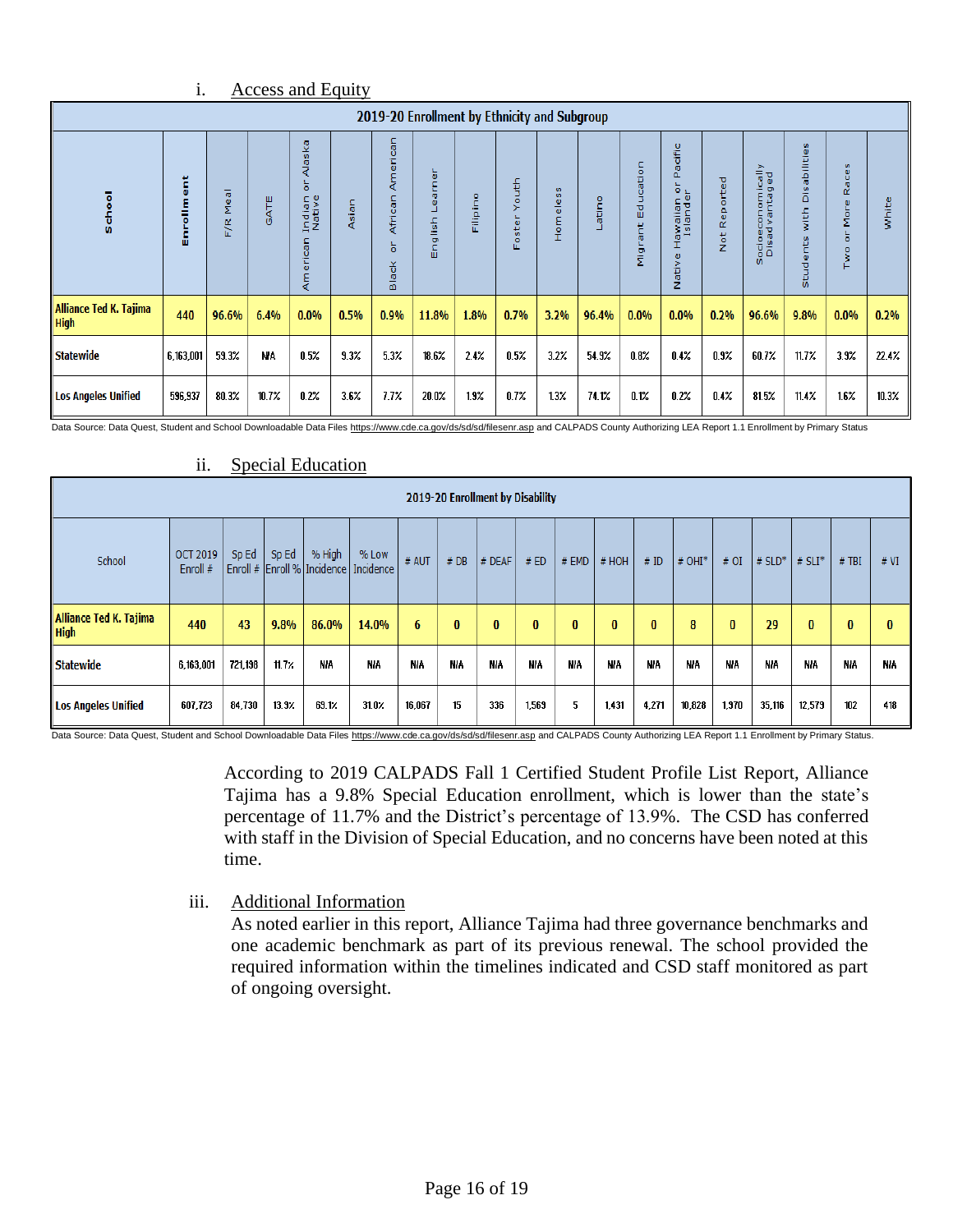i. Access and Equity

| School | Enrollment | F/R Meal | GATE | American Indian or Alaska Native | Asian | Black or African American | English Learner | Filipino | Foster Youth | Homeless | Latino | Migrant Education | Native Hawaiian or Pacific Islander | Not Reported | Socioeconomically Disadvantaged | Students with Disabilities | Two or More Races | White |
|---|---|---|---|---|---|---|---|---|---|---|---|---|---|---|---|---|---|---|
| **2019-20 Enrollment by Ethnicity and Subgroup** | | | | | | | | | | | | | | | | | | |
| Alliance Ted K. Tajima High | 440 | 96.6% | 6.4% | 0.0% | 0.5% | 0.9% | 11.8% | 1.8% | 0.7% | 3.2% | 96.4% | 0.0% | 0.0% | 0.2% | 96.6% | 9.8% | 0.0% | 0.2% |
| Statewide | 6,163,001 | 59.3% | N/A | 0.5% | 9.3% | 5.3% | 18.6% | 2.4% | 0.5% | 3.2% | 54.9% | 0.8% | 0.4% | 0.9% | 60.7% | 11.7% | 3.9% | 22.4% |
| Los Angeles Unified | 596,937 | 80.3% | 10.7% | 0.2% | 3.6% | 7.7% | 20.0% | 1.9% | 0.7% | 1.3% | 74.1% | 0.1% | 0.2% | 0.4% | 81.5% | 11.4% | 1.6% | 10.3% |

Data Source: Data Quest, Student and School Downloadable Data Files https://www.cde.ca.gov/ds/sd/sd/filesenr.asp and CALPADS County Authorizing LEA Report 1.1 Enrollment by Primary Status

ii. Special Education

| School | OCT 2019 Enroll # | Sp Ed Enroll # | Sp Ed Enroll % | % High Incidence | % Low Incidence | # AUT | # DB | # DEAF | # ED | # EMD | # HOH | # ID | # OHI* | # OI | # SLD* | # SLI* | # TBI | # VI |
|---|---|---|---|---|---|---|---|---|---|---|---|---|---|---|---|---|---|---|
| **2019-20 Enrollment by Disability** | | | | | | | | | | | | | | | | | | |
| Alliance Ted K. Tajima High | 440 | 43 | 9.8% | 86.0% | 14.0% | 6 | 0 | 0 | 0 | 0 | 0 | 0 | 8 | 0 | 29 | 0 | 0 | 0 |
| Statewide | 6,163,001 | 721,198 | 11.7% | N/A | N/A | N/A | N/A | N/A | N/A | N/A | N/A | N/A | N/A | N/A | N/A | N/A | N/A | N/A |
| Los Angeles Unified | 607,723 | 84,730 | 13.9% | 69.1% | 31.0% | 16,067 | 15 | 336 | 1,569 | 5 | 1,431 | 4,271 | 10,628 | 1,970 | 35,116 | 12,579 | 102 | 418 |

Data Source: Data Quest, Student and School Downloadable Data Files https://www.cde.ca.gov/ds/sd/sd/filesenr.asp and CALPADS County Authorizing LEA Report 1.1 Enrollment by Primary Status.

According to 2019 CALPADS Fall 1 Certified Student Profile List Report, Alliance Tajima has a 9.8% Special Education enrollment, which is lower than the state's percentage of 11.7% and the District's percentage of 13.9%. The CSD has conferred with staff in the Division of Special Education, and no concerns have been noted at this time.

iii. Additional Information

As noted earlier in this report, Alliance Tajima had three governance benchmarks and one academic benchmark as part of its previous renewal. The school provided the required information within the timelines indicated and CSD staff monitored as part of ongoing oversight.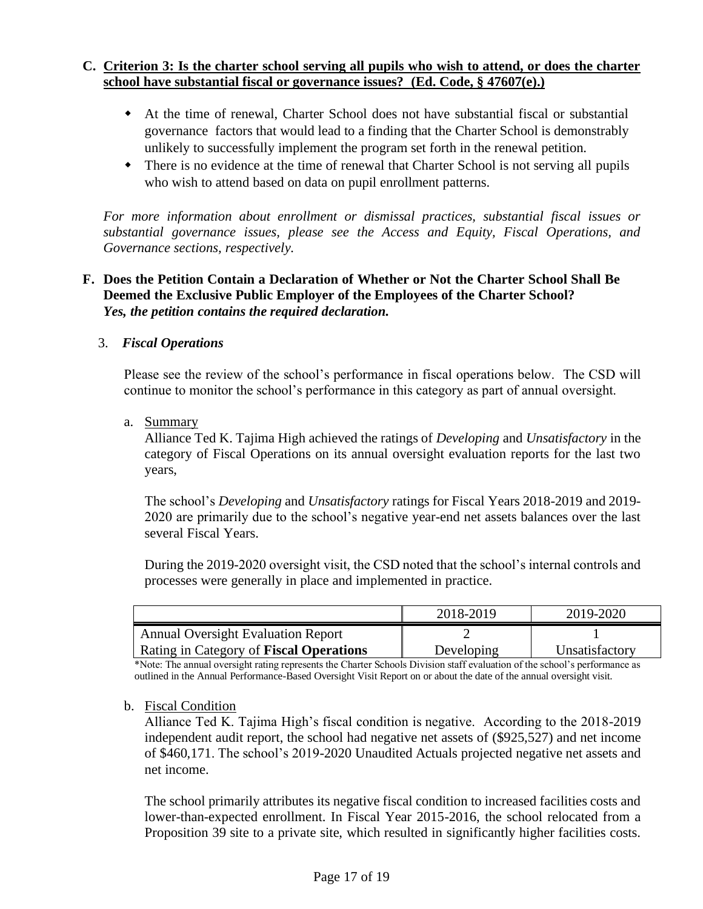### C. Criterion 3: Is the charter school serving all pupils who wish to attend, or does the charter school have substantial fiscal or governance issues? (Ed. Code, § 47607(e).)

- At the time of renewal, Charter School does not have substantial fiscal or substantial governance factors that would lead to a finding that the Charter School is demonstrably unlikely to successfully implement the program set forth in the renewal petition.
- There is no evidence at the time of renewal that Charter School is not serving all pupils who wish to attend based on data on pupil enrollment patterns.

*For more information about enrollment or dismissal practices, substantial fiscal issues or substantial governance issues, please see the Access and Equity, Fiscal Operations, and Governance sections, respectively.*

### F. Does the Petition Contain a Declaration of Whether or Not the Charter School Shall Be Deemed the Exclusive Public Employer of the Employees of the Charter School?

***Yes, the petition contains the required declaration.***

### 3. *Fiscal Operations*

Please see the review of the school's performance in fiscal operations below. The CSD will continue to monitor the school's performance in this category as part of annual oversight.

a. Summary

Alliance Ted K. Tajima High achieved the ratings of *Developing* and *Unsatisfactory* in the category of Fiscal Operations on its annual oversight evaluation reports for the last two years,

The school's *Developing* and *Unsatisfactory* ratings for Fiscal Years 2018-2019 and 2019-2020 are primarily due to the school's negative year-end net assets balances over the last several Fiscal Years.

During the 2019-2020 oversight visit, the CSD noted that the school's internal controls and processes were generally in place and implemented in practice.

| | 2018-2019 | 2019-2020 |
|---|---|---|
| Annual Oversight Evaluation Report Rating in Category of **Fiscal Operations** | 2<br>Developing | 1<br>Unsatisfactory |

*Note: The annual oversight rating represents the Charter Schools Division staff evaluation of the school's performance as outlined in the Annual Performance-Based Oversight Visit Report on or about the date of the annual oversight visit.

b. Fiscal Condition

Alliance Ted K. Tajima High's fiscal condition is negative. According to the 2018-2019 independent audit report, the school had negative net assets of ($925,527) and net income of $460,171. The school's 2019-2020 Unaudited Actuals projected negative net assets and net income.

The school primarily attributes its negative fiscal condition to increased facilities costs and lower-than-expected enrollment. In Fiscal Year 2015-2016, the school relocated from a Proposition 39 site to a private site, which resulted in significantly higher facilities costs.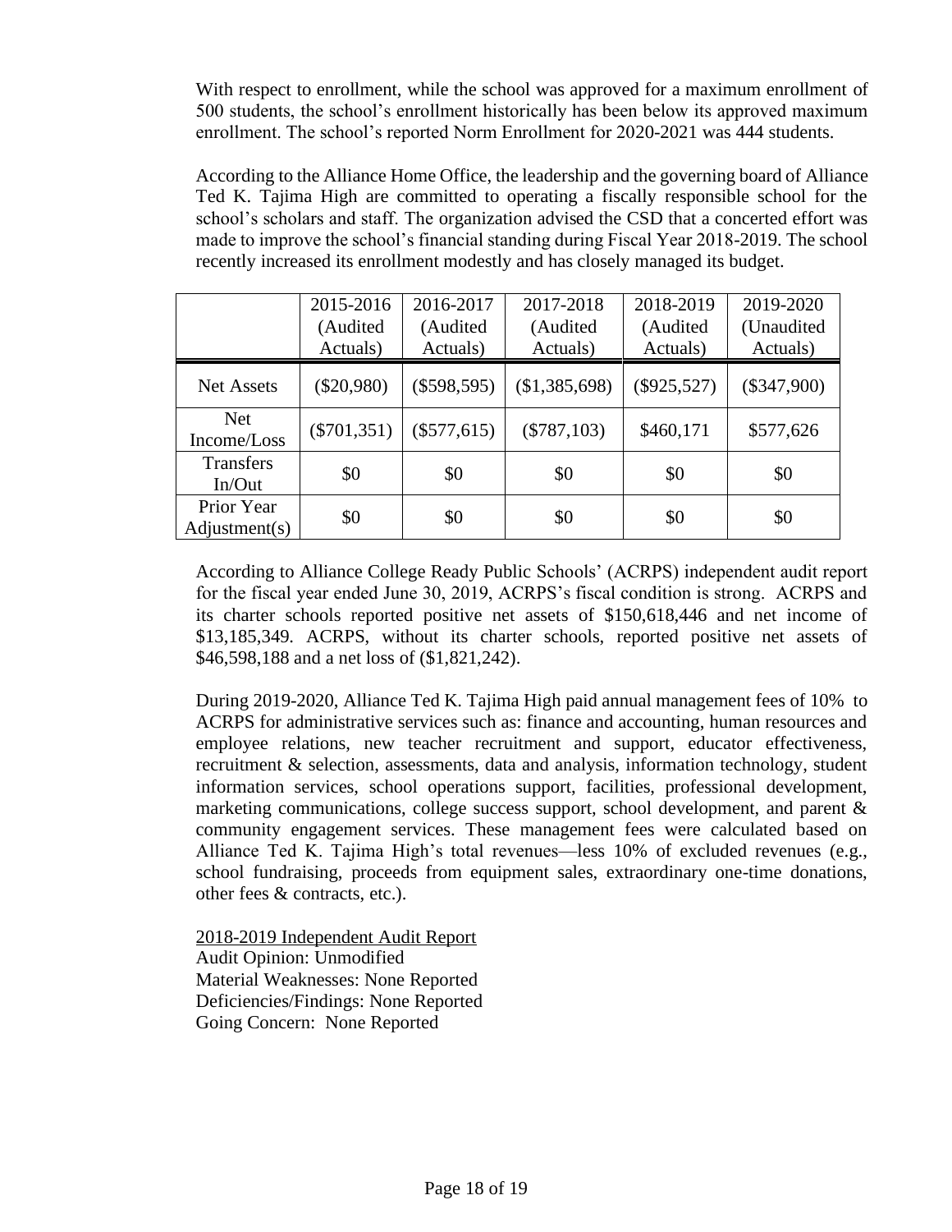With respect to enrollment, while the school was approved for a maximum enrollment of 500 students, the school's enrollment historically has been below its approved maximum enrollment. The school's reported Norm Enrollment for 2020-2021 was 444 students.

According to the Alliance Home Office, the leadership and the governing board of Alliance Ted K. Tajima High are committed to operating a fiscally responsible school for the school's scholars and staff. The organization advised the CSD that a concerted effort was made to improve the school's financial standing during Fiscal Year 2018-2019. The school recently increased its enrollment modestly and has closely managed its budget.

| | 2015-2016 (Audited Actuals) | 2016-2017 (Audited Actuals) | 2017-2018 (Audited Actuals) | 2018-2019 (Audited Actuals) | 2019-2020 (Unaudited Actuals) |
|---|---|---|---|---|---|
| Net Assets | ($20,980) | ($598,595) | ($1,385,698) | ($925,527) | ($347,900) |
| Net Income/Loss | ($701,351) | ($577,615) | ($787,103) | $460,171 | $577,626 |
| Transfers In/Out | $0 | $0 | $0 | $0 | $0 |
| Prior Year Adjustment(s) | $0 | $0 | $0 | $0 | $0 |

According to Alliance College Ready Public Schools' (ACRPS) independent audit report for the fiscal year ended June 30, 2019, ACRPS's fiscal condition is strong. ACRPS and its charter schools reported positive net assets of $150,618,446 and net income of $13,185,349. ACRPS, without its charter schools, reported positive net assets of $46,598,188 and a net loss of ($1,821,242).

During 2019-2020, Alliance Ted K. Tajima High paid annual management fees of 10% to ACRPS for administrative services such as: finance and accounting, human resources and employee relations, new teacher recruitment and support, educator effectiveness, recruitment & selection, assessments, data and analysis, information technology, student information services, school operations support, facilities, professional development, marketing communications, college success support, school development, and parent & community engagement services. These management fees were calculated based on Alliance Ted K. Tajima High's total revenues—less 10% of excluded revenues (e.g., school fundraising, proceeds from equipment sales, extraordinary one-time donations, other fees & contracts, etc.).

<u>2018-2019 Independent Audit Report</u>
Audit Opinion: Unmodified
Material Weaknesses: None Reported
Deficiencies/Findings: None Reported
Going Concern: None Reported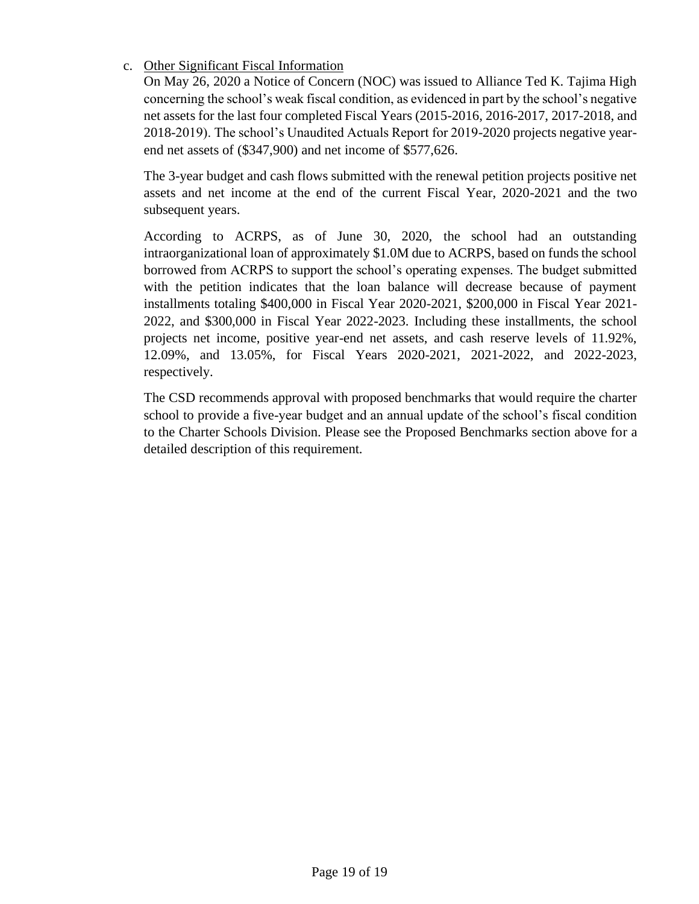c. Other Significant Fiscal Information

On May 26, 2020 a Notice of Concern (NOC) was issued to Alliance Ted K. Tajima High concerning the school's weak fiscal condition, as evidenced in part by the school's negative net assets for the last four completed Fiscal Years (2015-2016, 2016-2017, 2017-2018, and 2018-2019). The school's Unaudited Actuals Report for 2019-2020 projects negative year-end net assets of ($347,900) and net income of $577,626.

The 3-year budget and cash flows submitted with the renewal petition projects positive net assets and net income at the end of the current Fiscal Year, 2020-2021 and the two subsequent years.

According to ACRPS, as of June 30, 2020, the school had an outstanding intraorganizational loan of approximately $1.0M due to ACRPS, based on funds the school borrowed from ACRPS to support the school's operating expenses. The budget submitted with the petition indicates that the loan balance will decrease because of payment installments totaling $400,000 in Fiscal Year 2020-2021, $200,000 in Fiscal Year 2021-2022, and $300,000 in Fiscal Year 2022-2023. Including these installments, the school projects net income, positive year-end net assets, and cash reserve levels of 11.92%, 12.09%, and 13.05%, for Fiscal Years 2020-2021, 2021-2022, and 2022-2023, respectively.

The CSD recommends approval with proposed benchmarks that would require the charter school to provide a five-year budget and an annual update of the school's fiscal condition to the Charter Schools Division. Please see the Proposed Benchmarks section above for a detailed description of this requirement.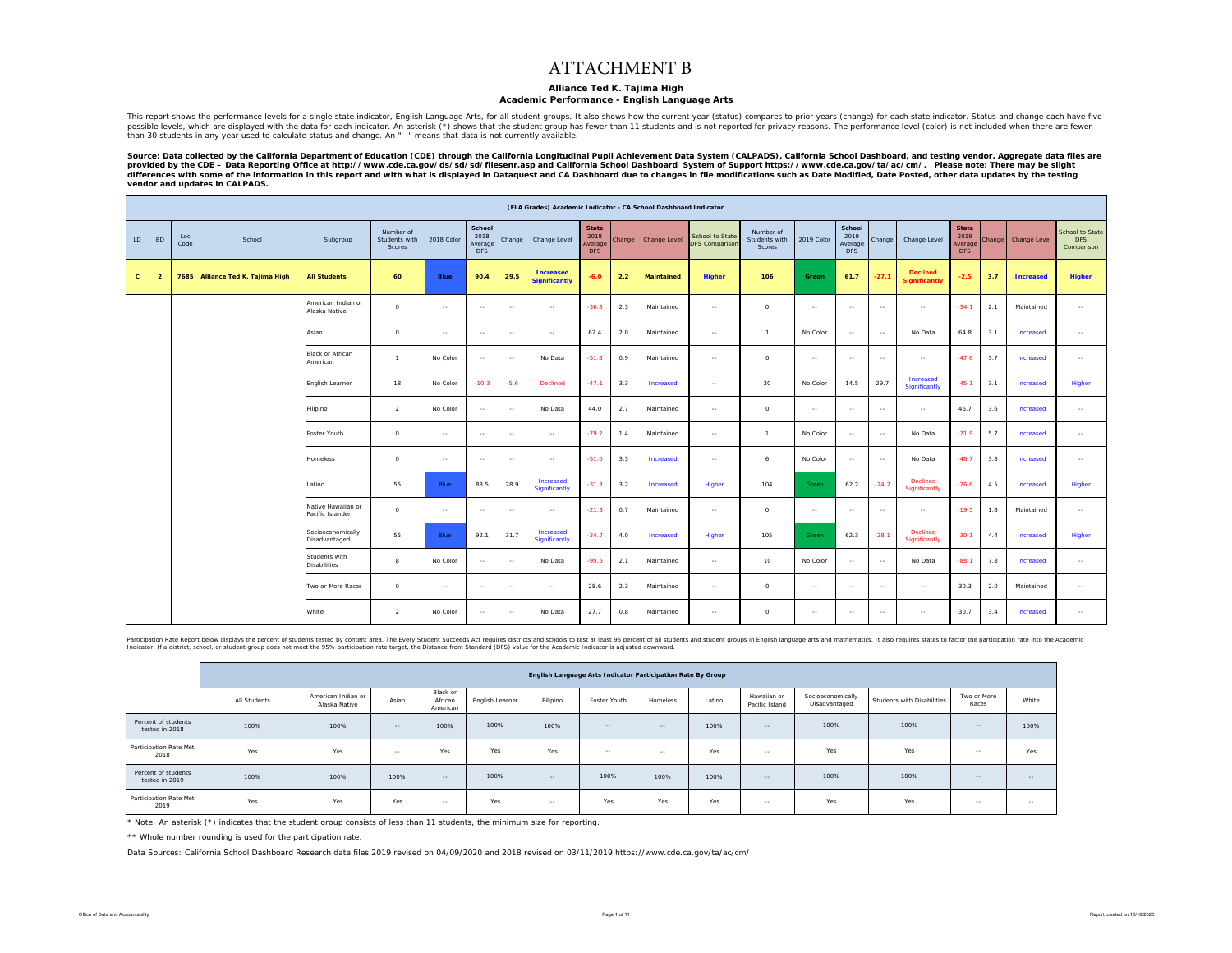# ATTACHMENT B

**Alliance Ted K. Tajima High**
**Academic Performance - English Language Arts**

This report shows the performance levels for a single state indicator, English Language Arts, for all student groups. It also shows how the current year (status) compares to prior years (change) for each state indicator. Status and change each have five possible levels, which are displayed with the data for each indicator. An asterisk (*) shows that the student group has fewer than 11 students and is not reported for privacy reasons. The performance level (color) is not included when there are fewer than 30 students in any year used to calculate status and change. An "--" means that data is not currently available.

**Source: Data collected by the California Department of Education (CDE) through the California Longitudinal Pupil Achievement Data System (CALPADS), California School Dashboard, and testing vendor. Aggregate data files are provided by the CDE – Data Reporting Office at http://www.cde.ca.gov/ds/sd/sd/filesenr.asp and California School Dashboard System of Support https://www.cde.ca.gov/ta/ac/cm/. Please note: There may be slight differences with some of the information in this report and with what is displayed in Dataquest and CA Dashboard due to changes in file modifications such as Date Modified, Date Posted, other data updates by the testing vendor and updates in CALPADS.**

| (ELA Grades) Academic Indicator - CA School Dashboard Indicator | | | | | | | | | | | | | | | | | | | | | | | | |
|---|---|---|---|---|---|---|---|---|---|---|---|---|---|---|---|---|---|---|---|---|---|---|---|---|
| LD | BD | Loc Code | School | Subgroup | Number of Students with Scores | 2018 Color | School 2018 Average DFS | Change | Change Level | State 2018 Average DFS | Change | Change Level | School to State DFS Comparison | Number of Students with Scores | 2019 Color | School 2019 Average DFS | Change | Change Level | State 2019 Average DFS | Change | Change Level | School to State DFS Comparison |
| **C** | **2** | **7685** | **Alliance Ted K. Tajima High** | **All Students** | **60** | **Blue** | **90.4** | **29.5** | **Increased Significantly** | **-6.0** | **2.2** | **Maintained** | **Higher** | **106** | **Green** | **61.7** | **-27.1** | **Declined Significantly** | **-2.5** | **3.7** | **Increased** | **Higher** |
| | | | | American Indian or Alaska Native | 0 | -- | -- | -- | -- | -36.8 | 2.3 | Maintained | -- | 0 | -- | -- | -- | -- | -34.1 | 2.1 | Maintained | -- |
| | | | | Asian | 0 | -- | -- | -- | -- | 62.4 | 2.0 | Maintained | -- | 1 | No Color | -- | -- | No Data | 64.8 | 3.1 | Increased | -- |
| | | | | Black or African American | 1 | No Color | -- | -- | No Data | -51.8 | 0.9 | Maintained | -- | 0 | -- | -- | -- | -- | -47.6 | 3.7 | Increased | -- |
| | | | | English Learner | 18 | No Color | -10.3 | -5.6 | Declined | -47.1 | 3.3 | Increased | -- | 30 | No Color | 14.5 | 29.7 | Increased Significantly | -45.1 | 3.1 | Increased | Higher |
| | | | | Filipino | 2 | No Color | -- | -- | No Data | 44.0 | 2.7 | Maintained | -- | 0 | -- | -- | -- | -- | 46.7 | 3.6 | Increased | -- |
| | | | | Foster Youth | 0 | -- | -- | -- | -- | -79.2 | 1.4 | Maintained | -- | 1 | No Color | -- | -- | No Data | -71.9 | 5.7 | Increased | -- |
| | | | | Homeless | 0 | -- | -- | -- | -- | -51.0 | 3.3 | Increased | -- | 6 | No Color | -- | -- | No Data | -46.7 | 3.8 | Increased | -- |
| | | | | Latino | 55 | Blue | 88.5 | 28.9 | Increased Significantly | -31.3 | 3.2 | Increased | Higher | 104 | Green | 62.2 | -24.7 | Declined Significantly | -26.6 | 4.5 | Increased | Higher |
| | | | | Native Hawaiian or Pacific Islander | 0 | -- | -- | -- | -- | -21.3 | 0.7 | Maintained | -- | 0 | -- | -- | -- | -- | -19.5 | 1.8 | Maintained | -- |
| | | | | Socioeconomically Disadvantaged | 55 | Blue | 92.1 | 31.7 | Increased Significantly | -34.7 | 4.0 | Increased | Higher | 105 | Green | 62.3 | -28.1 | Declined Significantly | -30.1 | 4.4 | Increased | Higher |
| | | | | Students with Disabilities | 8 | No Color | -- | -- | No Data | -95.5 | 2.1 | Maintained | -- | 10 | No Color | -- | -- | No Data | -88.1 | 7.8 | Increased | -- |
| | | | | Two or More Races | 0 | -- | -- | -- | -- | 28.6 | 2.3 | Maintained | -- | 0 | -- | -- | -- | -- | 30.3 | 2.0 | Maintained | -- |
| | | | | White | 2 | No Color | -- | -- | No Data | 27.7 | 0.8 | Maintained | -- | 0 | -- | -- | -- | -- | 30.7 | 3.4 | Increased | -- |

Participation Rate Report below displays the percent of students tested by content area. The Every Student Succeeds Act requires districts and schools to test at least 95 percent of all students and student groups in English language arts and mathematics. It also requires states to factor the participation rate into the Academic Indicator. If a district, school, or student group does not meet the 95% participation rate target, the Distance from Standard (DFS) value for the Academic Indicator is adjusted downward.

| English Language Arts Indicator Participation Rate By Group | | | | | | | | | | | | | |
|---|---|---|---|---|---|---|---|---|---|---|---|---|---|
| | All Students | American Indian or Alaska Native | Asian | Black or African American | English Learner | Filipino | Foster Youth | Homeless | Latino | Hawaiian or Pacific Island | Socioeconomically Disadvantaged | Students with Disabilities | Two or More Races | White |
| Percent of students tested in 2018 | 100% | 100% | -- | 100% | 100% | 100% | -- | -- | 100% | -- | 100% | 100% | -- | 100% |
| Participation Rate Met 2018 | Yes | Yes | -- | Yes | Yes | Yes | -- | -- | Yes | -- | Yes | Yes | -- | Yes |
| Percent of students tested in 2019 | 100% | 100% | 100% | -- | 100% | -- | 100% | 100% | 100% | -- | 100% | 100% | -- | -- |
| Participation Rate Met 2019 | Yes | Yes | Yes | -- | Yes | -- | Yes | Yes | Yes | -- | Yes | Yes | -- | -- |

* Note: An asterisk (*) indicates that the student group consists of less than 11 students, the minimum size for reporting.

** Whole number rounding is used for the participation rate.

Data Sources: California School Dashboard Research data files 2019 revised on 04/09/2020 and 2018 revised on 03/11/2019 https://www.cde.ca.gov/ta/ac/cm/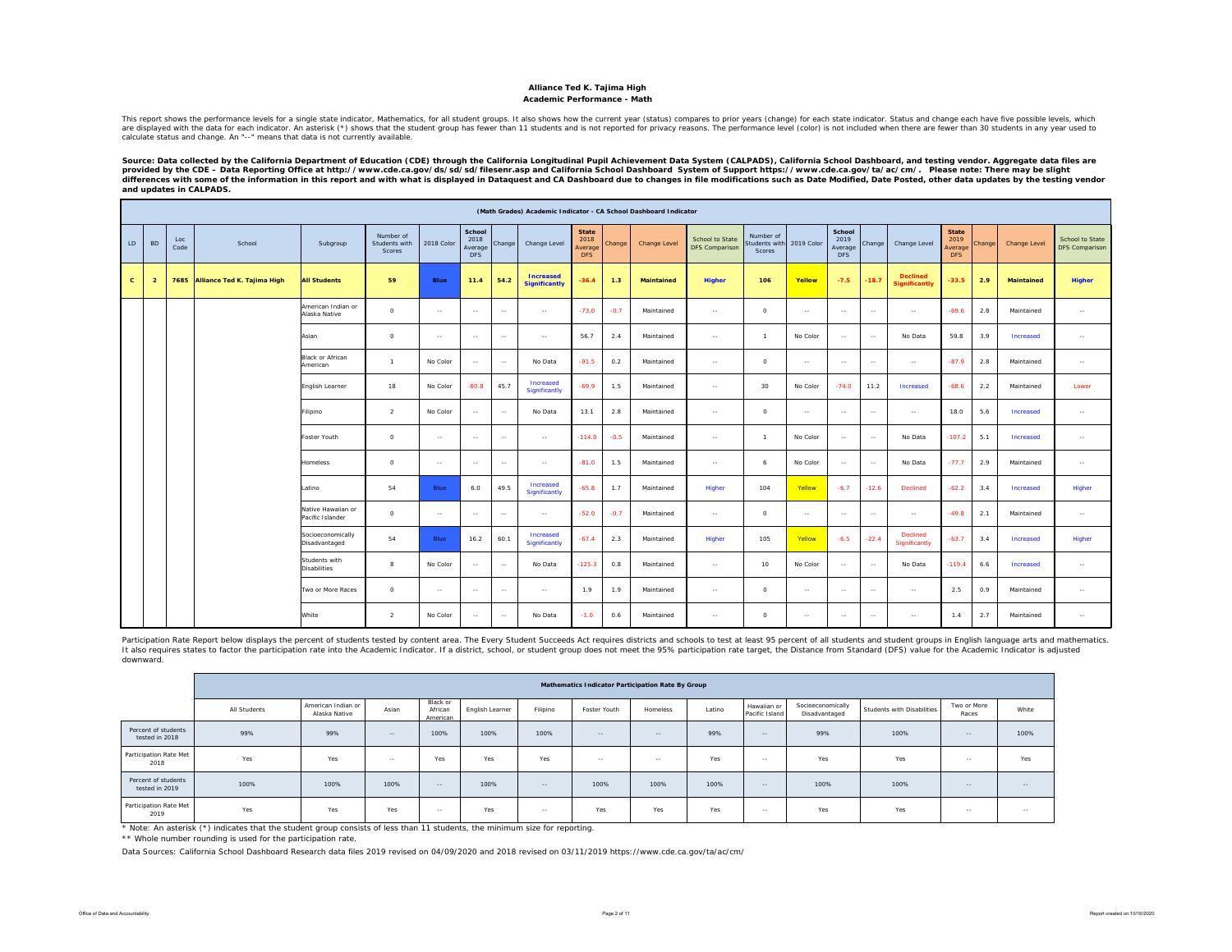# Alliance Ted K. Tajima High

## Academic Performance - Math

This report shows the performance levels for a single state indicator, Mathematics, for all student groups. It also shows how the current year (status) compares to prior years (change) for each state indicator. Status and change each have five possible levels, which are displayed with the data for each indicator. An asterisk (*) shows that the student group has fewer than 11 students and is not reported for privacy reasons. The performance level (color) is not included when there are fewer than 30 students in any year used to calculate status and change. An "--" means that data is not currently available.

**Source: Data collected by the California Department of Education (CDE) through the California Longitudinal Pupil Achievement Data System (CALPADS), California School Dashboard, and testing vendor. Aggregate data files are provided by the CDE – Data Reporting Office at http://www.cde.ca.gov/ds/sd/sd/filesenr.asp and California School Dashboard System of Support https://www.cde.ca.gov/ta/ac/cm/. Please note: There may be slight differences with some of the information in this report and with what is displayed in Dataquest and CA Dashboard due to changes in file modifications such as Date Modified, Date Posted, other data updates by the testing vendor and updates in CALPADS.**

**(Math Grades) Academic Indicator - CA School Dashboard Indicator**

| LD | BD | Loc Code | School | Subgroup | Number of Students with Scores | 2018 Color | School 2018 Average DFS | Change | Change Level | State 2018 Average DFS | Change | Change Level | School to State DFS Comparison | Number of Students with Scores | 2019 Color | School 2019 Average DFS | Change | Change Level | State 2019 Average DFS | Change | Change Level | School to State DFS Comparison |
|---|---|---|---|---|---|---|---|---|---|---|---|---|---|---|---|---|---|---|---|---|---|---|
| **C** | **2** | **7685** | **Alliance Ted K. Tajima High** | **All Students** | **59** | **Blue** | **11.4** | **54.2** | **Increased Significantly** | **-36.4** | **1.3** | **Maintained** | **Higher** | **106** | **Yellow** | **-7.5** | **-18.7** | **Declined Significantly** | **-33.5** | **2.9** | **Maintained** | **Higher** |
| | | | | American Indian or Alaska Native | 0 | -- | -- | -- | -- | -73.0 | -0.7 | Maintained | -- | 0 | -- | -- | -- | -- | -69.6 | 2.8 | Maintained | -- |
| | | | | Asian | 0 | -- | -- | -- | -- | 56.7 | 2.4 | Maintained | -- | 1 | No Color | -- | -- | No Data | 59.8 | 3.9 | Increased | -- |
| | | | | Black or African American | 1 | No Color | -- | -- | No Data | -91.5 | 0.2 | Maintained | -- | 0 | -- | -- | -- | -- | -87.9 | 2.8 | Maintained | -- |
| | | | | English Learner | 18 | No Color | -80.8 | 45.7 | Increased Significantly | -69.9 | 1.5 | Maintained | -- | 30 | No Color | -74.0 | 11.2 | Increased | -68.6 | 2.2 | Maintained | Lower |
| | | | | Filipino | 2 | No Color | -- | -- | No Data | 13.1 | 2.8 | Maintained | -- | 0 | -- | -- | -- | -- | 18.0 | 5.6 | Increased | -- |
| | | | | Foster Youth | 0 | -- | -- | -- | -- | -114.0 | -0.5 | Maintained | -- | 1 | No Color | -- | -- | No Data | -107.2 | 5.1 | Increased | -- |
| | | | | Homeless | 0 | -- | -- | -- | -- | -81.0 | 1.5 | Maintained | -- | 6 | No Color | -- | -- | No Data | -77.7 | 2.9 | Maintained | -- |
| | | | | Latino | 54 | Blue | 6.0 | 49.5 | Increased Significantly | -65.8 | 1.7 | Maintained | Higher | 104 | Yellow | -6.7 | -12.6 | Declined | -62.2 | 3.4 | Increased | Higher |
| | | | | Native Hawaiian or Pacific Islander | 0 | -- | -- | -- | -- | -52.0 | -0.7 | Maintained | -- | 0 | -- | -- | -- | -- | -49.8 | 2.1 | Maintained | -- |
| | | | | Socioeconomically Disadvantaged | 54 | Blue | 16.2 | 60.1 | Increased Significantly | -67.4 | 2.3 | Maintained | Higher | 105 | Yellow | -6.5 | -22.4 | Declined Significantly | -63.7 | 3.4 | Increased | Higher |
| | | | | Students with Disabilities | 8 | No Color | -- | -- | No Data | -125.3 | 0.8 | Maintained | -- | 10 | No Color | -- | -- | No Data | -119.4 | 6.6 | Increased | -- |
| | | | | Two or More Races | 0 | -- | -- | -- | -- | 1.9 | 1.9 | Maintained | -- | 0 | -- | -- | -- | -- | 2.5 | 0.9 | Maintained | -- |
| | | | | White | 2 | No Color | -- | -- | No Data | -1.0 | 0.6 | Maintained | -- | 0 | -- | -- | -- | -- | 1.4 | 2.7 | Maintained | -- |

Participation Rate Report below displays the percent of students tested by content area. The Every Student Succeeds Act requires districts and schools to test at least 95 percent of all students and student groups in English language arts and mathematics. It also requires states to factor the participation rate into the Academic Indicator. If a district, school, or student group does not meet the 95% participation rate target, the Distance from Standard (DFS) value for the Academic Indicator is adjusted downward.

**Mathematics Indicator Participation Rate By Group**

| | All Students | American Indian or Alaska Native | Asian | Black or African American | English Learner | Filipino | Foster Youth | Homeless | Latino | Hawaiian or Pacific Island | Socioeconomically Disadvantaged | Students with Disabilities | Two or More Races | White |
|---|---|---|---|---|---|---|---|---|---|---|---|---|---|---|
| Percent of students tested in 2018 | 99% | 99% | -- | 100% | 100% | 100% | -- | -- | 99% | -- | 99% | 100% | -- | 100% |
| Participation Rate Met 2018 | Yes | Yes | -- | Yes | Yes | Yes | -- | -- | Yes | -- | Yes | Yes | -- | Yes |
| Percent of students tested in 2019 | 100% | 100% | 100% | -- | 100% | -- | 100% | 100% | 100% | -- | 100% | 100% | -- | -- |
| Participation Rate Met 2019 | Yes | Yes | Yes | -- | Yes | -- | Yes | Yes | Yes | -- | Yes | Yes | -- | -- |

* Note: An asterisk (*) indicates that the student group consists of less than 11 students, the minimum size for reporting.

** Whole number rounding is used for the participation rate.

Data Sources: California School Dashboard Research data files 2019 revised on 04/09/2020 and 2018 revised on 03/11/2019 https://www.cde.ca.gov/ta/ac/cm/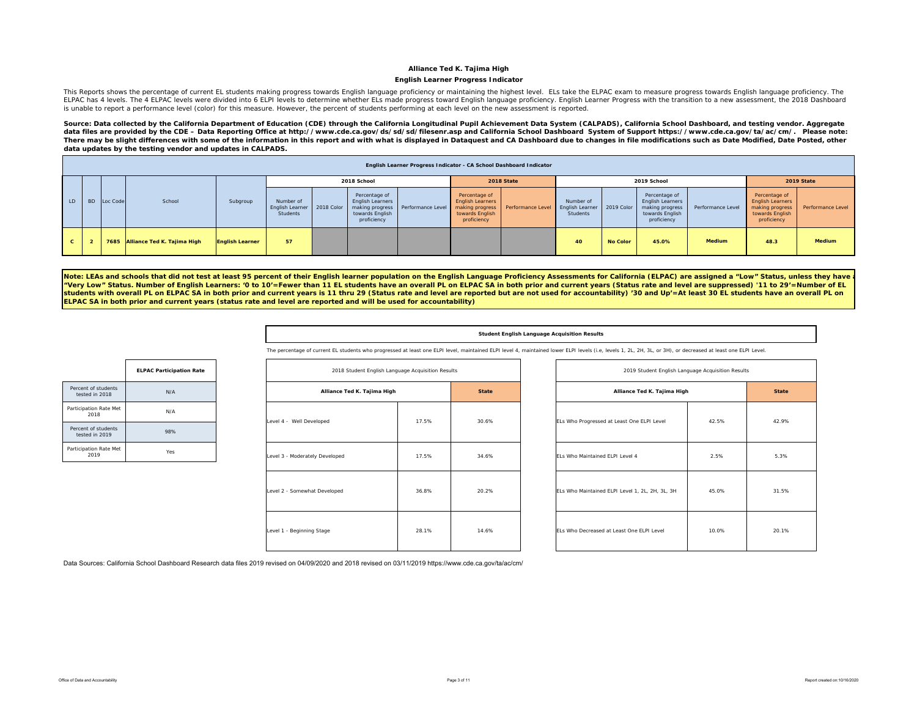# Alliance Ted K. Tajima High

## English Learner Progress Indicator

This Reports shows the percentage of current EL students making progress towards English language proficiency or maintaining the highest level. ELs take the ELPAC exam to measure progress towards English language proficiency. The ELPAC has 4 levels. The 4 ELPAC levels were divided into 6 ELPI levels to determine whether ELs made progress toward English language proficiency. English Learner Progress with the transition to a new assessment, the 2018 Dashboard is unable to report a performance level (color) for this measure. However, the percent of students performing at each level on the new assessment is reported.

**Source: Data collected by the California Department of Education (CDE) through the California Longitudinal Pupil Achievement Data System (CALPADS), California School Dashboard, and testing vendor. Aggregate data files are provided by the CDE – Data Reporting Office at http://www.cde.ca.gov/ds/sd/sd/filesenr.asp and California School Dashboard System of Support https://www.cde.ca.gov/ta/ac/cm/. Please note: There may be slight differences with some of the information in this report and with what is displayed in Dataquest and CA Dashboard due to changes in file modifications such as Date Modified, Date Posted, other data updates by the testing vendor and updates in CALPADS.**

**English Learner Progress Indicator - CA School Dashboard Indicator**

| LD | BD | Loc Code | School | Subgroup | 2018 School | | | | 2018 State | | 2019 School | | | | 2019 State | |
|---|---|---|---|---|---|---|---|---|---|---|---|---|---|---|---|---|
| | | | | | Number of English Learner Students | 2018 Color | Percentage of English Learners making progress towards English proficiency | Performance Level | Percentage of English Learners making progress towards English proficiency | Performance Level | Number of English Learner Students | 2019 Color | Percentage of English Learners making progress towards English proficiency | Performance Level | Percentage of English Learners making progress towards English proficiency | Performance Level |
| C | 2 | 7685 | Alliance Ted K. Tajima High | English Learner | 57 | | | | | | 40 | No Color | 45.0% | Medium | 48.3 | Medium |

**Note: LEAs and schools that did not test at least 95 percent of their English learner population on the English Language Proficiency Assessments for California (ELPAC) are assigned a "Low" Status, unless they have a "Very Low" Status. Number of English Learners: '0 to 10'=Fewer than 11 EL students have an overall PL on ELPAC SA in both prior and current years (Status rate and level are suppressed) '11 to 29'=Number of EL students with overall PL on ELPAC SA in both prior and current years is 11 thru 29 (Status rate and level are reported but are not used for accountability) '30 and Up'=At least 30 EL students have an overall PL on ELPAC SA in both prior and current years (status rate and level are reported and will be used for accountability)**

| | ELPAC Participation Rate |
|---|---|
| Percent of students tested in 2018 | N/A |
| Participation Rate Met 2018 | N/A |
| Percent of students tested in 2019 | 98% |
| Participation Rate Met 2019 | Yes |

**Student English Language Acquisition Results**

The percentage of current EL students who progressed at least one ELPI level, maintained ELPI level 4, maintained lower ELPI levels (i.e, levels 1, 2L, 2H, 3L, or 3H), or decreased at least one ELPI Level.

2018 Student English Language Acquisition Results

| Alliance Ted K. Tajima High | | State |
|---|---|---|
| Level 4 - Well Developed | 17.5% | 30.6% |
| Level 3 - Moderately Developed | 17.5% | 34.6% |
| Level 2 - Somewhat Developed | 36.8% | 20.2% |
| Level 1 - Beginning Stage | 28.1% | 14.6% |

2019 Student English Language Acquisition Results

| Alliance Ted K. Tajima High | | State |
|---|---|---|
| ELs Who Progressed at Least One ELPI Level | 42.5% | 42.9% |
| ELs Who Maintained ELPI Level 4 | 2.5% | 5.3% |
| ELs Who Maintained ELPI Level 1, 2L, 2H, 3L, 3H | 45.0% | 31.5% |
| ELs Who Decreased at Least One ELPI Level | 10.0% | 20.1% |

Data Sources: California School Dashboard Research data files 2019 revised on 04/09/2020 and 2018 revised on 03/11/2019 https://www.cde.ca.gov/ta/ac/cm/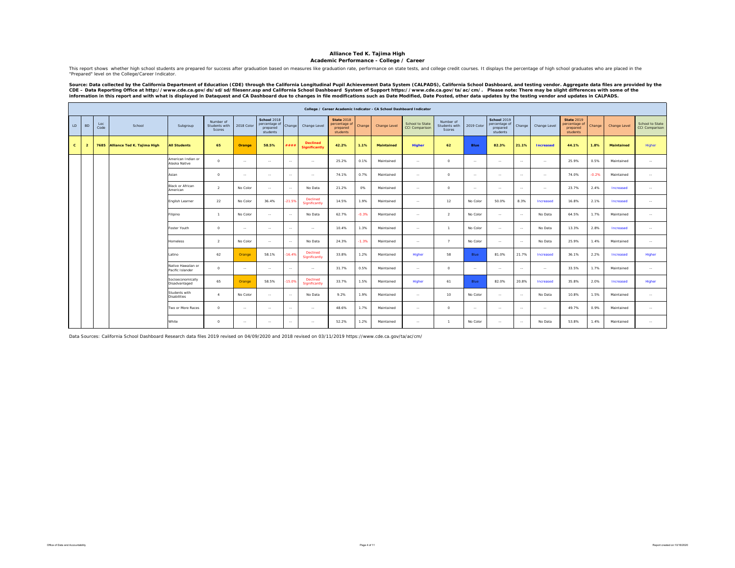# Alliance Ted K. Tajima High

## Academic Performance - College / Career

This report shows whether high school students are prepared for success after graduation based on measures like graduation rate, performance on state tests, and college credit courses. It displays the percentage of high school graduates who are placed in the "Prepared" level on the College/Career Indicator.

**Source: Data collected by the California Department of Education (CDE) through the California Longitudinal Pupil Achievement Data System (CALPADS), California School Dashboard, and testing vendor. Aggregate data files are provided by the CDE – Data Reporting Office at http://www.cde.ca.gov/ds/sd/sd/filesenr.asp and California School Dashboard System of Support https://www.cde.ca.gov/ta/ac/cm/. Please note: There may be slight differences with some of the information in this report and with what is displayed in Dataquest and CA Dashboard due to changes in file modifications such as Date Modified, Date Posted, other data updates by the testing vendor and updates in CALPADS.**

| College / Career Academic Indicator - CA School Dashboard Indicator | | | | | | | | | | | | | | | | | | | | | | | |
|---|---|---|---|---|---|---|---|---|---|---|---|---|---|---|---|---|---|---|---|---|---|---|---|
| LD | BD | Loc Code | School | Subgroup | Number of Students with Scores | 2018 Color | School 2018 percentage of prepared students | Change | Change Level | State 2018 percentage of prepared students | Change | Change Level | School to State CCI Comparison | Number of Students with Scores | 2019 Color | School 2019 percentage of prepared students | Change | Change Level | State 2019 percentage of prepared students | Change | Change Level | School to State CCI Comparison |
| **C** | **2** | **7685** | **Alliance Ted K. Tajima High** | **All Students** | **65** | **Orange** | **58.5%** | **####** | **Declined Significantly** | **42.2%** | **1.1%** | **Maintained** | **Higher** | **62** | **Blue** | **82.3%** | **21.1%** | **Increased** | **44.1%** | **1.8%** | **Maintained** | **Higher** |
| | | | | American Indian or Alaska Native | 0 | -- | -- | -- | -- | 25.2% | 0.1% | Maintained | -- | 0 | -- | -- | -- | -- | 25.9% | 0.5% | Maintained | -- |
| | | | | Asian | 0 | -- | -- | -- | -- | 74.1% | 0.7% | Maintained | -- | 0 | -- | -- | -- | -- | 74.0% | -0.2% | Maintained | -- |
| | | | | Black or African American | 2 | No Color | -- | -- | No Data | 21.2% | 0% | Maintained | -- | 0 | -- | -- | -- | -- | 23.7% | 2.4% | Increased | -- |
| | | | | English Learner | 22 | No Color | 36.4% | -21.5% | Declined Significantly | 14.5% | 1.9% | Maintained | -- | 12 | No Color | 50.0% | 8.3% | Increased | 16.8% | 2.1% | Increased | -- |
| | | | | Filipino | 1 | No Color | -- | -- | No Data | 62.7% | -0.3% | Maintained | -- | 2 | No Color | -- | -- | No Data | 64.5% | 1.7% | Maintained | -- |
| | | | | Foster Youth | 0 | -- | -- | -- | -- | 10.4% | 1.3% | Maintained | -- | 1 | No Color | -- | -- | No Data | 13.3% | 2.8% | Increased | -- |
| | | | | Homeless | 2 | No Color | -- | -- | No Data | 24.3% | -1.3% | Maintained | -- | 7 | No Color | -- | -- | No Data | 25.9% | 1.4% | Maintained | -- |
| | | | | Latino | 62 | Orange | 58.1% | -16.4% | Declined Significantly | 33.8% | 1.2% | Maintained | Higher | 58 | Blue | 81.0% | 21.7% | Increased | 36.1% | 2.2% | Increased | Higher |
| | | | | Native Hawaiian or Pacific Islander | 0 | -- | -- | -- | -- | 31.7% | 0.5% | Maintained | -- | 0 | -- | -- | -- | -- | 33.5% | 1.7% | Maintained | -- |
| | | | | Socioeconomically Disadvantaged | 65 | Orange | 58.5% | -15.0% | Declined Significantly | 33.7% | 1.5% | Maintained | Higher | 61 | Blue | 82.0% | 20.8% | Increased | 35.8% | 2.0% | Increased | Higher |
| | | | | Students with Disabilities | 4 | No Color | -- | -- | No Data | 9.2% | 1.9% | Maintained | -- | 10 | No Color | -- | -- | No Data | 10.8% | 1.5% | Maintained | -- |
| | | | | Two or More Races | 0 | -- | -- | -- | -- | 48.6% | 1.7% | Maintained | -- | 0 | -- | -- | -- | -- | 49.7% | 0.9% | Maintained | -- |
| | | | | White | 0 | -- | -- | -- | -- | 52.2% | 1.2% | Maintained | -- | 1 | No Color | -- | -- | No Data | 53.8% | 1.4% | Maintained | -- |

Data Sources: California School Dashboard Research data files 2019 revised on 04/09/2020 and 2018 revised on 03/11/2019 https://www.cde.ca.gov/ta/ac/cm/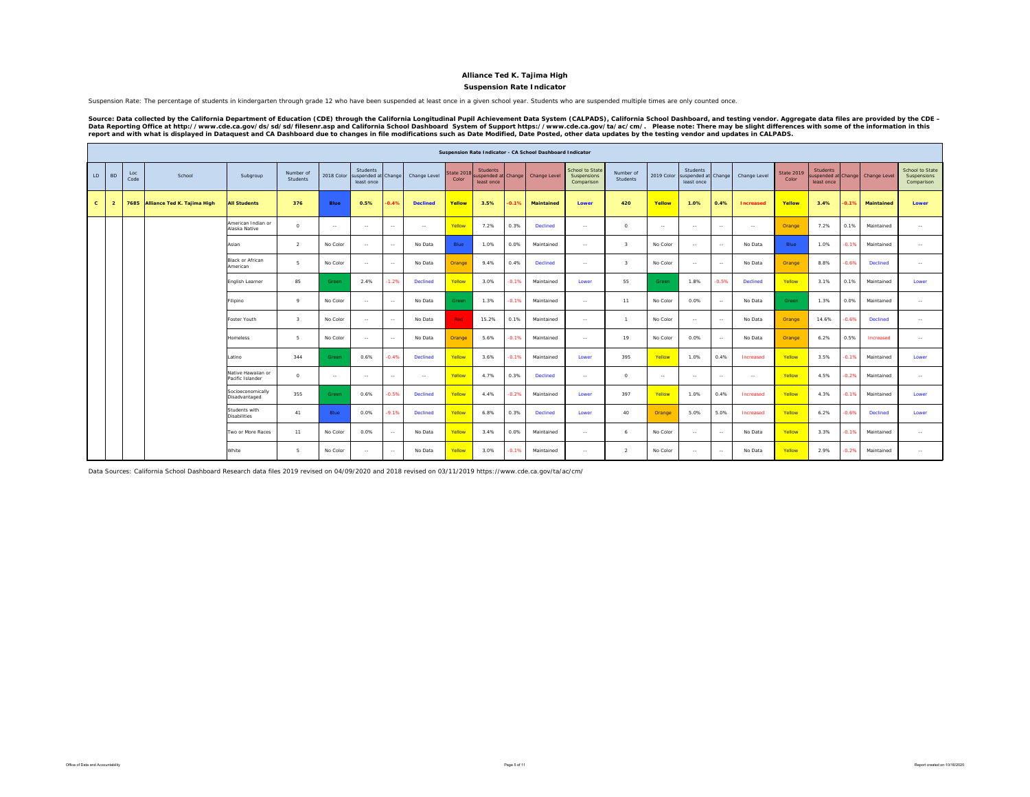# Alliance Ted K. Tajima High

## Suspension Rate Indicator

Suspension Rate: The percentage of students in kindergarten through grade 12 who have been suspended at least once in a given school year. Students who are suspended multiple times are only counted once.

**Source: Data collected by the California Department of Education (CDE) through the California Longitudinal Pupil Achievement Data System (CALPADS), California School Dashboard, and testing vendor. Aggregate data files are provided by the CDE – Data Reporting Office at http://www.cde.ca.gov/ds/sd/sd/filesenr.asp and California School Dashboard System of Support https://www.cde.ca.gov/ta/ac/cm/. Please note: There may be slight differences with some of the information in this report and with what is displayed in Dataquest and CA Dashboard due to changes in file modifications such as Date Modified, Date Posted, other data updates by the testing vendor and updates in CALPADS.**

| Suspension Rate Indicator - CA School Dashboard Indicator | | | | | | | | | | | | | | | | | | | | | | | | | |
|---|---|---|---|---|---|---|---|---|---|---|---|---|---|---|---|---|---|---|---|---|---|---|---|---|---|
| LD | BD | Loc Code | School | Subgroup | Number of Students | 2018 Color | Students suspended at least once | Change | Change Level | State 2018 Color | Students suspended at least once | Change | Change Level | School to State Suspensions Comparison | Number of Students | 2019 Color | Students suspended at least once | Change | Change Level | State 2019 Color | Students suspended at least once | Change | Change Level | School to State Suspensions Comparison |
| **C** | **2** | **7685** | **Alliance Ted K. Tajima High** | **All Students** | **376** | **Blue** | **0.5%** | **-0.4%** | **Declined** | **Yellow** | **3.5%** | **-0.1%** | **Maintained** | **Lower** | **420** | **Yellow** | **1.0%** | **0.4%** | **Increased** | **Yellow** | **3.4%** | **-0.1%** | **Maintained** | **Lower** |
| | | | | American Indian or Alaska Native | 0 | -- | -- | -- | -- | Yellow | 7.2% | 0.3% | Declined | -- | 0 | -- | -- | -- | -- | Orange | 7.2% | 0.1% | Maintained | -- |
| | | | | Asian | 2 | No Color | -- | -- | No Data | Blue | 1.0% | 0.0% | Maintained | -- | 3 | No Color | -- | -- | No Data | Blue | 1.0% | -0.1% | Maintained | -- |
| | | | | Black or African American | 5 | No Color | -- | -- | No Data | Orange | 9.4% | 0.4% | Declined | -- | 3 | No Color | -- | -- | No Data | Orange | 8.8% | -0.6% | Declined | -- |
| | | | | English Learner | 85 | Green | 2.4% | -1.2% | Declined | Yellow | 3.0% | -0.1% | Maintained | Lower | 55 | Green | 1.8% | -0.5% | Declined | Yellow | 3.1% | 0.1% | Maintained | Lower |
| | | | | Filipino | 9 | No Color | -- | -- | No Data | Green | 1.3% | -0.1% | Maintained | -- | 11 | No Color | 0.0% | -- | No Data | Green | 1.3% | 0.0% | Maintained | -- |
| | | | | Foster Youth | 3 | No Color | -- | -- | No Data | Red | 15.2% | 0.1% | Maintained | -- | 1 | No Color | -- | -- | No Data | Orange | 14.6% | -0.6% | Declined | -- |
| | | | | Homeless | 5 | No Color | -- | -- | No Data | Orange | 5.6% | -0.1% | Maintained | -- | 19 | No Color | 0.0% | -- | No Data | Orange | 6.2% | 0.5% | Increased | -- |
| | | | | Latino | 344 | Green | 0.6% | -0.4% | Declined | Yellow | 3.6% | -0.1% | Maintained | Lower | 395 | Yellow | 1.0% | 0.4% | Increased | Yellow | 3.5% | -0.1% | Maintained | Lower |
| | | | | Native Hawaiian or Pacific Islander | 0 | -- | -- | -- | -- | Yellow | 4.7% | 0.3% | Declined | -- | 0 | -- | -- | -- | -- | Yellow | 4.5% | -0.2% | Maintained | -- |
| | | | | Socioeconomically Disadvantaged | 355 | Green | 0.6% | -0.5% | Declined | Yellow | 4.4% | -0.2% | Maintained | Lower | 397 | Yellow | 1.0% | 0.4% | Increased | Yellow | 4.3% | -0.1% | Maintained | Lower |
| | | | | Students with Disabilities | 41 | Blue | 0.0% | -9.1% | Declined | Yellow | 6.8% | 0.3% | Declined | Lower | 40 | Orange | 5.0% | 5.0% | Increased | Yellow | 6.2% | -0.6% | Declined | Lower |
| | | | | Two or More Races | 11 | No Color | 0.0% | -- | No Data | Yellow | 3.4% | 0.0% | Maintained | -- | 6 | No Color | -- | -- | No Data | Yellow | 3.3% | -0.1% | Maintained | -- |
| | | | | White | 5 | No Color | -- | -- | No Data | Yellow | 3.0% | -0.1% | Maintained | -- | 2 | No Color | -- | -- | No Data | Yellow | 2.9% | -0.2% | Maintained | -- |

Data Sources: California School Dashboard Research data files 2019 revised on 04/09/2020 and 2018 revised on 03/11/2019 https://www.cde.ca.gov/ta/ac/cm/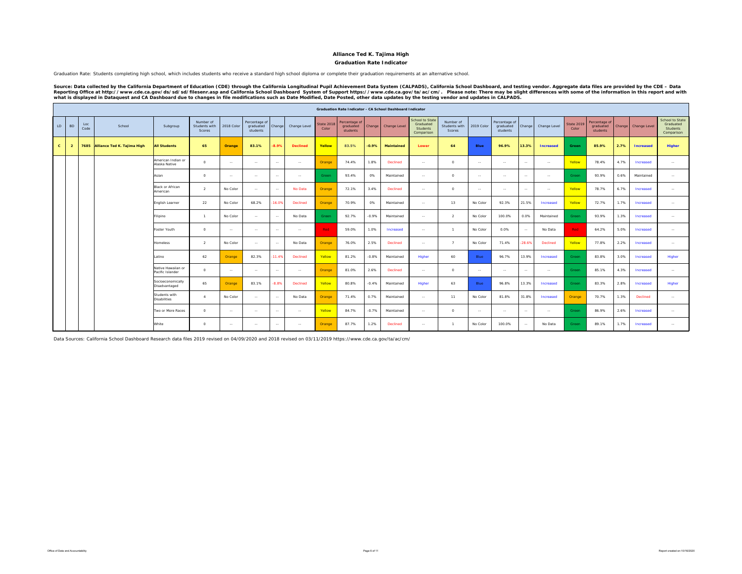# Alliance Ted K. Tajima High

## Graduation Rate Indicator

Graduation Rate: Students completing high school, which includes students who receive a standard high school diploma or complete their graduation requirements at an alternative school.

**Source: Data collected by the California Department of Education (CDE) through the California Longitudinal Pupil Achievement Data System (CALPADS), California School Dashboard, and testing vendor. Aggregate data files are provided by the CDE – Data Reporting Office at http://www.cde.ca.gov/ds/sd/sd/filesenr.asp and California School Dashboard System of Support https://www.cde.ca.gov/ta/ac/cm/. Please note: There may be slight differences with some of the information in this report and with what is displayed in Dataquest and CA Dashboard due to changes in file modifications such as Date Modified, Date Posted, other data updates by the testing vendor and updates in CALPADS.**

| Graduation Rate Indicator - CA School Dashboard Indicator | | | | | | | | | | | | | | | | | | | | | | | | | |
|---|---|---|---|---|---|---|---|---|---|---|---|---|---|---|---|---|---|---|---|---|---|---|---|---|---|
| LD | BD | Loc Code | School | Subgroup | Number of Students with Scores | 2018 Color | Percentage of graduated students | Change | Change Level | State 2018 Color | Percentage of graduated students | Change | Change Level | School to State Graduated Students Comparison | Number of Students with Scores | 2019 Color | Percentage of graduated students | Change | Change Level | State 2019 Color | Percentage of graduated students | Change | Change Level | School to State Graduated Students Comparison |
| **C** | **2** | **7685** | **Alliance Ted K. Tajima High** | **All Students** | **65** | **Orange** | **83.1%** | **-8.9%** | **Declined** | **Yellow** | **83.5%** | **-0.9%** | **Maintained** | **Lower** | **64** | **Blue** | **96.9%** | **13.3%** | **Increased** | **Green** | **85.9%** | **2.7%** | **Increased** | **Higher** |
| | | | | American Indian or Alaska Native | 0 | -- | -- | -- | -- | Orange | 74.4% | 1.8% | Declined | -- | 0 | -- | -- | -- | -- | Yellow | 78.4% | 4.7% | Increased | -- |
| | | | | Asian | 0 | -- | -- | -- | -- | Green | 93.4% | 0% | Maintained | -- | 0 | -- | -- | -- | -- | Green | 93.9% | 0.6% | Maintained | -- |
| | | | | Black or African American | 2 | No Color | -- | -- | No Data | Orange | 72.1% | 3.4% | Declined | -- | 0 | -- | -- | -- | -- | Yellow | 78.7% | 6.7% | Increased | -- |
| | | | | English Learner | 22 | No Color | 68.2% | -16.0% | Declined | Orange | 70.9% | 0% | Maintained | -- | 13 | No Color | 92.3% | 21.5% | Increased | Yellow | 72.7% | 1.7% | Increased | -- |
| | | | | Filipino | 1 | No Color | -- | -- | No Data | Green | 92.7% | -0.9% | Maintained | -- | 2 | No Color | 100.0% | 0.0% | Maintained | Green | 93.9% | 1.3% | Increased | -- |
| | | | | Foster Youth | 0 | -- | -- | -- | -- | Red | 59.0% | 1.0% | Increased | -- | 1 | No Color | 0.0% | -- | No Data | Red | 64.2% | 5.0% | Increased | -- |
| | | | | Homeless | 2 | No Color | -- | -- | No Data | Orange | 76.0% | 2.5% | Declined | -- | 7 | No Color | 71.4% | -28.6% | Declined | Yellow | 77.8% | 2.2% | Increased | -- |
| | | | | Latino | 62 | Orange | 82.3% | -11.4% | Declined | Yellow | 81.2% | -0.8% | Maintained | Higher | 60 | Blue | 96.7% | 13.9% | Increased | Green | 83.8% | 3.0% | Increased | Higher |
| | | | | Native Hawaiian or Pacific Islander | 0 | -- | -- | -- | -- | Orange | 81.0% | 2.6% | Declined | -- | 0 | -- | -- | -- | -- | Green | 85.1% | 4.3% | Increased | -- |
| | | | | Socioeconomically Disadvantaged | 65 | Orange | 83.1% | -8.8% | Declined | Yellow | 80.8% | -0.4% | Maintained | Higher | 63 | Blue | 96.8% | 13.3% | Increased | Green | 83.3% | 2.8% | Increased | Higher |
| | | | | Students with Disabilities | 4 | No Color | -- | -- | No Data | Orange | 71.4% | 0.7% | Maintained | -- | 11 | No Color | 81.8% | 31.8% | Increased | Orange | 70.7% | 1.3% | Declined | -- |
| | | | | Two or More Races | 0 | -- | -- | -- | -- | Yellow | 84.7% | -0.7% | Maintained | -- | 0 | -- | -- | -- | -- | Green | 86.9% | 2.6% | Increased | -- |
| | | | | White | 0 | -- | -- | -- | -- | Orange | 87.7% | 1.2% | Declined | -- | 1 | No Color | 100.0% | -- | No Data | Green | 89.1% | 1.7% | Increased | -- |

Data Sources: California School Dashboard Research data files 2019 revised on 04/09/2020 and 2018 revised on 03/11/2019 https://www.cde.ca.gov/ta/ac/cm/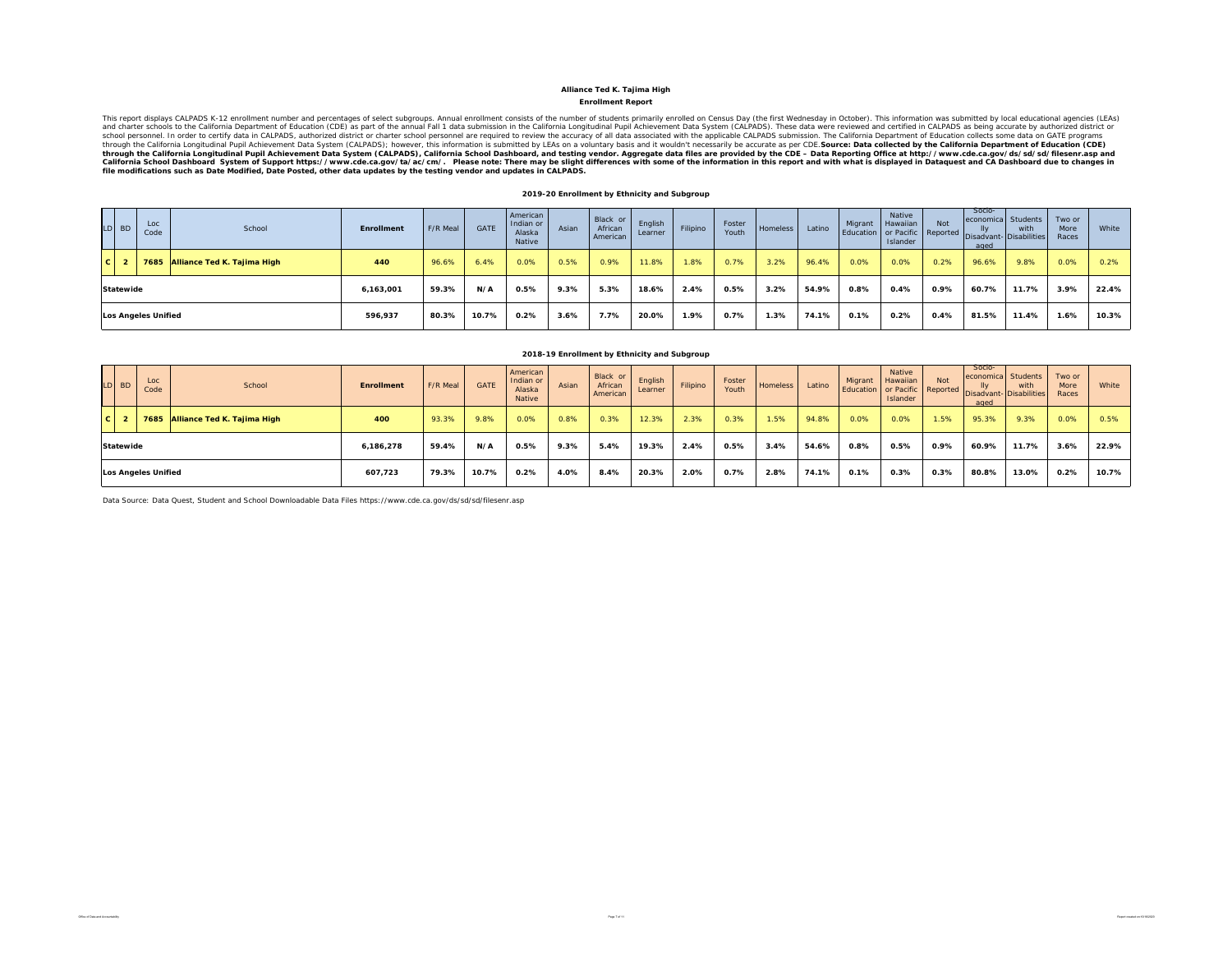**Alliance Ted K. Tajima High**

**Enrollment Report**

This report displays CALPADS K-12 enrollment number and percentages of select subgroups. Annual enrollment consists of the number of students primarily enrolled on Census Day (the first Wednesday in October). This information was submitted by local educational agencies (LEAs) and charter schools to the California Department of Education (CDE) as part of the annual Fall 1 data submission in the California Longitudinal Pupil Achievement Data System (CALPADS). These data were reviewed and certified in CALPADS as being accurate by authorized district or school personnel. In order to certify data in CALPADS, authorized district or charter school personnel are required to review the accuracy of all data associated with the applicable CALPADS submission. The California Department of Education collects some data on GATE programs through the California Longitudinal Pupil Achievement Data System (CALPADS); however, this information is submitted by LEAs on a voluntary basis and it wouldn't necessarily be accurate as per CDE.**Source: Data collected by the California Department of Education (CDE) through the California Longitudinal Pupil Achievement Data System (CALPADS), California School Dashboard, and testing vendor. Aggregate data files are provided by the CDE – Data Reporting Office at http://www.cde.ca.gov/ds/sd/sd/filesenr.asp and California School Dashboard System of Support https://www.cde.ca.gov/ta/ac/cm/. Please note: There may be slight differences with some of the information in this report and with what is displayed in Dataquest and CA Dashboard due to changes in file modifications such as Date Modified, Date Posted, other data updates by the testing vendor and updates in CALPADS.**

**2019-20 Enrollment by Ethnicity and Subgroup**

| LD | BD | Loc Code | School | Enrollment | F/R Meal | GATE | American Indian or Alaska Native | Asian | Black or African American | English Learner | Filipino | Foster Youth | Homeless | Latino | Migrant Education | Native Hawaiian or Pacific Islander | Not Reported | Socio-economically Disadvant-aged | Students with Disabilities | Two or More Races | White |
|---|---|---|---|---|---|---|---|---|---|---|---|---|---|---|---|---|---|---|---|---|---|
| C | 2 | 7685 | **Alliance Ted K. Tajima High** | 440 | 96.6% | 6.4% | 0.0% | 0.5% | 0.9% | 11.8% | 1.8% | 0.7% | 3.2% | 96.4% | 0.0% | 0.0% | 0.2% | 96.6% | 9.8% | 0.0% | 0.2% |
| **Statewide** | | | | 6,163,001 | 59.3% | N/A | 0.5% | 9.3% | 5.3% | 18.6% | 2.4% | 0.5% | 3.2% | 54.9% | 0.8% | 0.4% | 0.9% | 60.7% | 11.7% | 3.9% | 22.4% |
| **Los Angeles Unified** | | | | 596,937 | 80.3% | 10.7% | 0.2% | 3.6% | 7.7% | 20.0% | 1.9% | 0.7% | 1.3% | 74.1% | 0.1% | 0.2% | 0.4% | 81.5% | 11.4% | 1.6% | 10.3% |

**2018-19 Enrollment by Ethnicity and Subgroup**

| LD | BD | Loc Code | School | Enrollment | F/R Meal | GATE | American Indian or Alaska Native | Asian | Black or African American | English Learner | Filipino | Foster Youth | Homeless | Latino | Migrant Education | Native Hawaiian or Pacific Islander | Not Reported | Socio-economically Disadvant-aged | Students with Disabilities | Two or More Races | White |
|---|---|---|---|---|---|---|---|---|---|---|---|---|---|---|---|---|---|---|---|---|---|
| C | 2 | 7685 | **Alliance Ted K. Tajima High** | 400 | 93.3% | 9.8% | 0.0% | 0.8% | 0.3% | 12.3% | 2.3% | 0.3% | 1.5% | 94.8% | 0.0% | 0.0% | 1.5% | 95.3% | 9.3% | 0.0% | 0.5% |
| **Statewide** | | | | 6,186,278 | 59.4% | N/A | 0.5% | 9.3% | 5.4% | 19.3% | 2.4% | 0.5% | 3.4% | 54.6% | 0.8% | 0.5% | 0.9% | 60.9% | 11.7% | 3.6% | 22.9% |
| **Los Angeles Unified** | | | | 607,723 | 79.3% | 10.7% | 0.2% | 4.0% | 8.4% | 20.3% | 2.0% | 0.7% | 2.8% | 74.1% | 0.1% | 0.3% | 0.3% | 80.8% | 13.0% | 0.2% | 10.7% |

Data Source: Data Quest, Student and School Downloadable Data Files https://www.cde.ca.gov/ds/sd/sd/filesenr.asp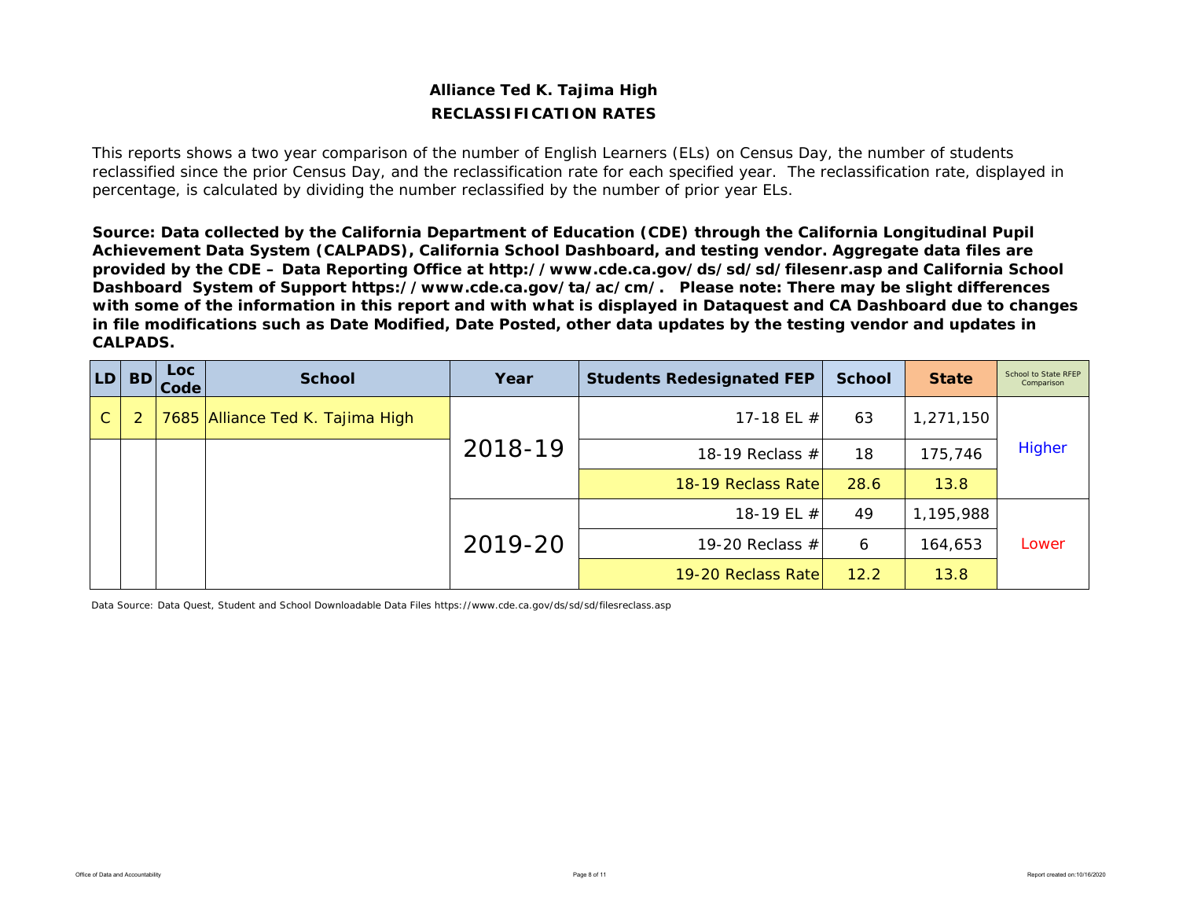**Alliance Ted K. Tajima High**

**RECLASSIFICATION RATES**

This reports shows a two year comparison of the number of English Learners (ELs) on Census Day, the number of students reclassified since the prior Census Day, and the reclassification rate for each specified year. The reclassification rate, displayed in percentage, is calculated by dividing the number reclassified by the number of prior year ELs.

**Source: Data collected by the California Department of Education (CDE) through the California Longitudinal Pupil Achievement Data System (CALPADS), California School Dashboard, and testing vendor. Aggregate data files are provided by the CDE – Data Reporting Office at http://www.cde.ca.gov/ds/sd/sd/filesenr.asp and California School Dashboard System of Support https://www.cde.ca.gov/ta/ac/cm/. Please note: There may be slight differences with some of the information in this report and with what is displayed in Dataquest and CA Dashboard due to changes in file modifications such as Date Modified, Date Posted, other data updates by the testing vendor and updates in CALPADS.**

| LD | BD | Loc Code | School | Year | Students Redesignated FEP | School | State | School to State RFEP Comparison |
|---|---|---|---|---|---|---|---|---|
| C | 2 | 7685 | Alliance Ted K. Tajima High | 2018-19 | 17-18 EL # | 63 | 1,271,150 | Higher |
| | | | | | 18-19 Reclass # | 18 | 175,746 | |
| | | | | | 18-19 Reclass Rate | 28.6 | 13.8 | |
| | | | | 2019-20 | 18-19 EL # | 49 | 1,195,988 | Lower |
| | | | | | 19-20 Reclass # | 6 | 164,653 | |
| | | | | | 19-20 Reclass Rate | 12.2 | 13.8 | |

Data Source: Data Quest, Student and School Downloadable Data Files https://www.cde.ca.gov/ds/sd/sd/filesreclass.asp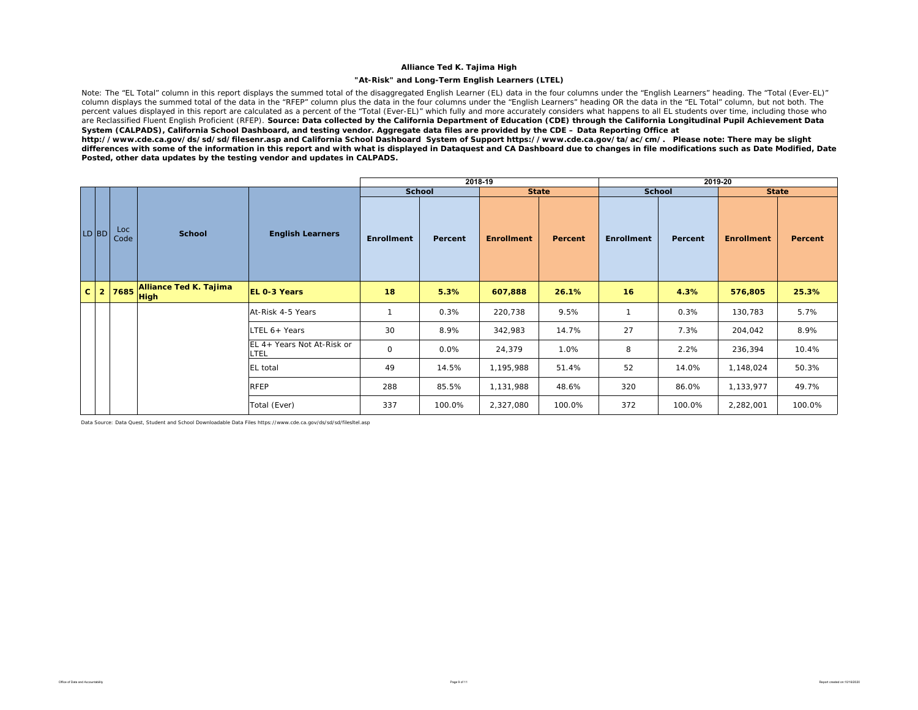**Alliance Ted K. Tajima High**

**"At-Risk" and Long-Term English Learners (LTEL)**

Note: The "EL Total" column in this report displays the summed total of the disaggregated English Learner (EL) data in the four columns under the "English Learners" heading. The "Total (Ever-EL)" column displays the summed total of the data in the "RFEP" column plus the data in the four columns under the "English Learners" heading OR the data in the "EL Total" column, but not both. The percent values displayed in this report are calculated as a percent of the "Total (Ever-EL)" which fully and more accurately considers what happens to all EL students over time, including those who are Reclassified Fluent English Proficient (RFEP). **Source: Data collected by the California Department of Education (CDE) through the California Longitudinal Pupil Achievement Data System (CALPADS), California School Dashboard, and testing vendor. Aggregate data files are provided by the CDE – Data Reporting Office at http://www.cde.ca.gov/ds/sd/sd/filesenr.asp and California School Dashboard System of Support https://www.cde.ca.gov/ta/ac/cm/. Please note: There may be slight differences with some of the information in this report and with what is displayed in Dataquest and CA Dashboard due to changes in file modifications such as Date Modified, Date Posted, other data updates by the testing vendor and updates in CALPADS.**

| | | | | | 2018-19 | | | | 2019-20 | | | |
|---|---|---|---|---|---|---|---|---|---|---|---|---|
| | | | | | School | | State | | School | | State | |
| LD | BD | Loc Code | School | English Learners | Enrollment | Percent | Enrollment | Percent | Enrollment | Percent | Enrollment | Percent |
| **C** | **2** | **7685** | **Alliance Ted K. Tajima High** | **EL 0-3 Years** | **18** | **5.3%** | **607,888** | **26.1%** | **16** | **4.3%** | **576,805** | **25.3%** |
| | | | | At-Risk 4-5 Years | 1 | 0.3% | 220,738 | 9.5% | 1 | 0.3% | 130,783 | 5.7% |
| | | | | LTEL 6+ Years | 30 | 8.9% | 342,983 | 14.7% | 27 | 7.3% | 204,042 | 8.9% |
| | | | | EL 4+ Years Not At-Risk or LTEL | 0 | 0.0% | 24,379 | 1.0% | 8 | 2.2% | 236,394 | 10.4% |
| | | | | EL total | 49 | 14.5% | 1,195,988 | 51.4% | 52 | 14.0% | 1,148,024 | 50.3% |
| | | | | RFEP | 288 | 85.5% | 1,131,988 | 48.6% | 320 | 86.0% | 1,133,977 | 49.7% |
| | | | | Total (Ever) | 337 | 100.0% | 2,327,080 | 100.0% | 372 | 100.0% | 2,282,001 | 100.0% |

Data Source: Data Quest, Student and School Downloadable Data Files https://www.cde.ca.gov/ds/sd/sd/filesltel.asp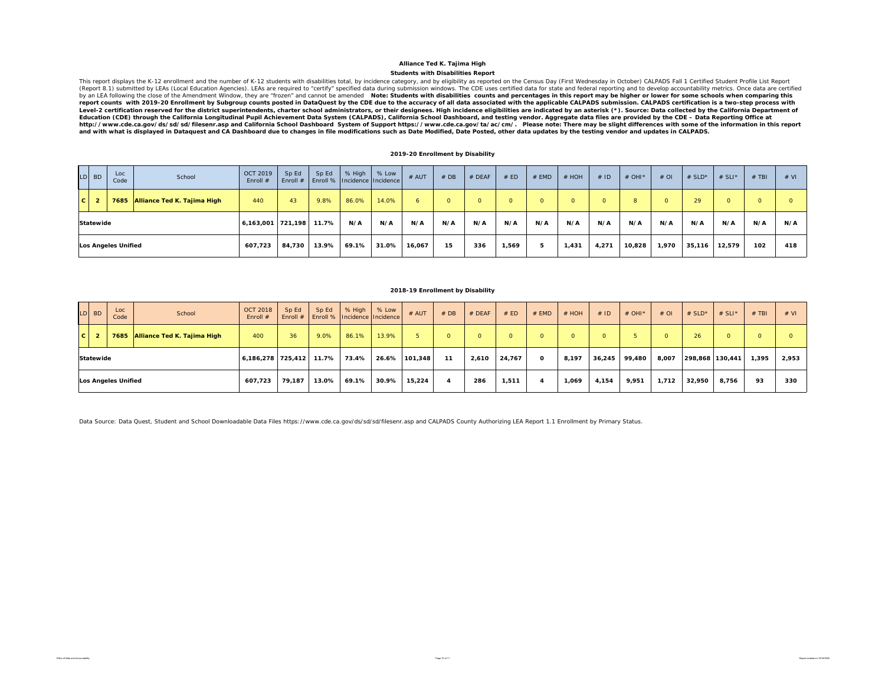# Alliance Ted K. Tajima High

## Students with Disabilities Report

This report displays the K-12 enrollment and the number of K-12 students with disabilities total, by incidence category, and by eligibility as reported on the Census Day (First Wednesday in October) CALPADS Fall 1 Certified Student Profile List Report (Report 8.1) submitted by LEAs (Local Education Agencies). LEAs are required to "certify" specified data during submission windows. The CDE uses certified data for state and federal reporting and to develop accountability metrics. Once data are certified by an LEA following the close of the Amendment Window, they are "frozen" and cannot be amended **Note: Students with disabilities counts and percentages in this report may be higher or lower for some schools when comparing this report counts with 2019-20 Enrollment by Subgroup counts posted in DataQuest by the CDE due to the accuracy of all data associated with the applicable CALPADS submission. CALPADS certification is a two-step process with Level-2 certification reserved for the district superintendents, charter school administrators, or their designees. High incidence eligibilities are indicated by an asterisk (*). Source: Data collected by the California Department of Education (CDE) through the California Longitudinal Pupil Achievement Data System (CALPADS), California School Dashboard, and testing vendor. Aggregate data files are provided by the CDE – Data Reporting Office at http://www.cde.ca.gov/ds/sd/sd/filesenr.asp and California School Dashboard System of Support https://www.cde.ca.gov/ta/ac/cm/. Please note: There may be slight differences with some of the information in this report and with what is displayed in Dataquest and CA Dashboard due to changes in file modifications such as Date Modified, Date Posted, other data updates by the testing vendor and updates in CALPADS.**

### 2019-20 Enrollment by Disability

| LD | BD | Loc Code | School | OCT 2019 Enroll # | Sp Ed Enroll # | Sp Ed Enroll % | % High Incidence | % Low Incidence | # AUT | # DB | # DEAF | # ED | # EMD | # HOH | # ID | # OHI* | # OI | # SLD* | # SLI* | # TBI | # VI |
|---|---|---|---|---|---|---|---|---|---|---|---|---|---|---|---|---|---|---|---|---|---|
| C | 2 | 7685 | Alliance Ted K. Tajima High | 440 | 43 | 9.8% | 86.0% | 14.0% | 6 | 0 | 0 | 0 | 0 | 0 | 0 | 8 | 0 | 29 | 0 | 0 | 0 |
| Statewide | | | | 6,163,001 | 721,198 | 11.7% | N/A | N/A | N/A | N/A | N/A | N/A | N/A | N/A | N/A | N/A | N/A | N/A | N/A | N/A | N/A |
| Los Angeles Unified | | | | 607,723 | 84,730 | 13.9% | 69.1% | 31.0% | 16,067 | 15 | 336 | 1,569 | 5 | 1,431 | 4,271 | 10,828 | 1,970 | 35,116 | 12,579 | 102 | 418 |

### 2018-19 Enrollment by Disability

| LD | BD | Loc Code | School | OCT 2018 Enroll # | Sp Ed Enroll # | Sp Ed Enroll % | % High Incidence | % Low Incidence | # AUT | # DB | # DEAF | # ED | # EMD | # HOH | # ID | # OHI* | # OI | # SLD* | # SLI* | # TBI | # VI |
|---|---|---|---|---|---|---|---|---|---|---|---|---|---|---|---|---|---|---|---|---|---|
| C | 2 | 7685 | Alliance Ted K. Tajima High | 400 | 36 | 9.0% | 86.1% | 13.9% | 5 | 0 | 0 | 0 | 0 | 0 | 0 | 5 | 0 | 26 | 0 | 0 | 0 |
| Statewide | | | | 6,186,278 | 725,412 | 11.7% | 73.4% | 26.6% | 101,348 | 11 | 2,610 | 24,767 | 0 | 8,197 | 36,245 | 99,480 | 8,007 | 298,868 | 130,441 | 1,395 | 2,953 |
| Los Angeles Unified | | | | 607,723 | 79,187 | 13.0% | 69.1% | 30.9% | 15,224 | 4 | 286 | 1,511 | 4 | 1,069 | 4,154 | 9,951 | 1,712 | 32,950 | 8,756 | 93 | 330 |

Data Source: Data Quest, Student and School Downloadable Data Files https://www.cde.ca.gov/ds/sd/sd/filesenr.asp and CALPADS County Authorizing LEA Report 1.1 Enrollment by Primary Status.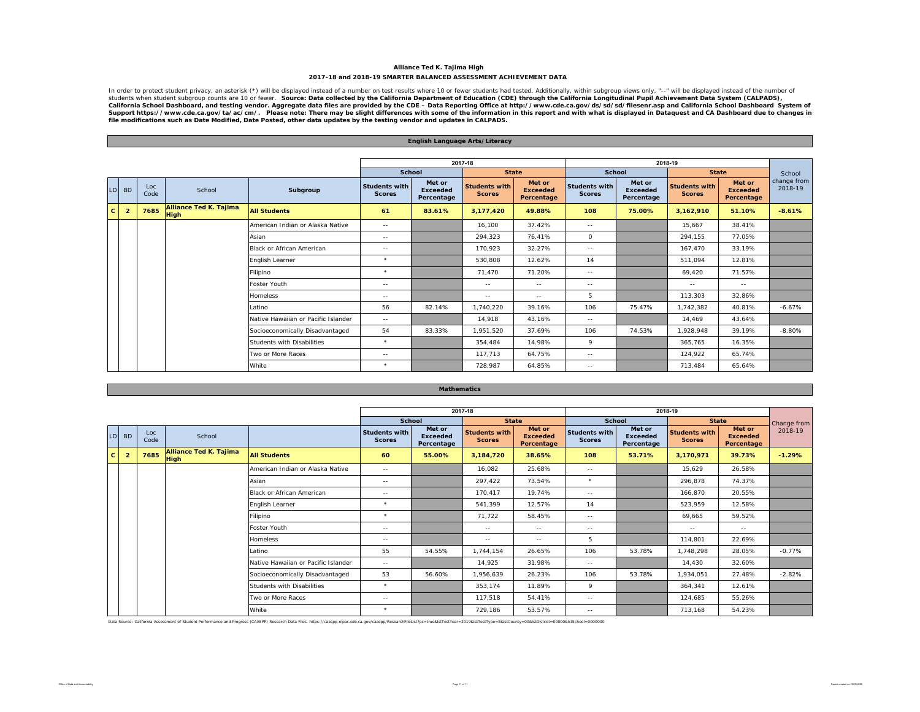# Alliance Ted K. Tajima High

## 2017-18 and 2018-19 SMARTER BALANCED ASSESSMENT ACHIEVEMENT DATA

In order to protect student privacy, an asterisk (*) will be displayed instead of a number on test results where 10 or fewer students had tested. Additionally, within subgroup views only, "--" will be displayed instead of the number of students when student subgroup counts are 10 or fewer. **Source: Data collected by the California Department of Education (CDE) through the California Longitudinal Pupil Achievement Data System (CALPADS), California School Dashboard, and testing vendor. Aggregate data files are provided by the CDE – Data Reporting Office at http://www.cde.ca.gov/ds/sd/sd/filesenr.asp and California School Dashboard System of Support https://www.cde.ca.gov/ta/ac/cm/. Please note: There may be slight differences with some of the information in this report and with what is displayed in Dataquest and CA Dashboard due to changes in file modifications such as Date Modified, Date Posted, other data updates by the testing vendor and updates in CALPADS.**

### English Language Arts/Literacy

| | | | | | 2017-18 | | | | 2018-19 | | | | |
|---|---|---|---|---|---|---|---|---|---|---|---|---|---|
| | | | | | School | | State | | School | | State | | |
| LD | BD | Loc Code | School | Subgroup | Students with Scores | Met or Exceeded Percentage | Students with Scores | Met or Exceeded Percentage | Students with Scores | Met or Exceeded Percentage | Students with Scores | Met or Exceeded Percentage | School change from 2018-19 |
| **C** | **2** | **7685** | **Alliance Ted K. Tajima High** | **All Students** | **61** | **83.61%** | **3,177,420** | **49.88%** | **108** | **75.00%** | **3,162,910** | **51.10%** | **-8.61%** |
| | | | | American Indian or Alaska Native | -- | | 16,100 | 37.42% | -- | | 15,667 | 38.41% | |
| | | | | Asian | -- | | 294,323 | 76.41% | 0 | | 294,155 | 77.05% | |
| | | | | Black or African American | -- | | 170,923 | 32.27% | -- | | 167,470 | 33.19% | |
| | | | | English Learner | * | | 530,808 | 12.62% | 14 | | 511,094 | 12.81% | |
| | | | | Filipino | * | | 71,470 | 71.20% | -- | | 69,420 | 71.57% | |
| | | | | Foster Youth | -- | | -- | -- | -- | | -- | -- | |
| | | | | Homeless | -- | | -- | -- | 5 | | 113,303 | 32.86% | |
| | | | | Latino | 56 | 82.14% | 1,740,220 | 39.16% | 106 | 75.47% | 1,742,382 | 40.81% | -6.67% |
| | | | | Native Hawaiian or Pacific Islander | -- | | 14,918 | 43.16% | -- | | 14,469 | 43.64% | |
| | | | | Socioeconomically Disadvantaged | 54 | 83.33% | 1,951,520 | 37.69% | 106 | 74.53% | 1,928,948 | 39.19% | -8.80% |
| | | | | Students with Disabilities | * | | 354,484 | 14.98% | 9 | | 365,765 | 16.35% | |
| | | | | Two or More Races | -- | | 117,713 | 64.75% | -- | | 124,922 | 65.74% | |
| | | | | White | * | | 728,987 | 64.85% | -- | | 713,484 | 65.64% | |

### Mathematics

| | | | | | 2017-18 | | | | 2018-19 | | | | |
|---|---|---|---|---|---|---|---|---|---|---|---|---|---|
| | | | | | School | | State | | School | | State | | |
| LD | BD | Loc Code | School | | Students with Scores | Met or Exceeded Percentage | Students with Scores | Met or Exceeded Percentage | Students with Scores | Met or Exceeded Percentage | Students with Scores | Met or Exceeded Percentage | Change from 2018-19 |
| **C** | **2** | **7685** | **Alliance Ted K. Tajima High** | **All Students** | **60** | **55.00%** | **3,184,720** | **38.65%** | **108** | **53.71%** | **3,170,971** | **39.73%** | **-1.29%** |
| | | | | American Indian or Alaska Native | -- | | 16,082 | 25.68% | -- | | 15,629 | 26.58% | |
| | | | | Asian | -- | | 297,422 | 73.54% | * | | 296,878 | 74.37% | |
| | | | | Black or African American | -- | | 170,417 | 19.74% | -- | | 166,870 | 20.55% | |
| | | | | English Learner | * | | 541,399 | 12.57% | 14 | | 523,959 | 12.58% | |
| | | | | Filipino | * | | 71,722 | 58.45% | -- | | 69,665 | 59.52% | |
| | | | | Foster Youth | -- | | -- | -- | -- | | -- | -- | |
| | | | | Homeless | -- | | -- | -- | 5 | | 114,801 | 22.69% | |
| | | | | Latino | 55 | 54.55% | 1,744,154 | 26.65% | 106 | 53.78% | 1,748,298 | 28.05% | -0.77% |
| | | | | Native Hawaiian or Pacific Islander | -- | | 14,925 | 31.98% | -- | | 14,430 | 32.60% | |
| | | | | Socioeconomically Disadvantaged | 53 | 56.60% | 1,956,639 | 26.23% | 106 | 53.78% | 1,934,051 | 27.48% | -2.82% |
| | | | | Students with Disabilities | * | | 353,174 | 11.89% | 9 | | 364,341 | 12.61% | |
| | | | | Two or More Races | -- | | 117,518 | 54.41% | -- | | 124,685 | 55.26% | |
| | | | | White | * | | 729,186 | 53.57% | -- | | 713,168 | 54.23% | |

Data Source: California Assessment of Student Performance and Progress (CAASPP) Research Data Files. https://caaspp-elpac.cde.ca.gov/caaspp/ResearchFileList?ps=true&lstTestYear=2019&lstTestType=B&lstCounty=00&lstDistrict=00000&lstSchool=0000000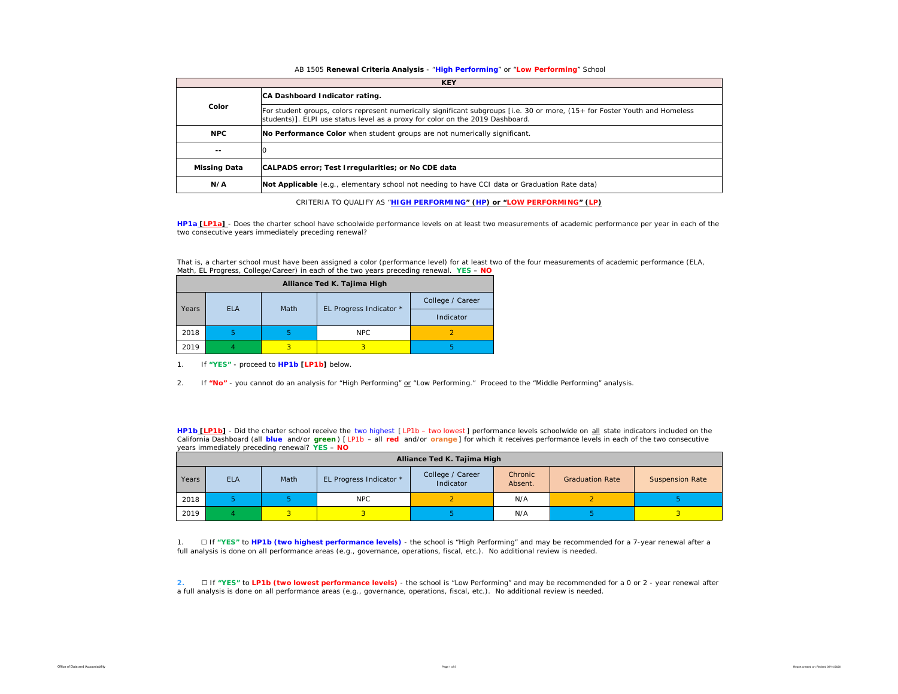AB 1505 **Renewal Criteria Analysis** - "**High Performing**" or "**Low Performing**" School

| KEY | |
|---|---|
| **Color** | **CA Dashboard Indicator rating.** |
| | For student groups, colors represent numerically significant subgroups [i.e. 30 or more, (15+ for Foster Youth and Homeless students)]. ELPI use status level as a proxy for color on the 2019 Dashboard. |
| **NPC** | **No Performance Color** when student groups are not numerically significant. |
| **--** | 0 |
| **Missing Data** | **CALPADS error; Test Irregularities; or No CDE data** |
| **N/A** | **Not Applicable** (e.g., elementary school not needing to have CCI data or Graduation Rate data) |

CRITERIA TO QUALIFY AS "**HIGH PERFORMING" (HP) or "LOW PERFORMING" (LP)**

**HP1a [LP1a]** - Does the charter school have schoolwide performance levels on at least two measurements of academic performance per year in each of the two consecutive years immediately preceding renewal?

That is, a charter school must have been assigned a color (performance level) for at least two of the four measurements of academic performance (ELA, Math, EL Progress, College/Career) in each of the two years preceding renewal. **YES** – **NO**

| Alliance Ted K. Tajima High | | | | |
|---|---|---|---|---|
| Years | ELA | Math | EL Progress Indicator * | College / Career Indicator |
| 2018 | 5 | 5 | NPC | 2 |
| 2019 | 4 | 3 | 3 | 5 |

1. If **"YES"** - proceed to **HP1b [LP1b]** below.

2. If **"No"** - you cannot do an analysis for "High Performing" or "Low Performing." Proceed to the "Middle Performing" analysis.

**HP1b [LP1b]** - Did the charter school receive the two highest [LP1b – two lowest] performance levels schoolwide on all state indicators included on the California Dashboard (all **blue** and/or **green**) [LP1b – all **red** and/or **orange**] for which it receives performance levels in each of the two consecutive years immediately preceding renewal? **YES** – **NO**

| Alliance Ted K. Tajima High | | | | | | | |
|---|---|---|---|---|---|---|---|
| Years | ELA | Math | EL Progress Indicator * | College / Career Indicator | Chronic Absent. | Graduation Rate | Suspension Rate |
| 2018 | 5 | 5 | NPC | 2 | N/A | 2 | 5 |
| 2019 | 4 | 3 | 3 | 5 | N/A | 5 | 3 |

1. ☐ If **"YES"** to **HP1b (two highest performance levels)** - the school is "High Performing" and may be recommended for a 7-year renewal after a full analysis is done on all performance areas (e.g., governance, operations, fiscal, etc.). No additional review is needed.

2. ☐ If **"YES"** to **LP1b (two lowest performance levels)** - the school is "Low Performing" and may be recommended for a 0 or 2 - year renewal after a full analysis is done on all performance areas (e.g., governance, operations, fiscal, etc.). No additional review is needed.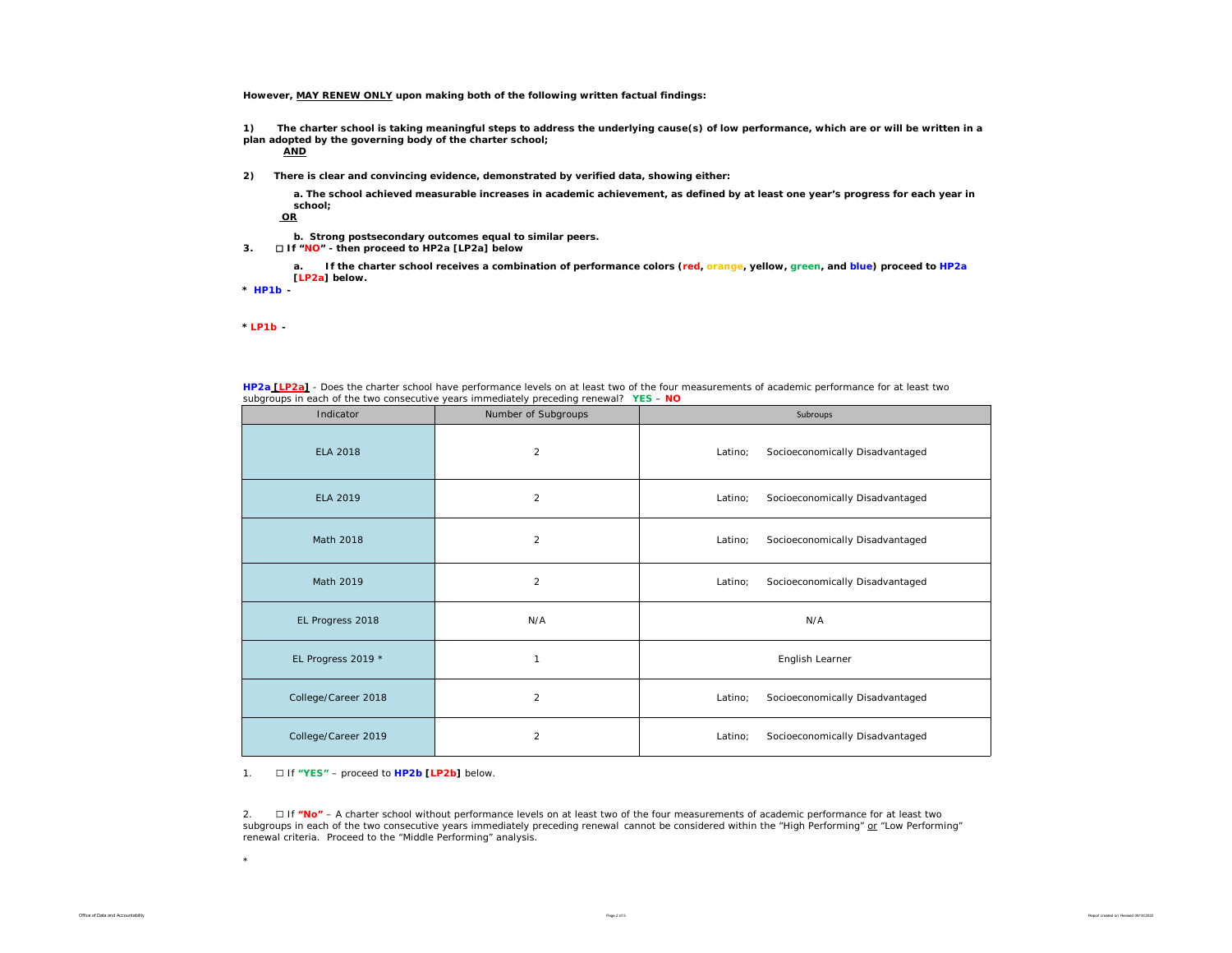**However, MAY RENEW ONLY upon making both of the following written factual findings:**

**1) The charter school is taking meaningful steps to address the underlying cause(s) of low performance, which are or will be written in a plan adopted by the governing body of the charter school;**

**AND**

**2) There is clear and convincing evidence, demonstrated by verified data, showing either:**

**a. The school achieved measurable increases in academic achievement, as defined by at least one year's progress for each year in school;**

**OR**

**b. Strong postsecondary outcomes equal to similar peers.**

**3. ☐ If "NO" - then proceed to HP2a [LP2a] below**

**a. If the charter school receives a combination of performance colors (red, orange, yellow, green, and blue) proceed to HP2a [LP2a] below.**

**\* HP1b -**

**\* LP1b -**

**HP2a [LP2a]** - Does the charter school have performance levels on at least two of the four measurements of academic performance for at least two subgroups in each of the two consecutive years immediately preceding renewal? **YES** – **NO**

| Indicator | Number of Subgroups | Subroups |
|---|---|---|
| ELA 2018 | 2 | Latino; Socioeconomically Disadvantaged |
| ELA 2019 | 2 | Latino; Socioeconomically Disadvantaged |
| Math 2018 | 2 | Latino; Socioeconomically Disadvantaged |
| Math 2019 | 2 | Latino; Socioeconomically Disadvantaged |
| EL Progress 2018 | N/A | N/A |
| EL Progress 2019 * | 1 | English Learner |
| College/Career 2018 | 2 | Latino; Socioeconomically Disadvantaged |
| College/Career 2019 | 2 | Latino; Socioeconomically Disadvantaged |

1. ☐ If **"YES"** – proceed to **HP2b [LP2b]** below.

2. ☐ If **"No"** – A charter school without performance levels on at least two of the four measurements of academic performance for at least two subgroups in each of the two consecutive years immediately preceding renewal cannot be considered within the "High Performing" or "Low Performing" renewal criteria. Proceed to the "Middle Performing" analysis.

\*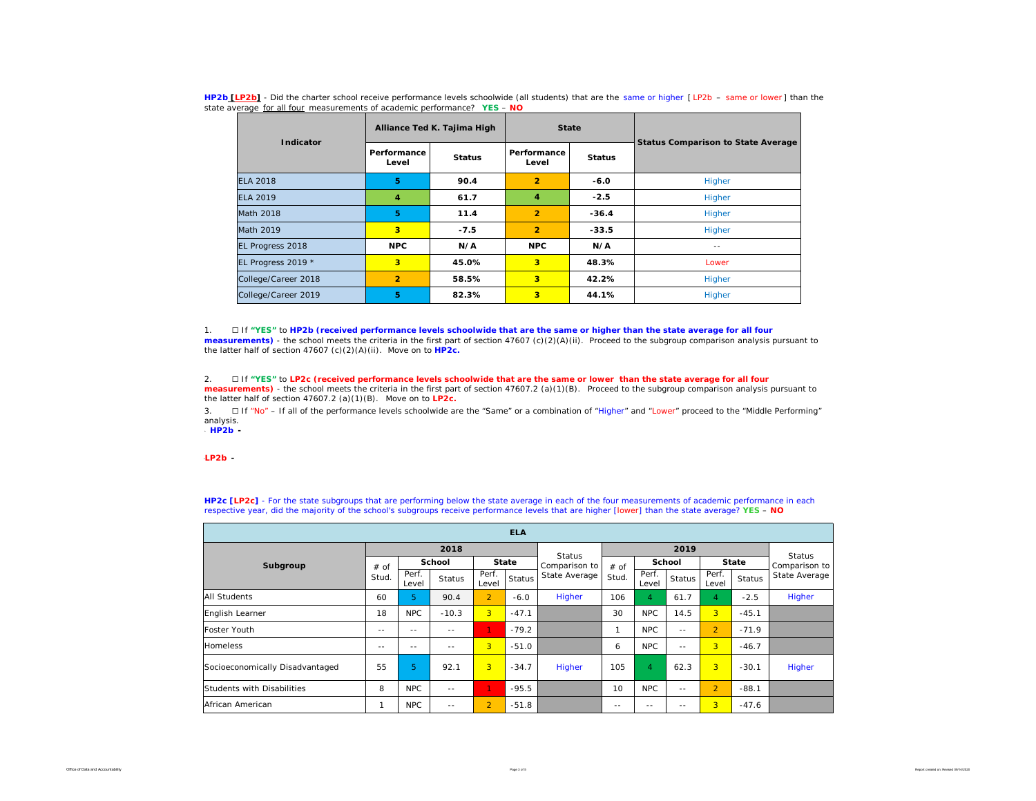**HP2b [LP2b]** - Did the charter school receive performance levels schoolwide (all students) that are the same or higher [ LP2b – same or lower ] than the state average for all four measurements of academic performance? **YES** – **NO**

| Indicator | Alliance Ted K. Tajima High | | State | | Status Comparison to State Average |
|---|---|---|---|---|---|
| | Performance Level | Status | Performance Level | Status | |
| ELA 2018 | **5** | **90.4** | **2** | **-6.0** | Higher |
| ELA 2019 | **4** | **61.7** | **4** | **-2.5** | Higher |
| Math 2018 | **5** | **11.4** | **2** | **-36.4** | Higher |
| Math 2019 | **3** | **-7.5** | **2** | **-33.5** | Higher |
| EL Progress 2018 | **NPC** | **N/A** | **NPC** | **N/A** | -- |
| EL Progress 2019 * | **3** | **45.0%** | **3** | **48.3%** | Lower |
| College/Career 2018 | **2** | **58.5%** | **3** | **42.2%** | Higher |
| College/Career 2019 | **5** | **82.3%** | **3** | **44.1%** | Higher |

1. ☐ If **"YES"** to **HP2b (received performance levels schoolwide that are the same or higher than the state average for all four measurements)** - the school meets the criteria in the first part of section 47607 (c)(2)(A)(ii). Proceed to the subgroup comparison analysis pursuant to the latter half of section 47607 (c)(2)(A)(ii). Move on to **HP2c.**

2. ☐ If **"YES"** to **LP2c (received performance levels schoolwide that are the same or lower than the state average for all four measurements)** - the school meets the criteria in the first part of section 47607.2 (a)(1)(B). Proceed to the subgroup comparison analysis pursuant to the latter half of section 47607.2 (a)(1)(B). Move on to **LP2c.**

3. ☐ If "No" – If all of the performance levels schoolwide are the "Same" or a combination of "Higher" and "Lower" proceed to the "Middle Performing" analysis.

- **HP2b -**

**LP2b -**

**HP2c [LP2c]** - For the state subgroups that are performing below the state average in each of the four measurements of academic performance in each respective year, did the majority of the school's subgroups receive performance levels that are higher [lower] than the state average? **YES** – **NO**

| ELA | | | | | | | | | | | | |
|---|---|---|---|---|---|---|---|---|---|---|---|---|
| Subgroup | 2018 | | | | | Status Comparison to State Average | 2019 | | | | | Status Comparison to State Average |
| | # of Stud. | School | | State | | | # of Stud. | School | | State | | |
| | | Perf. Level | Status | Perf. Level | Status | | | Perf. Level | Status | Perf. Level | Status | |
| All Students | 60 | 5 | 90.4 | 2 | -6.0 | Higher | 106 | 4 | 61.7 | 4 | -2.5 | Higher |
| English Learner | 18 | NPC | -10.3 | 3 | -47.1 | | 30 | NPC | 14.5 | 3 | -45.1 | |
| Foster Youth | -- | -- | -- | 1 | -79.2 | | 1 | NPC | -- | 2 | -71.9 | |
| Homeless | -- | -- | -- | 3 | -51.0 | | 6 | NPC | -- | 3 | -46.7 | |
| Socioeconomically Disadvantaged | 55 | 5 | 92.1 | 3 | -34.7 | Higher | 105 | 4 | 62.3 | 3 | -30.1 | Higher |
| Students with Disabilities | 8 | NPC | -- | 1 | -95.5 | | 10 | NPC | -- | 2 | -88.1 | |
| African American | 1 | NPC | -- | 2 | -51.8 | | -- | -- | -- | 3 | -47.6 | |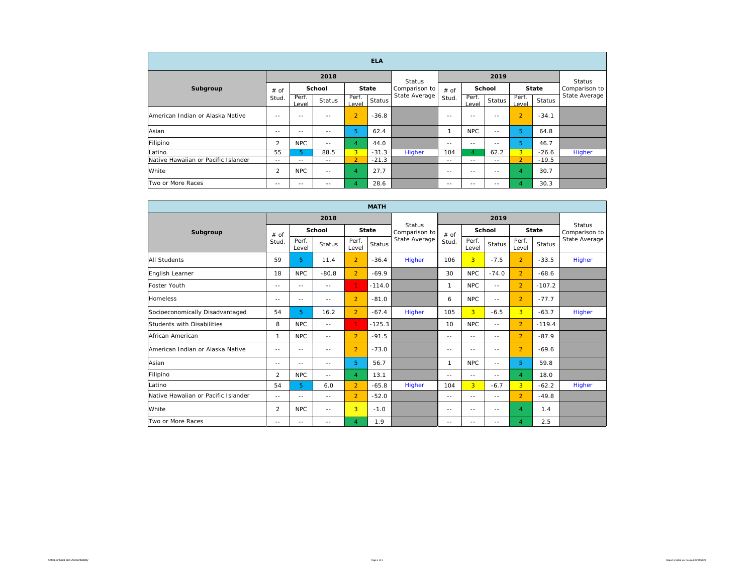| ELA | | | | | | | | | | | | |
|---|---|---|---|---|---|---|---|---|---|---|---|---|
| **Subgroup** | **2018** | | | | | Status Comparison to State Average | **2019** | | | | | Status Comparison to State Average |
| | # of Stud. | **School** | | **State** | | | # of Stud. | **School** | | **State** | | |
| | | Perf. Level | Status | Perf. Level | Status | | | Perf. Level | Status | Perf. Level | Status | |
| American Indian or Alaska Native | -- | -- | -- | 2 | -36.8 | | -- | -- | -- | 2 | -34.1 | |
| Asian | -- | -- | -- | 5 | 62.4 | | 1 | NPC | -- | 5 | 64.8 | |
| Filipino | 2 | NPC | -- | 4 | 44.0 | | -- | -- | -- | 5 | 46.7 | |
| Latino | 55 | 5 | 88.5 | 3 | -31.3 | Higher | 104 | 4 | 62.2 | 3 | -26.6 | Higher |
| Native Hawaiian or Pacific Islander | -- | -- | -- | 2 | -21.3 | | -- | -- | -- | 2 | -19.5 | |
| White | 2 | NPC | -- | 4 | 27.7 | | -- | -- | -- | 4 | 30.7 | |
| Two or More Races | -- | -- | -- | 4 | 28.6 | | -- | -- | -- | 4 | 30.3 | |

| MATH | | | | | | | | | | | | |
|---|---|---|---|---|---|---|---|---|---|---|---|---|
| **Subgroup** | **2018** | | | | | Status Comparison to State Average | **2019** | | | | | Status Comparison to State Average |
| | # of Stud. | **School** | | **State** | | | # of Stud. | **School** | | **State** | | |
| | | Perf. Level | Status | Perf. Level | Status | | | Perf. Level | Status | Perf. Level | Status | |
| All Students | 59 | 5 | 11.4 | 2 | -36.4 | Higher | 106 | 3 | -7.5 | 2 | -33.5 | Higher |
| English Learner | 18 | NPC | -80.8 | 2 | -69.9 | | 30 | NPC | -74.0 | 2 | -68.6 | |
| Foster Youth | -- | -- | -- | 1 | -114.0 | | 1 | NPC | -- | 2 | -107.2 | |
| Homeless | -- | -- | -- | 2 | -81.0 | | 6 | NPC | -- | 2 | -77.7 | |
| Socioeconomically Disadvantaged | 54 | 5 | 16.2 | 2 | -67.4 | Higher | 105 | 3 | -6.5 | 3 | -63.7 | Higher |
| Students with Disabilities | 8 | NPC | -- | 1 | -125.3 | | 10 | NPC | -- | 2 | -119.4 | |
| African American | 1 | NPC | -- | 2 | -91.5 | | -- | -- | -- | 2 | -87.9 | |
| American Indian or Alaska Native | -- | -- | -- | 2 | -73.0 | | -- | -- | -- | 2 | -69.6 | |
| Asian | -- | -- | -- | 5 | 56.7 | | 1 | NPC | -- | 5 | 59.8 | |
| Filipino | 2 | NPC | -- | 4 | 13.1 | | -- | -- | -- | 4 | 18.0 | |
| Latino | 54 | 5 | 6.0 | 2 | -65.8 | Higher | 104 | 3 | -6.7 | 3 | -62.2 | Higher |
| Native Hawaiian or Pacific Islander | -- | -- | -- | 2 | -52.0 | | -- | -- | -- | 2 | -49.8 | |
| White | 2 | NPC | -- | 3 | -1.0 | | -- | -- | -- | 4 | 1.4 | |
| Two or More Races | -- | -- | -- | 4 | 1.9 | | -- | -- | -- | 4 | 2.5 | |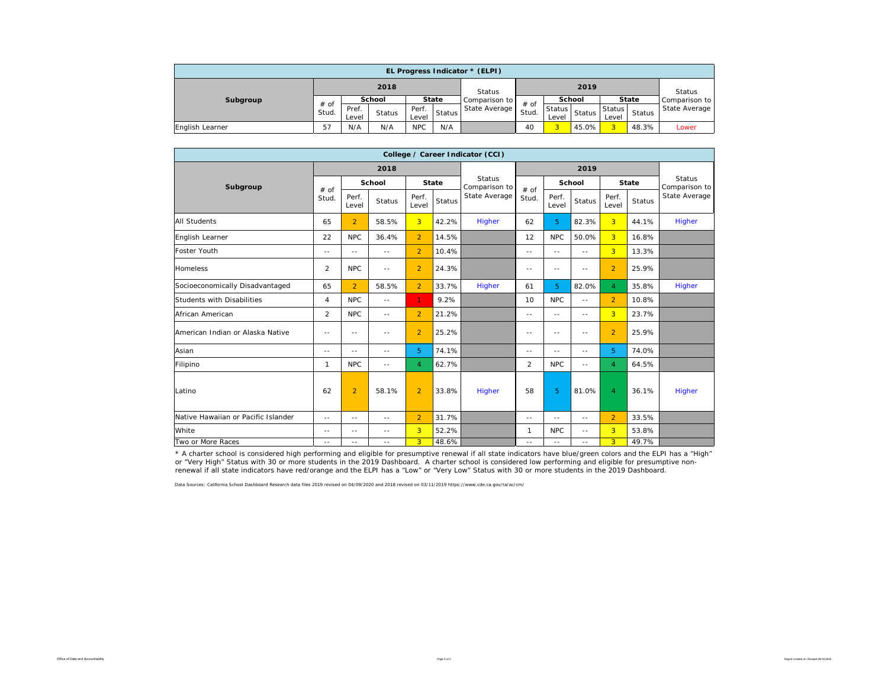| EL Progress Indicator * (ELPI) | | | | | | | | | | | | |
|---|---|---|---|---|---|---|---|---|---|---|---|---|
| Subgroup | 2018 | | | | | Status Comparison to State Average | 2019 | | | | | Status Comparison to State Average |
| | # of Stud. | School | | State | | | # of Stud. | School | | State | | |
| | | Pref. Level | Status | Perf. Level | Status | | | Status Level | Status | Status Level | Status | |
| English Learner | 57 | N/A | N/A | NPC | N/A | | 40 | 3 | 45.0% | 3 | 48.3% | Lower |

| College / Career Indicator (CCI) | | | | | | | | | | | | |
|---|---|---|---|---|---|---|---|---|---|---|---|---|
| Subgroup | 2018 | | | | | Status Comparison to State Average | 2019 | | | | | Status Comparison to State Average |
| | # of Stud. | School | | State | | | # of Stud. | School | | State | | |
| | | Perf. Level | Status | Perf. Level | Status | | | Perf. Level | Status | Perf. Level | Status | |
| All Students | 65 | 2 | 58.5% | 3 | 42.2% | Higher | 62 | 5 | 82.3% | 3 | 44.1% | Higher |
| English Learner | 22 | NPC | 36.4% | 2 | 14.5% | | 12 | NPC | 50.0% | 3 | 16.8% | |
| Foster Youth | -- | -- | -- | 2 | 10.4% | | -- | -- | -- | 3 | 13.3% | |
| Homeless | 2 | NPC | -- | 2 | 24.3% | | -- | -- | -- | 2 | 25.9% | |
| Socioeconomically Disadvantaged | 65 | 2 | 58.5% | 2 | 33.7% | Higher | 61 | 5 | 82.0% | 4 | 35.8% | Higher |
| Students with Disabilities | 4 | NPC | -- | 1 | 9.2% | | 10 | NPC | -- | 2 | 10.8% | |
| African American | 2 | NPC | -- | 2 | 21.2% | | -- | -- | -- | 3 | 23.7% | |
| American Indian or Alaska Native | -- | -- | -- | 2 | 25.2% | | -- | -- | -- | 2 | 25.9% | |
| Asian | -- | -- | -- | 5 | 74.1% | | -- | -- | -- | 5 | 74.0% | |
| Filipino | 1 | NPC | -- | 4 | 62.7% | | 2 | NPC | -- | 4 | 64.5% | |
| Latino | 62 | 2 | 58.1% | 2 | 33.8% | Higher | 58 | 5 | 81.0% | 4 | 36.1% | Higher |
| Native Hawaiian or Pacific Islander | -- | -- | -- | 2 | 31.7% | | -- | -- | -- | 2 | 33.5% | |
| White | -- | -- | -- | 3 | 52.2% | | 1 | NPC | -- | 3 | 53.8% | |
| Two or More Races | -- | -- | -- | 3 | 48.6% | | -- | -- | -- | 3 | 49.7% | |

* A charter school is considered high performing and eligible for presumptive renewal if all state indicators have blue/green colors and the ELPI has a "High" or "Very High" Status with 30 or more students in the 2019 Dashboard. A charter school is considered low performing and eligible for presumptive non-renewal if all state indicators have red/orange and the ELPI has a "Low" or "Very Low" Status with 30 or more students in the 2019 Dashboard.

Data Sources: California School Dashboard Research data files 2019 revised on 04/09/2020 and 2018 revised on 03/11/2019 https://www.cde.ca.gov/ta/ac/cm/